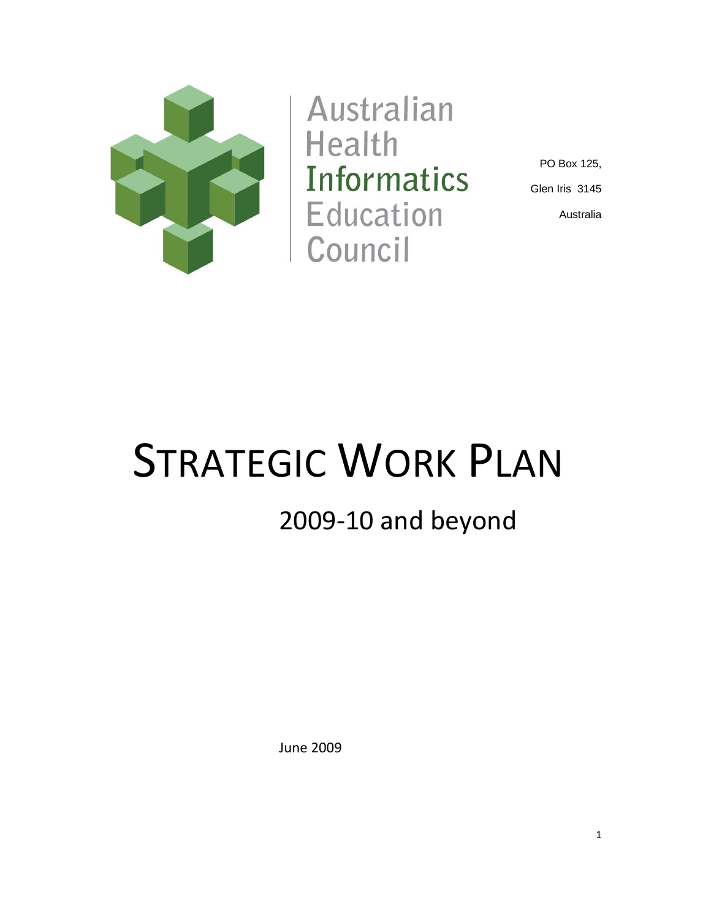Australian Health Informatics Education Council

PO Box 125,

Glen Iris 3145

Australia

# STRATEGIC WORK PLAN

## 2009-10 and beyond

June 2009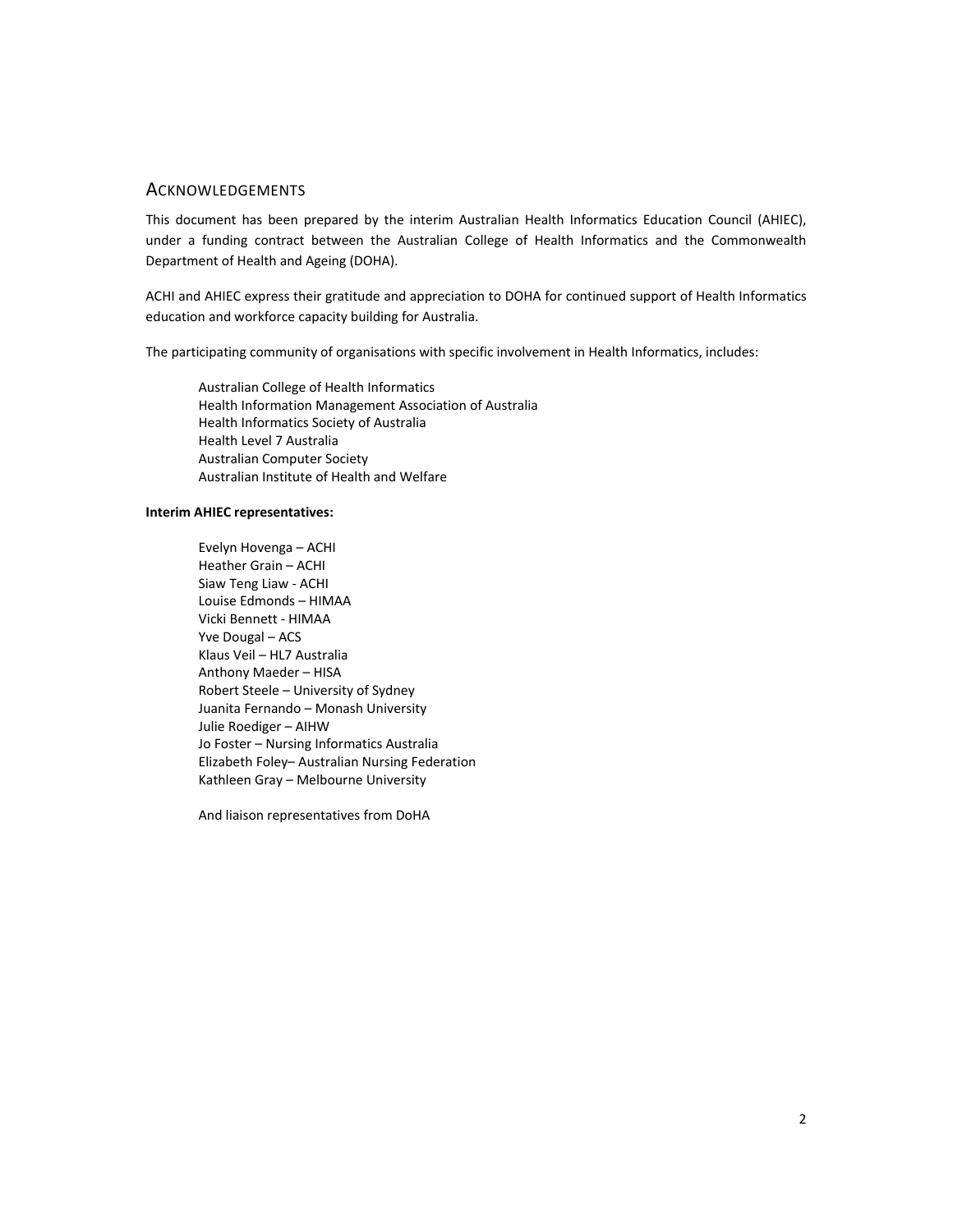## ACKNOWLEDGEMENTS

This document has been prepared by the interim Australian Health Informatics Education Council (AHIEC), under a funding contract between the Australian College of Health Informatics and the Commonwealth Department of Health and Ageing (DOHA).

ACHI and AHIEC express their gratitude and appreciation to DOHA for continued support of Health Informatics education and workforce capacity building for Australia.

The participating community of organisations with specific involvement in Health Informatics, includes:

Australian College of Health Informatics
Health Information Management Association of Australia
Health Informatics Society of Australia
Health Level 7 Australia
Australian Computer Society
Australian Institute of Health and Welfare

**Interim AHIEC representatives:**

Evelyn Hovenga – ACHI
Heather Grain – ACHI
Siaw Teng Liaw - ACHI
Louise Edmonds – HIMAA
Vicki Bennett - HIMAA
Yve Dougal – ACS
Klaus Veil – HL7 Australia
Anthony Maeder – HISA
Robert Steele – University of Sydney
Juanita Fernando – Monash University
Julie Roediger – AIHW
Jo Foster – Nursing Informatics Australia
Elizabeth Foley– Australian Nursing Federation
Kathleen Gray – Melbourne University

And liaison representatives from DoHA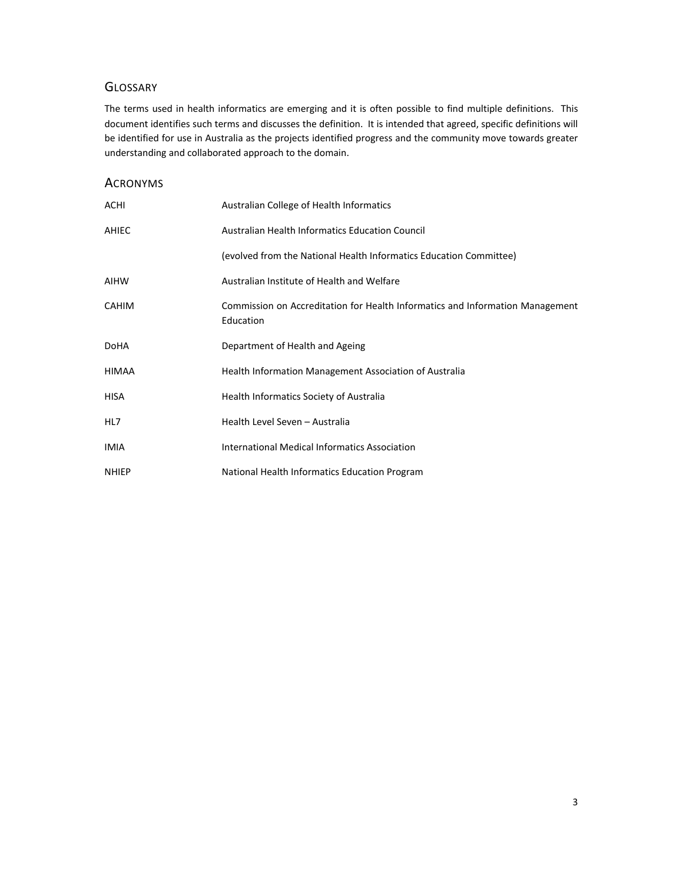## Glossary

The terms used in health informatics are emerging and it is often possible to find multiple definitions. This document identifies such terms and discusses the definition. It is intended that agreed, specific definitions will be identified for use in Australia as the projects identified progress and the community move towards greater understanding and collaborated approach to the domain.

## Acronyms

| | |
|---|---|
| ACHI | Australian College of Health Informatics |
| AHIEC | Australian Health Informatics Education Council |
| | (evolved from the National Health Informatics Education Committee) |
| AIHW | Australian Institute of Health and Welfare |
| CAHIM | Commission on Accreditation for Health Informatics and Information Management Education |
| DoHA | Department of Health and Ageing |
| HIMAA | Health Information Management Association of Australia |
| HISA | Health Informatics Society of Australia |
| HL7 | Health Level Seven – Australia |
| IMIA | International Medical Informatics Association |
| NHIEP | National Health Informatics Education Program |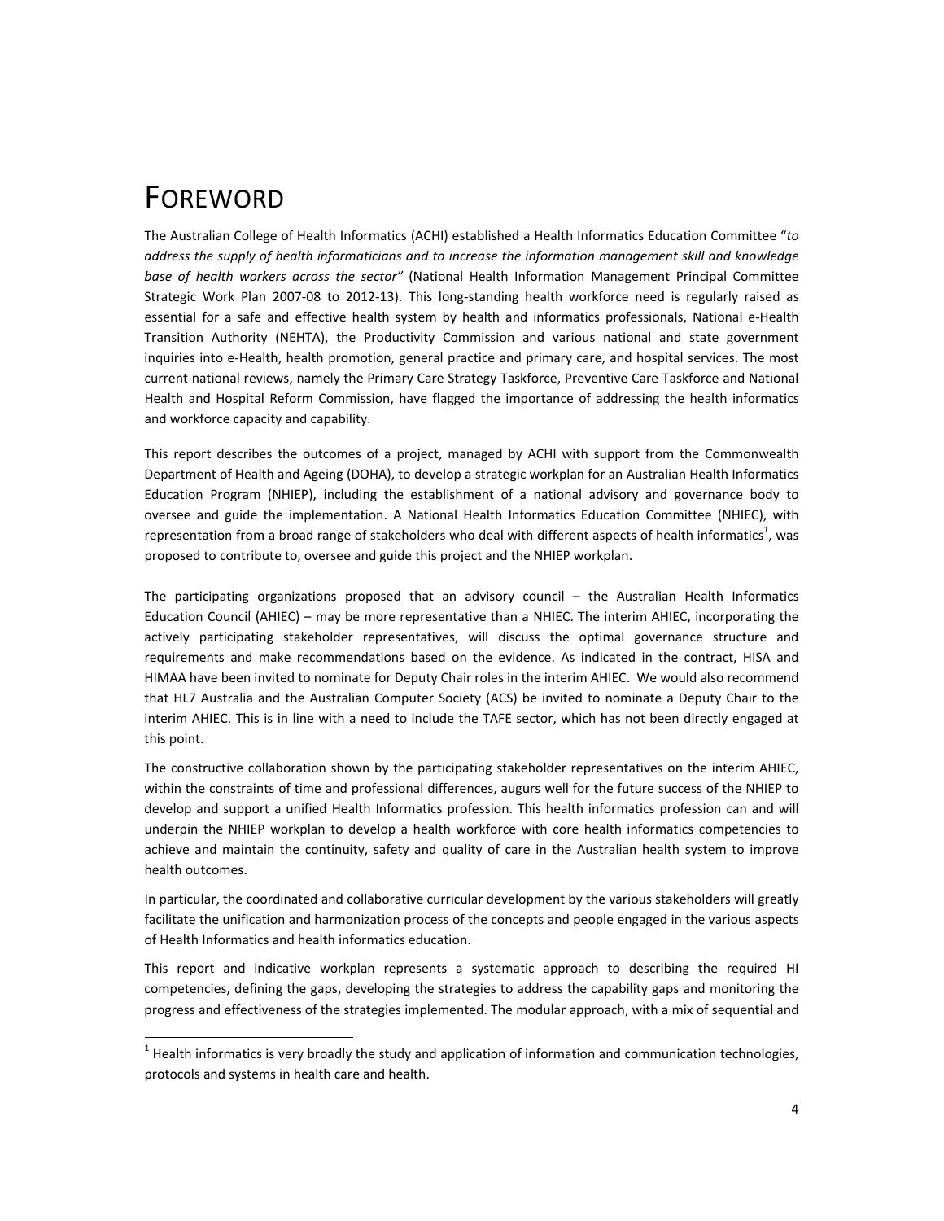# FOREWORD

The Australian College of Health Informatics (ACHI) established a Health Informatics Education Committee "*to address the supply of health informaticians and to increase the information management skill and knowledge base of health workers across the sector*" (National Health Information Management Principal Committee Strategic Work Plan 2007-08 to 2012-13). This long-standing health workforce need is regularly raised as essential for a safe and effective health system by health and informatics professionals, National e-Health Transition Authority (NEHTA), the Productivity Commission and various national and state government inquiries into e-Health, health promotion, general practice and primary care, and hospital services. The most current national reviews, namely the Primary Care Strategy Taskforce, Preventive Care Taskforce and National Health and Hospital Reform Commission, have flagged the importance of addressing the health informatics and workforce capacity and capability.

This report describes the outcomes of a project, managed by ACHI with support from the Commonwealth Department of Health and Ageing (DOHA), to develop a strategic workplan for an Australian Health Informatics Education Program (NHIEP), including the establishment of a national advisory and governance body to oversee and guide the implementation. A National Health Informatics Education Committee (NHIEC), with representation from a broad range of stakeholders who deal with different aspects of health informatics[1], was proposed to contribute to, oversee and guide this project and the NHIEP workplan.

The participating organizations proposed that an advisory council – the Australian Health Informatics Education Council (AHIEC) – may be more representative than a NHIEC. The interim AHIEC, incorporating the actively participating stakeholder representatives, will discuss the optimal governance structure and requirements and make recommendations based on the evidence. As indicated in the contract, HISA and HIMAA have been invited to nominate for Deputy Chair roles in the interim AHIEC. We would also recommend that HL7 Australia and the Australian Computer Society (ACS) be invited to nominate a Deputy Chair to the interim AHIEC. This is in line with a need to include the TAFE sector, which has not been directly engaged at this point.

The constructive collaboration shown by the participating stakeholder representatives on the interim AHIEC, within the constraints of time and professional differences, augurs well for the future success of the NHIEP to develop and support a unified Health Informatics profession. This health informatics profession can and will underpin the NHIEP workplan to develop a health workforce with core health informatics competencies to achieve and maintain the continuity, safety and quality of care in the Australian health system to improve health outcomes.

In particular, the coordinated and collaborative curricular development by the various stakeholders will greatly facilitate the unification and harmonization process of the concepts and people engaged in the various aspects of Health Informatics and health informatics education.

This report and indicative workplan represents a systematic approach to describing the required HI competencies, defining the gaps, developing the strategies to address the capability gaps and monitoring the progress and effectiveness of the strategies implemented. The modular approach, with a mix of sequential and

[1] Health informatics is very broadly the study and application of information and communication technologies, protocols and systems in health care and health.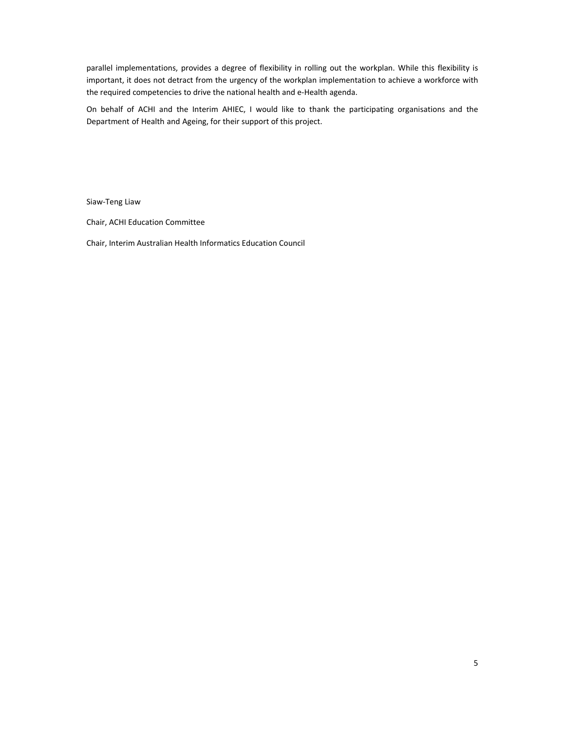parallel implementations, provides a degree of flexibility in rolling out the workplan. While this flexibility is important, it does not detract from the urgency of the workplan implementation to achieve a workforce with the required competencies to drive the national health and e-Health agenda.

On behalf of ACHI and the Interim AHIEC, I would like to thank the participating organisations and the Department of Health and Ageing, for their support of this project.

Siaw-Teng Liaw

Chair, ACHI Education Committee

Chair, Interim Australian Health Informatics Education Council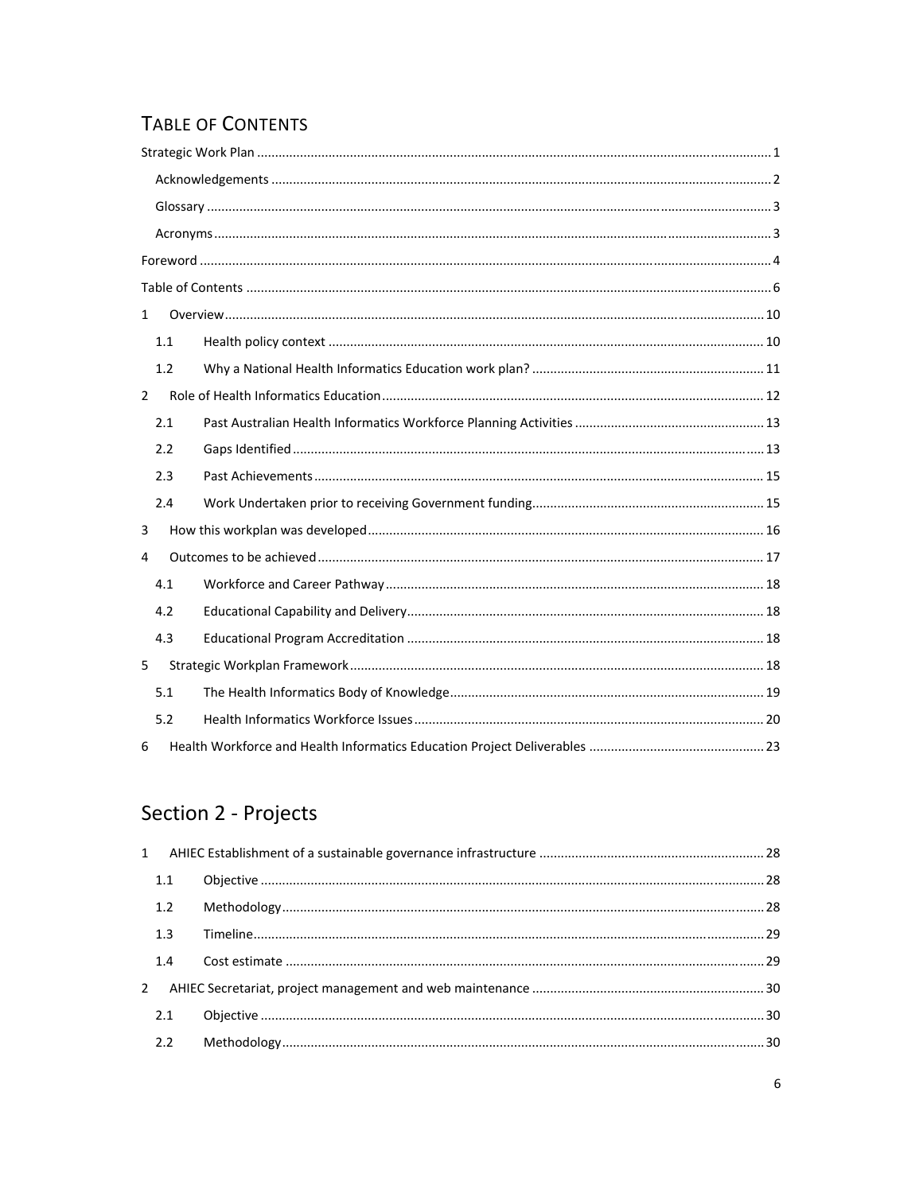# Table of Contents

Strategic Work Plan ........ 1
- Acknowledgements ........ 2
- Glossary ........ 3
- Acronyms ........ 3

Foreword ........ 4

Table of Contents ........ 6

1 Overview ........ 10
- 1.1 Health policy context ........ 10
- 1.2 Why a National Health Informatics Education work plan? ........ 11

2 Role of Health Informatics Education ........ 12
- 2.1 Past Australian Health Informatics Workforce Planning Activities ........ 13
- 2.2 Gaps Identified ........ 13
- 2.3 Past Achievements ........ 15
- 2.4 Work Undertaken prior to receiving Government funding ........ 15

3 How this workplan was developed ........ 16

4 Outcomes to be achieved ........ 17
- 4.1 Workforce and Career Pathway ........ 18
- 4.2 Educational Capability and Delivery ........ 18
- 4.3 Educational Program Accreditation ........ 18

5 Strategic Workplan Framework ........ 18
- 5.1 The Health Informatics Body of Knowledge ........ 19
- 5.2 Health Informatics Workforce Issues ........ 20

6 Health Workforce and Health Informatics Education Project Deliverables ........ 23

# Section 2 - Projects

1 AHIEC Establishment of a sustainable governance infrastructure ........ 28
- 1.1 Objective ........ 28
- 1.2 Methodology ........ 28
- 1.3 Timeline ........ 29
- 1.4 Cost estimate ........ 29

2 AHIEC Secretariat, project management and web maintenance ........ 30
- 2.1 Objective ........ 30
- 2.2 Methodology ........ 30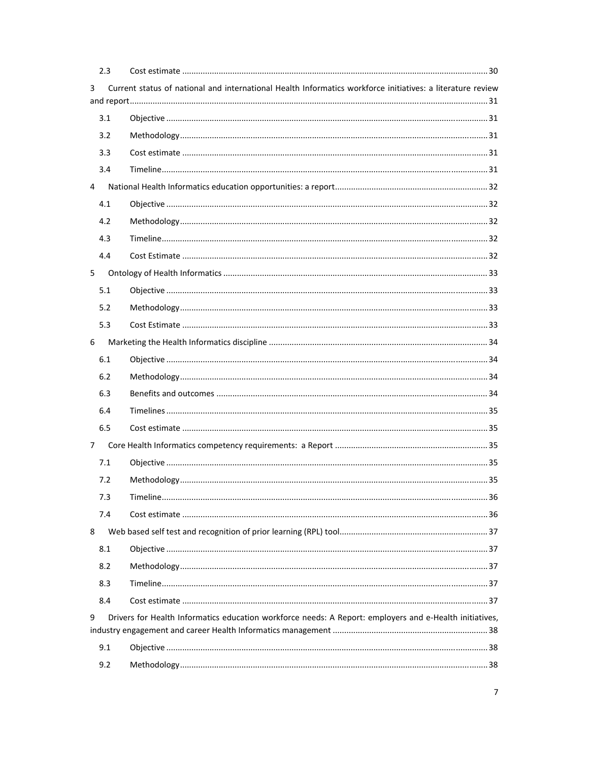2.3 Cost estimate ..... 30

3 Current status of national and international Health Informatics workforce initiatives: a literature review and report ..... 31

3.1 Objective ..... 31

3.2 Methodology ..... 31

3.3 Cost estimate ..... 31

3.4 Timeline ..... 31

4 National Health Informatics education opportunities: a report ..... 32

4.1 Objective ..... 32

4.2 Methodology ..... 32

4.3 Timeline ..... 32

4.4 Cost Estimate ..... 32

5 Ontology of Health Informatics ..... 33

5.1 Objective ..... 33

5.2 Methodology ..... 33

5.3 Cost Estimate ..... 33

6 Marketing the Health Informatics discipline ..... 34

6.1 Objective ..... 34

6.2 Methodology ..... 34

6.3 Benefits and outcomes ..... 34

6.4 Timelines ..... 35

6.5 Cost estimate ..... 35

7 Core Health Informatics competency requirements: a Report ..... 35

7.1 Objective ..... 35

7.2 Methodology ..... 35

7.3 Timeline ..... 36

7.4 Cost estimate ..... 36

8 Web based self test and recognition of prior learning (RPL) tool ..... 37

8.1 Objective ..... 37

8.2 Methodology ..... 37

8.3 Timeline ..... 37

8.4 Cost estimate ..... 37

9 Drivers for Health Informatics education workforce needs: A Report: employers and e-Health initiatives, industry engagement and career Health Informatics management ..... 38

9.1 Objective ..... 38

9.2 Methodology ..... 38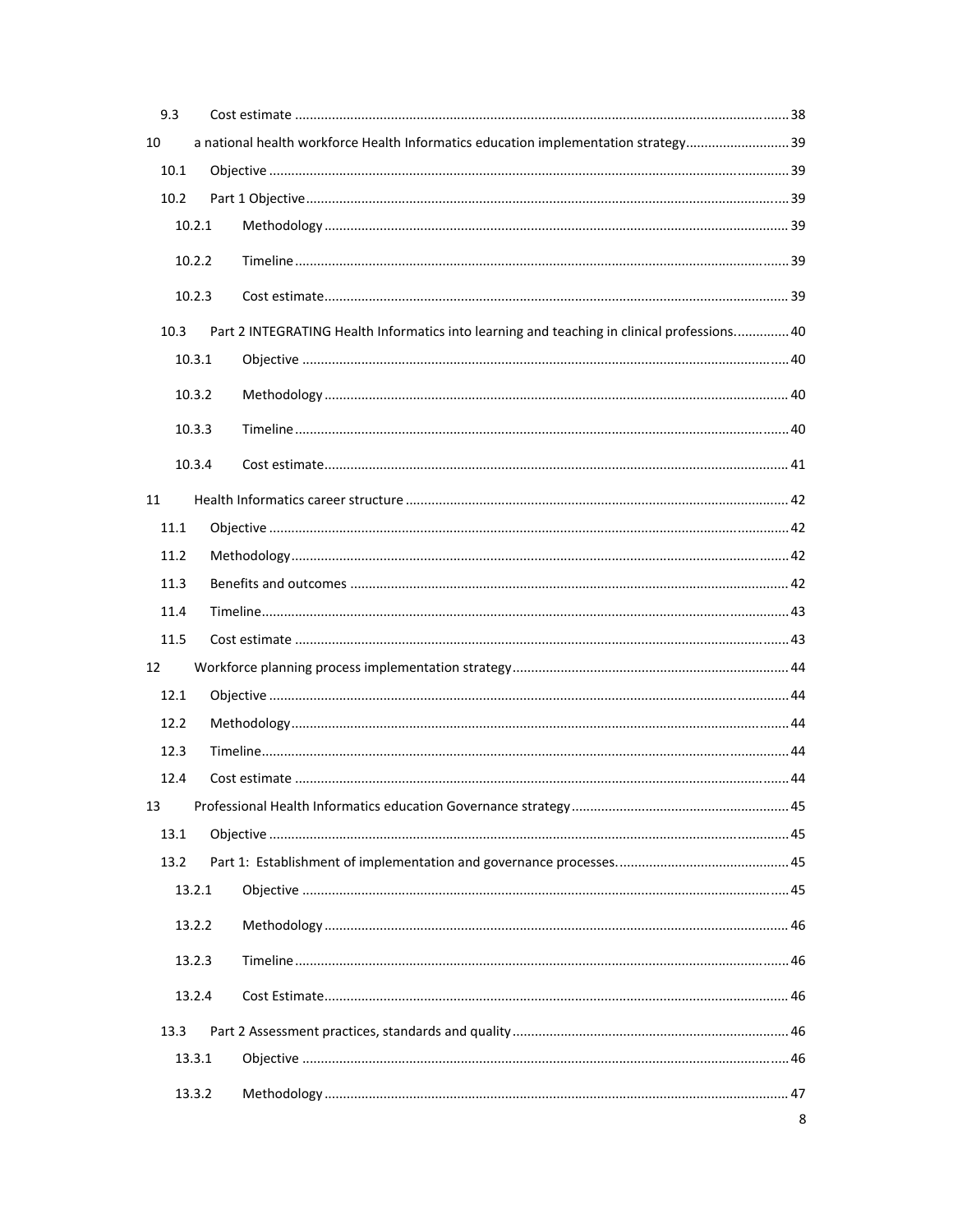9.3 Cost estimate ........................................................................................................................ 38

10 a national health workforce Health Informatics education implementation strategy ............................ 39

10.1 Objective ........................................................................................................................... 39

10.2 Part 1 Objective .................................................................................................................. 39

10.2.1 Methodology ............................................................................................................. 39

10.2.2 Timeline ..................................................................................................................... 39

10.2.3 Cost estimate ............................................................................................................. 39

10.3 Part 2 INTEGRATING Health Informatics into learning and teaching in clinical professions ............... 40

10.3.1 Objective ................................................................................................................... 40

10.3.2 Methodology ............................................................................................................. 40

10.3.3 Timeline ..................................................................................................................... 40

10.3.4 Cost estimate ............................................................................................................. 41

11 Health Informatics career structure ........................................................................................ 42

11.1 Objective ........................................................................................................................... 42

11.2 Methodology ...................................................................................................................... 42

11.3 Benefits and outcomes ...................................................................................................... 42

11.4 Timeline ............................................................................................................................. 43

11.5 Cost estimate ..................................................................................................................... 43

12 Workforce planning process implementation strategy ........................................................... 44

12.1 Objective ........................................................................................................................... 44

12.2 Methodology ...................................................................................................................... 44

12.3 Timeline ............................................................................................................................. 44

12.4 Cost estimate ..................................................................................................................... 44

13 Professional Health Informatics education Governance strategy ........................................... 45

13.1 Objective ........................................................................................................................... 45

13.2 Part 1: Establishment of implementation and governance processes. .............................................. 45

13.2.1 Objective ................................................................................................................... 45

13.2.2 Methodology ............................................................................................................. 46

13.2.3 Timeline ..................................................................................................................... 46

13.2.4 Cost Estimate ............................................................................................................. 46

13.3 Part 2 Assessment practices, standards and quality ........................................................... 46

13.3.1 Objective ................................................................................................................... 46

13.3.2 Methodology ............................................................................................................. 47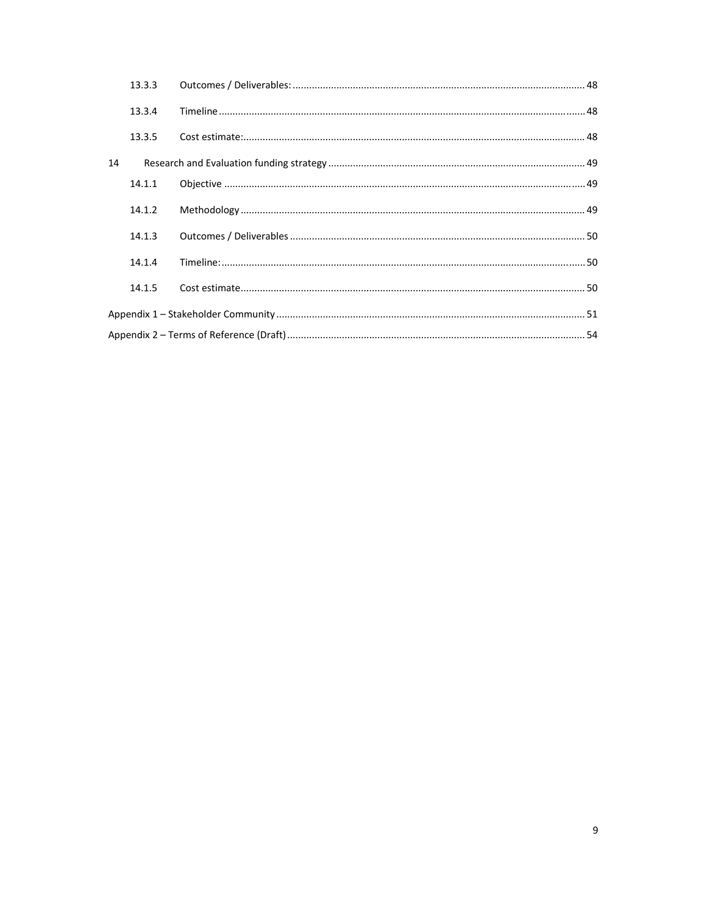| | | |
|---|---|---|
| 13.3.3 | Outcomes / Deliverables: | 48 |
| 13.3.4 | Timeline | 48 |
| 13.3.5 | Cost estimate: | 48 |
| 14 | Research and Evaluation funding strategy | 49 |
| 14.1.1 | Objective | 49 |
| 14.1.2 | Methodology | 49 |
| 14.1.3 | Outcomes / Deliverables | 50 |
| 14.1.4 | Timeline: | 50 |
| 14.1.5 | Cost estimate | 50 |
| Appendix 1 – Stakeholder Community | | 51 |
| Appendix 2 – Terms of Reference (Draft) | | 54 |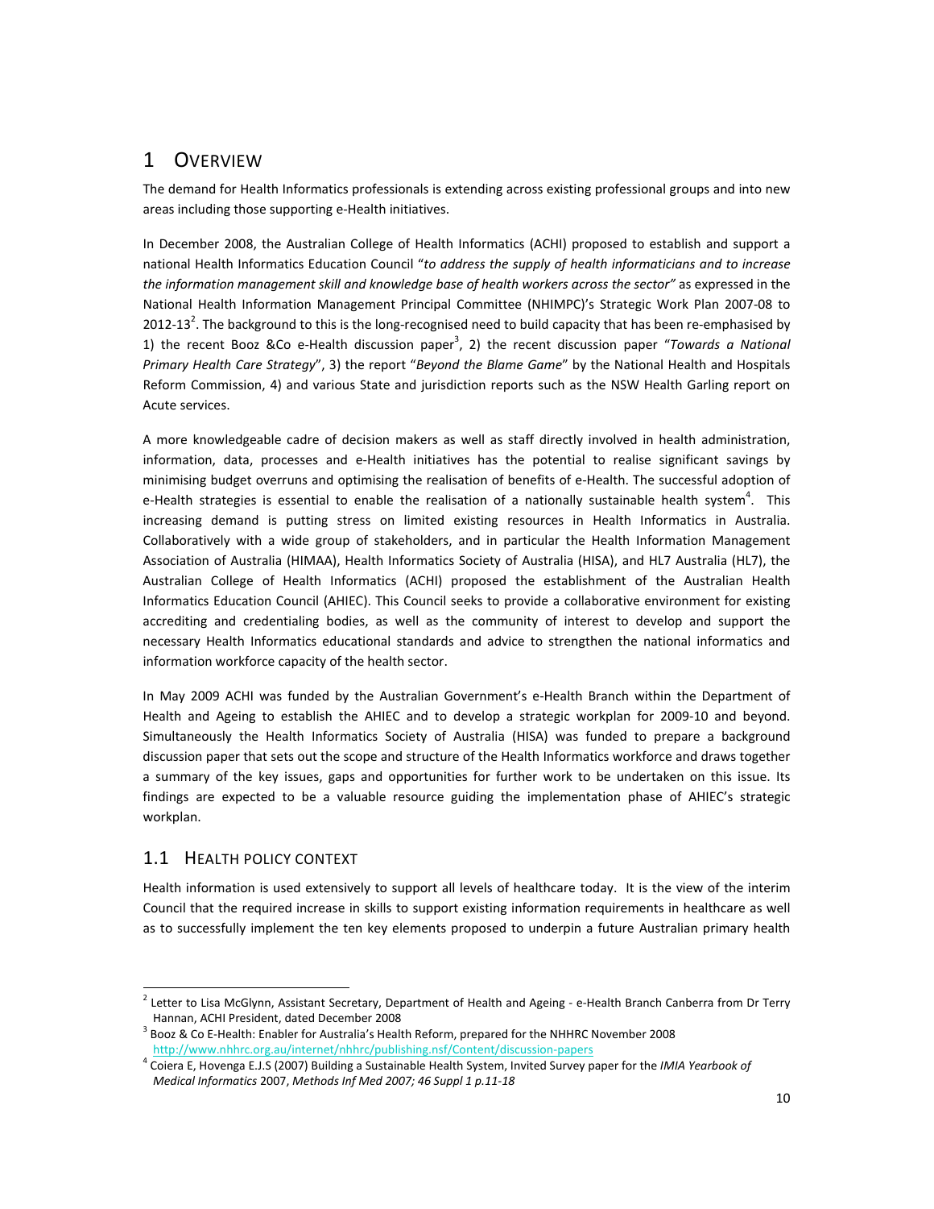# 1 OVERVIEW

The demand for Health Informatics professionals is extending across existing professional groups and into new areas including those supporting e-Health initiatives.

In December 2008, the Australian College of Health Informatics (ACHI) proposed to establish and support a national Health Informatics Education Council "*to address the supply of health informaticians and to increase the information management skill and knowledge base of health workers across the sector"* as expressed in the National Health Information Management Principal Committee (NHIMPC)'s Strategic Work Plan 2007-08 to 2012-13[2]. The background to this is the long-recognised need to build capacity that has been re-emphasised by 1) the recent Booz &Co e-Health discussion paper[3], 2) the recent discussion paper "*Towards a National Primary Health Care Strategy*", 3) the report "*Beyond the Blame Game*" by the National Health and Hospitals Reform Commission, 4) and various State and jurisdiction reports such as the NSW Health Garling report on Acute services.

A more knowledgeable cadre of decision makers as well as staff directly involved in health administration, information, data, processes and e-Health initiatives has the potential to realise significant savings by minimising budget overruns and optimising the realisation of benefits of e-Health. The successful adoption of e-Health strategies is essential to enable the realisation of a nationally sustainable health system[4]. This increasing demand is putting stress on limited existing resources in Health Informatics in Australia. Collaboratively with a wide group of stakeholders, and in particular the Health Information Management Association of Australia (HIMAA), Health Informatics Society of Australia (HISA), and HL7 Australia (HL7), the Australian College of Health Informatics (ACHI) proposed the establishment of the Australian Health Informatics Education Council (AHIEC). This Council seeks to provide a collaborative environment for existing accrediting and credentialing bodies, as well as the community of interest to develop and support the necessary Health Informatics educational standards and advice to strengthen the national informatics and information workforce capacity of the health sector.

In May 2009 ACHI was funded by the Australian Government's e-Health Branch within the Department of Health and Ageing to establish the AHIEC and to develop a strategic workplan for 2009-10 and beyond. Simultaneously the Health Informatics Society of Australia (HISA) was funded to prepare a background discussion paper that sets out the scope and structure of the Health Informatics workforce and draws together a summary of the key issues, gaps and opportunities for further work to be undertaken on this issue. Its findings are expected to be a valuable resource guiding the implementation phase of AHIEC's strategic workplan.

## 1.1 HEALTH POLICY CONTEXT

Health information is used extensively to support all levels of healthcare today. It is the view of the interim Council that the required increase in skills to support existing information requirements in healthcare as well as to successfully implement the ten key elements proposed to underpin a future Australian primary health

---

[2] Letter to Lisa McGlynn, Assistant Secretary, Department of Health and Ageing - e-Health Branch Canberra from Dr Terry Hannan, ACHI President, dated December 2008

[3] Booz & Co E-Health: Enabler for Australia's Health Reform, prepared for the NHHRC November 2008 http://www.nhhrc.org.au/internet/nhhrc/publishing.nsf/Content/discussion-papers

[4] Coiera E, Hovenga E.J.S (2007) Building a Sustainable Health System, Invited Survey paper for the *IMIA Yearbook of Medical Informatics* 2007, *Methods Inf Med 2007; 46 Suppl 1 p.11-18*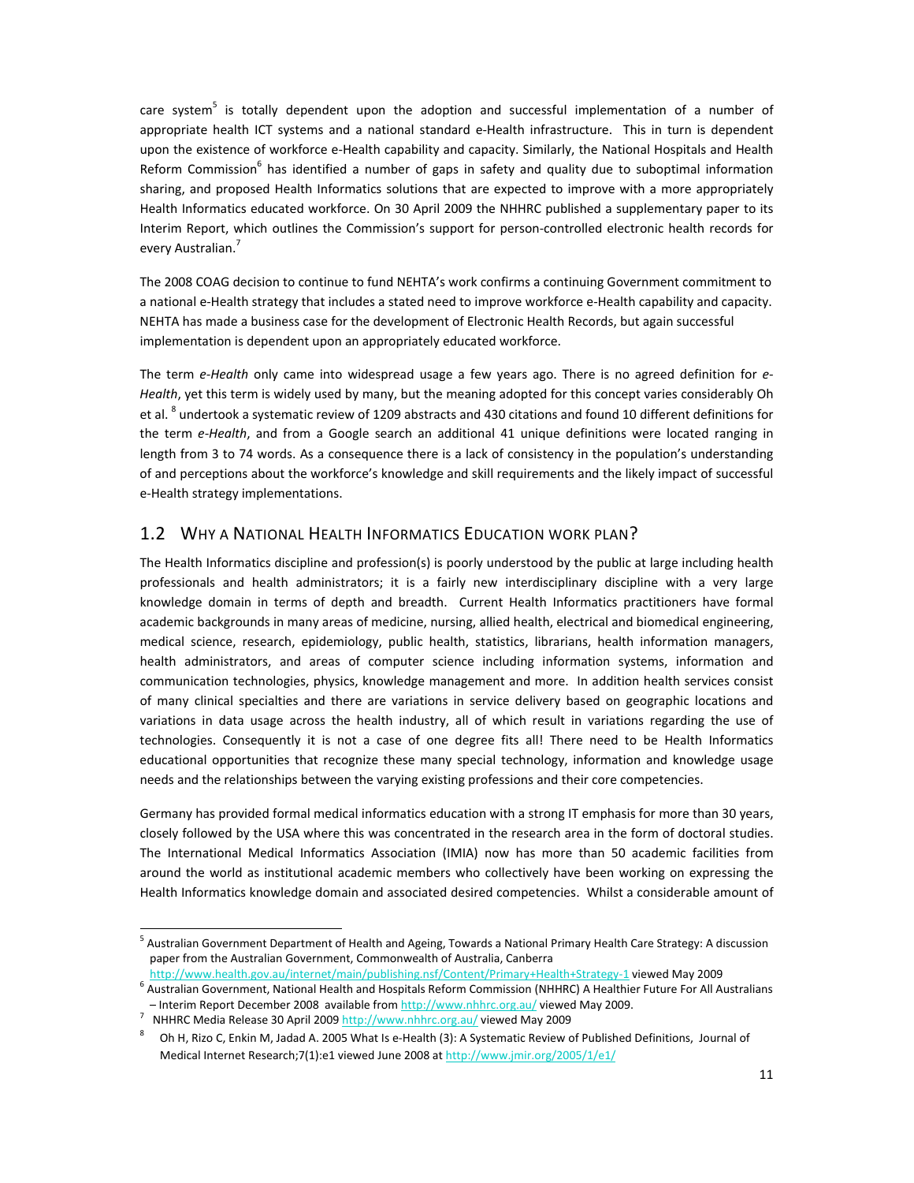care system[5] is totally dependent upon the adoption and successful implementation of a number of appropriate health ICT systems and a national standard e-Health infrastructure. This in turn is dependent upon the existence of workforce e-Health capability and capacity. Similarly, the National Hospitals and Health Reform Commission[6] has identified a number of gaps in safety and quality due to suboptimal information sharing, and proposed Health Informatics solutions that are expected to improve with a more appropriately Health Informatics educated workforce. On 30 April 2009 the NHHRC published a supplementary paper to its Interim Report, which outlines the Commission's support for person-controlled electronic health records for every Australian.[7]

The 2008 COAG decision to continue to fund NEHTA's work confirms a continuing Government commitment to a national e-Health strategy that includes a stated need to improve workforce e-Health capability and capacity. NEHTA has made a business case for the development of Electronic Health Records, but again successful implementation is dependent upon an appropriately educated workforce.

The term *e-Health* only came into widespread usage a few years ago. There is no agreed definition for *e-Health*, yet this term is widely used by many, but the meaning adopted for this concept varies considerably Oh et al. [8] undertook a systematic review of 1209 abstracts and 430 citations and found 10 different definitions for the term *e-Health*, and from a Google search an additional 41 unique definitions were located ranging in length from 3 to 74 words. As a consequence there is a lack of consistency in the population's understanding of and perceptions about the workforce's knowledge and skill requirements and the likely impact of successful e-Health strategy implementations.

## 1.2 Why a National Health Informatics Education work plan?

The Health Informatics discipline and profession(s) is poorly understood by the public at large including health professionals and health administrators; it is a fairly new interdisciplinary discipline with a very large knowledge domain in terms of depth and breadth. Current Health Informatics practitioners have formal academic backgrounds in many areas of medicine, nursing, allied health, electrical and biomedical engineering, medical science, research, epidemiology, public health, statistics, librarians, health information managers, health administrators, and areas of computer science including information systems, information and communication technologies, physics, knowledge management and more. In addition health services consist of many clinical specialties and there are variations in service delivery based on geographic locations and variations in data usage across the health industry, all of which result in variations regarding the use of technologies. Consequently it is not a case of one degree fits all! There need to be Health Informatics educational opportunities that recognize these many special technology, information and knowledge usage needs and the relationships between the varying existing professions and their core competencies.

Germany has provided formal medical informatics education with a strong IT emphasis for more than 30 years, closely followed by the USA where this was concentrated in the research area in the form of doctoral studies. The International Medical Informatics Association (IMIA) now has more than 50 academic facilities from around the world as institutional academic members who collectively have been working on expressing the Health Informatics knowledge domain and associated desired competencies. Whilst a considerable amount of

---

[5] Australian Government Department of Health and Ageing, Towards a National Primary Health Care Strategy: A discussion paper from the Australian Government, Commonwealth of Australia, Canberra http://www.health.gov.au/internet/main/publishing.nsf/Content/Primary+Health+Strategy-1 viewed May 2009

[6] Australian Government, National Health and Hospitals Reform Commission (NHHRC) A Healthier Future For All Australians – Interim Report December 2008 available from http://www.nhhrc.org.au/ viewed May 2009.

[7] NHHRC Media Release 30 April 2009 http://www.nhhrc.org.au/ viewed May 2009

[8] Oh H, Rizo C, Enkin M, Jadad A. 2005 What Is e-Health (3): A Systematic Review of Published Definitions, Journal of Medical Internet Research;7(1):e1 viewed June 2008 at http://www.jmir.org/2005/1/e1/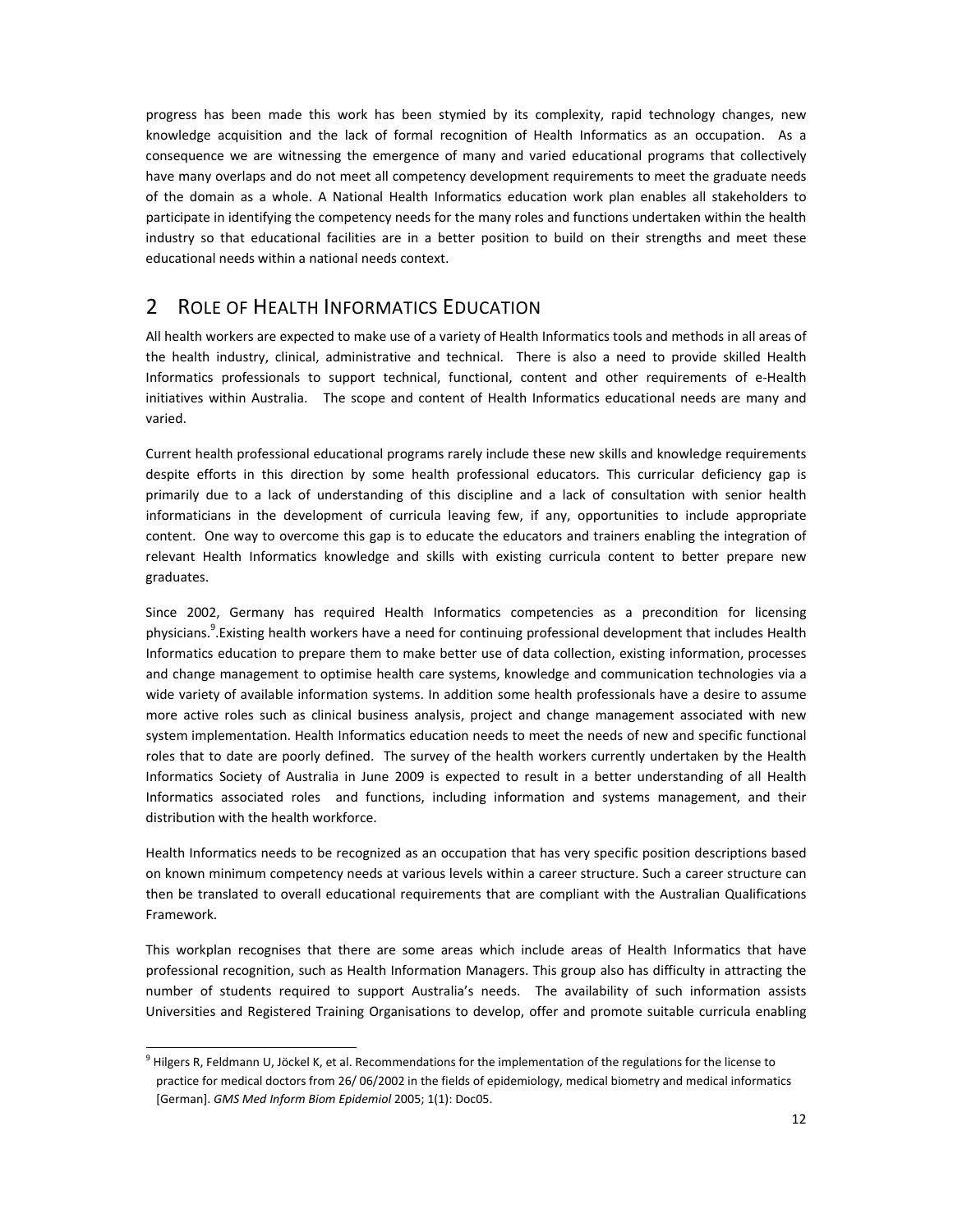progress has been made this work has been stymied by its complexity, rapid technology changes, new knowledge acquisition and the lack of formal recognition of Health Informatics as an occupation. As a consequence we are witnessing the emergence of many and varied educational programs that collectively have many overlaps and do not meet all competency development requirements to meet the graduate needs of the domain as a whole. A National Health Informatics education work plan enables all stakeholders to participate in identifying the competency needs for the many roles and functions undertaken within the health industry so that educational facilities are in a better position to build on their strengths and meet these educational needs within a national needs context.

## 2 Role of Health Informatics Education

All health workers are expected to make use of a variety of Health Informatics tools and methods in all areas of the health industry, clinical, administrative and technical. There is also a need to provide skilled Health Informatics professionals to support technical, functional, content and other requirements of e-Health initiatives within Australia. The scope and content of Health Informatics educational needs are many and varied.

Current health professional educational programs rarely include these new skills and knowledge requirements despite efforts in this direction by some health professional educators. This curricular deficiency gap is primarily due to a lack of understanding of this discipline and a lack of consultation with senior health informaticians in the development of curricula leaving few, if any, opportunities to include appropriate content. One way to overcome this gap is to educate the educators and trainers enabling the integration of relevant Health Informatics knowledge and skills with existing curricula content to better prepare new graduates.

Since 2002, Germany has required Health Informatics competencies as a precondition for licensing physicians.[9].Existing health workers have a need for continuing professional development that includes Health Informatics education to prepare them to make better use of data collection, existing information, processes and change management to optimise health care systems, knowledge and communication technologies via a wide variety of available information systems. In addition some health professionals have a desire to assume more active roles such as clinical business analysis, project and change management associated with new system implementation. Health Informatics education needs to meet the needs of new and specific functional roles that to date are poorly defined. The survey of the health workers currently undertaken by the Health Informatics Society of Australia in June 2009 is expected to result in a better understanding of all Health Informatics associated roles and functions, including information and systems management, and their distribution with the health workforce.

Health Informatics needs to be recognized as an occupation that has very specific position descriptions based on known minimum competency needs at various levels within a career structure. Such a career structure can then be translated to overall educational requirements that are compliant with the Australian Qualifications Framework.

This workplan recognises that there are some areas which include areas of Health Informatics that have professional recognition, such as Health Information Managers. This group also has difficulty in attracting the number of students required to support Australia's needs. The availability of such information assists Universities and Registered Training Organisations to develop, offer and promote suitable curricula enabling

[9] Hilgers R, Feldmann U, Jöckel K, et al. Recommendations for the implementation of the regulations for the license to practice for medical doctors from 26/ 06/2002 in the fields of epidemiology, medical biometry and medical informatics [German]. *GMS Med Inform Biom Epidemiol* 2005; 1(1): Doc05.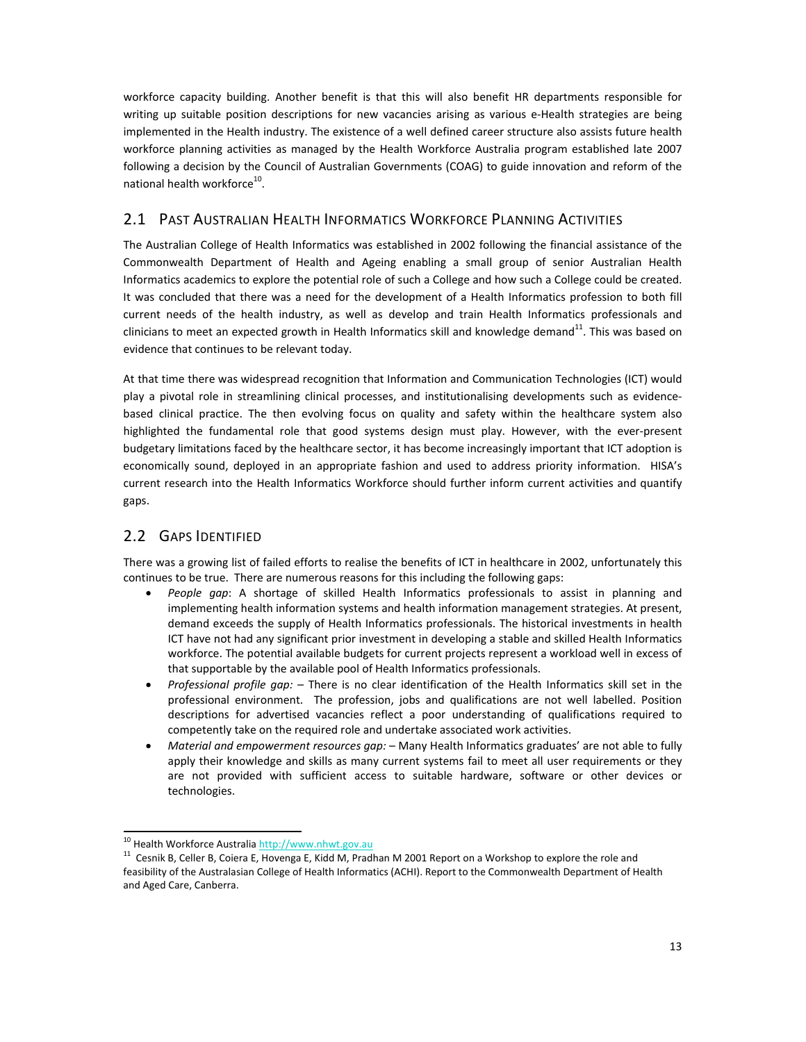workforce capacity building. Another benefit is that this will also benefit HR departments responsible for writing up suitable position descriptions for new vacancies arising as various e-Health strategies are being implemented in the Health industry. The existence of a well defined career structure also assists future health workforce planning activities as managed by the Health Workforce Australia program established late 2007 following a decision by the Council of Australian Governments (COAG) to guide innovation and reform of the national health workforce[10].

## 2.1 Past Australian Health Informatics Workforce Planning Activities

The Australian College of Health Informatics was established in 2002 following the financial assistance of the Commonwealth Department of Health and Ageing enabling a small group of senior Australian Health Informatics academics to explore the potential role of such a College and how such a College could be created. It was concluded that there was a need for the development of a Health Informatics profession to both fill current needs of the health industry, as well as develop and train Health Informatics professionals and clinicians to meet an expected growth in Health Informatics skill and knowledge demand[11]. This was based on evidence that continues to be relevant today.

At that time there was widespread recognition that Information and Communication Technologies (ICT) would play a pivotal role in streamlining clinical processes, and institutionalising developments such as evidence-based clinical practice. The then evolving focus on quality and safety within the healthcare system also highlighted the fundamental role that good systems design must play. However, with the ever-present budgetary limitations faced by the healthcare sector, it has become increasingly important that ICT adoption is economically sound, deployed in an appropriate fashion and used to address priority information. HISA's current research into the Health Informatics Workforce should further inform current activities and quantify gaps.

## 2.2 Gaps Identified

There was a growing list of failed efforts to realise the benefits of ICT in healthcare in 2002, unfortunately this continues to be true. There are numerous reasons for this including the following gaps:

- *People gap*: A shortage of skilled Health Informatics professionals to assist in planning and implementing health information systems and health information management strategies. At present, demand exceeds the supply of Health Informatics professionals. The historical investments in health ICT have not had any significant prior investment in developing a stable and skilled Health Informatics workforce. The potential available budgets for current projects represent a workload well in excess of that supportable by the available pool of Health Informatics professionals.
- *Professional profile gap:* – There is no clear identification of the Health Informatics skill set in the professional environment. The profession, jobs and qualifications are not well labelled. Position descriptions for advertised vacancies reflect a poor understanding of qualifications required to competently take on the required role and undertake associated work activities.
- *Material and empowerment resources gap:* – Many Health Informatics graduates' are not able to fully apply their knowledge and skills as many current systems fail to meet all user requirements or they are not provided with sufficient access to suitable hardware, software or other devices or technologies.

---

[10] Health Workforce Australia http://www.nhwt.gov.au

[11] Cesnik B, Celler B, Coiera E, Hovenga E, Kidd M, Pradhan M 2001 Report on a Workshop to explore the role and feasibility of the Australasian College of Health Informatics (ACHI). Report to the Commonwealth Department of Health and Aged Care, Canberra.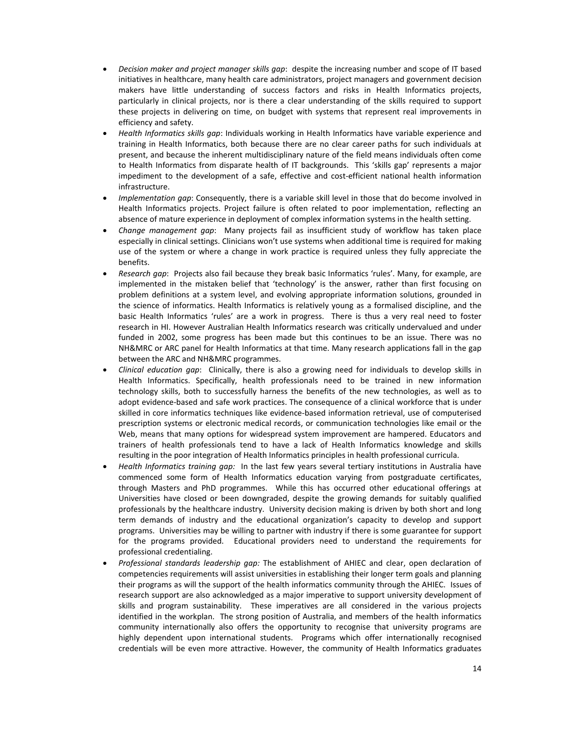- *Decision maker and project manager skills gap*: despite the increasing number and scope of IT based initiatives in healthcare, many health care administrators, project managers and government decision makers have little understanding of success factors and risks in Health Informatics projects, particularly in clinical projects, nor is there a clear understanding of the skills required to support these projects in delivering on time, on budget with systems that represent real improvements in efficiency and safety.
- *Health Informatics skills gap*: Individuals working in Health Informatics have variable experience and training in Health Informatics, both because there are no clear career paths for such individuals at present, and because the inherent multidisciplinary nature of the field means individuals often come to Health Informatics from disparate health of IT backgrounds. This 'skills gap' represents a major impediment to the development of a safe, effective and cost-efficient national health information infrastructure.
- *Implementation gap*: Consequently, there is a variable skill level in those that do become involved in Health Informatics projects. Project failure is often related to poor implementation, reflecting an absence of mature experience in deployment of complex information systems in the health setting.
- *Change management gap*: Many projects fail as insufficient study of workflow has taken place especially in clinical settings. Clinicians won't use systems when additional time is required for making use of the system or where a change in work practice is required unless they fully appreciate the benefits.
- *Research gap*: Projects also fail because they break basic Informatics 'rules'. Many, for example, are implemented in the mistaken belief that 'technology' is the answer, rather than first focusing on problem definitions at a system level, and evolving appropriate information solutions, grounded in the science of informatics. Health Informatics is relatively young as a formalised discipline, and the basic Health Informatics 'rules' are a work in progress. There is thus a very real need to foster research in HI. However Australian Health Informatics research was critically undervalued and under funded in 2002, some progress has been made but this continues to be an issue. There was no NH&MRC or ARC panel for Health Informatics at that time. Many research applications fall in the gap between the ARC and NH&MRC programmes.
- *Clinical education gap*: Clinically, there is also a growing need for individuals to develop skills in Health Informatics. Specifically, health professionals need to be trained in new information technology skills, both to successfully harness the benefits of the new technologies, as well as to adopt evidence-based and safe work practices. The consequence of a clinical workforce that is under skilled in core informatics techniques like evidence-based information retrieval, use of computerised prescription systems or electronic medical records, or communication technologies like email or the Web, means that many options for widespread system improvement are hampered. Educators and trainers of health professionals tend to have a lack of Health Informatics knowledge and skills resulting in the poor integration of Health Informatics principles in health professional curricula.
- *Health Informatics training gap:* In the last few years several tertiary institutions in Australia have commenced some form of Health Informatics education varying from postgraduate certificates, through Masters and PhD programmes. While this has occurred other educational offerings at Universities have closed or been downgraded, despite the growing demands for suitably qualified professionals by the healthcare industry. University decision making is driven by both short and long term demands of industry and the educational organization's capacity to develop and support programs. Universities may be willing to partner with industry if there is some guarantee for support for the programs provided. Educational providers need to understand the requirements for professional credentialing.
- *Professional standards leadership gap:* The establishment of AHIEC and clear, open declaration of competencies requirements will assist universities in establishing their longer term goals and planning their programs as will the support of the health informatics community through the AHIEC. Issues of research support are also acknowledged as a major imperative to support university development of skills and program sustainability. These imperatives are all considered in the various projects identified in the workplan. The strong position of Australia, and members of the health informatics community internationally also offers the opportunity to recognise that university programs are highly dependent upon international students. Programs which offer internationally recognised credentials will be even more attractive. However, the community of Health Informatics graduates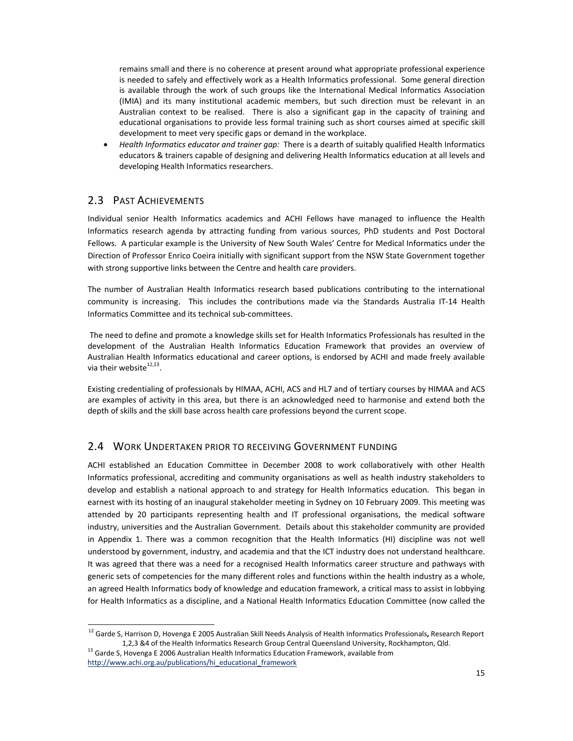remains small and there is no coherence at present around what appropriate professional experience is needed to safely and effectively work as a Health Informatics professional. Some general direction is available through the work of such groups like the International Medical Informatics Association (IMIA) and its many institutional academic members, but such direction must be relevant in an Australian context to be realised. There is also a significant gap in the capacity of training and educational organisations to provide less formal training such as short courses aimed at specific skill development to meet very specific gaps or demand in the workplace.

- *Health Informatics educator and trainer gap:* There is a dearth of suitably qualified Health Informatics educators & trainers capable of designing and delivering Health Informatics education at all levels and developing Health Informatics researchers.

## 2.3 Past Achievements

Individual senior Health Informatics academics and ACHI Fellows have managed to influence the Health Informatics research agenda by attracting funding from various sources, PhD students and Post Doctoral Fellows. A particular example is the University of New South Wales' Centre for Medical Informatics under the Direction of Professor Enrico Coeira initially with significant support from the NSW State Government together with strong supportive links between the Centre and health care providers.

The number of Australian Health Informatics research based publications contributing to the international community is increasing. This includes the contributions made via the Standards Australia IT-14 Health Informatics Committee and its technical sub-committees.

The need to define and promote a knowledge skills set for Health Informatics Professionals has resulted in the development of the Australian Health Informatics Education Framework that provides an overview of Australian Health Informatics educational and career options, is endorsed by ACHI and made freely available via their website[12,13].

Existing credentialing of professionals by HIMAA, ACHI, ACS and HL7 and of tertiary courses by HIMAA and ACS are examples of activity in this area, but there is an acknowledged need to harmonise and extend both the depth of skills and the skill base across health care professions beyond the current scope.

## 2.4 Work Undertaken prior to receiving Government funding

ACHI established an Education Committee in December 2008 to work collaboratively with other Health Informatics professional, accrediting and community organisations as well as health industry stakeholders to develop and establish a national approach to and strategy for Health Informatics education. This began in earnest with its hosting of an inaugural stakeholder meeting in Sydney on 10 February 2009. This meeting was attended by 20 participants representing health and IT professional organisations, the medical software industry, universities and the Australian Government. Details about this stakeholder community are provided in Appendix 1. There was a common recognition that the Health Informatics (HI) discipline was not well understood by government, industry, and academia and that the ICT industry does not understand healthcare. It was agreed that there was a need for a recognised Health Informatics career structure and pathways with generic sets of competencies for the many different roles and functions within the health industry as a whole, an agreed Health Informatics body of knowledge and education framework, a critical mass to assist in lobbying for Health Informatics as a discipline, and a National Health Informatics Education Committee (now called the

---

[12] Garde S, Harrison D, Hovenga E 2005 Australian Skill Needs Analysis of Health Informatics Professionals**,** Research Report 1,2,3 &4 of the Health Informatics Research Group Central Queensland University, Rockhampton, Qld.

[13] Garde S, Hovenga E 2006 Australian Health Informatics Education Framework, available from http://www.achi.org.au/publications/hi_educational_framework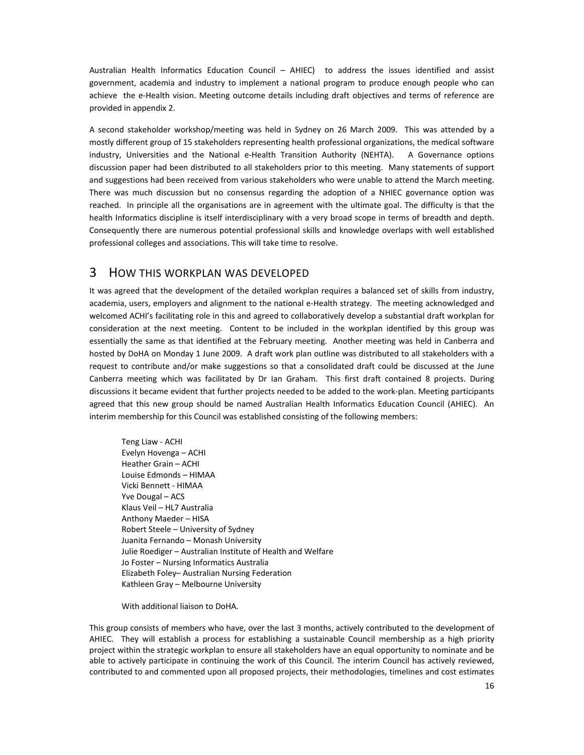Australian Health Informatics Education Council – AHIEC) to address the issues identified and assist government, academia and industry to implement a national program to produce enough people who can achieve the e-Health vision. Meeting outcome details including draft objectives and terms of reference are provided in appendix 2.

A second stakeholder workshop/meeting was held in Sydney on 26 March 2009. This was attended by a mostly different group of 15 stakeholders representing health professional organizations, the medical software industry, Universities and the National e-Health Transition Authority (NEHTA). A Governance options discussion paper had been distributed to all stakeholders prior to this meeting. Many statements of support and suggestions had been received from various stakeholders who were unable to attend the March meeting. There was much discussion but no consensus regarding the adoption of a NHIEC governance option was reached. In principle all the organisations are in agreement with the ultimate goal. The difficulty is that the health Informatics discipline is itself interdisciplinary with a very broad scope in terms of breadth and depth. Consequently there are numerous potential professional skills and knowledge overlaps with well established professional colleges and associations. This will take time to resolve.

# 3 How this workplan was developed

It was agreed that the development of the detailed workplan requires a balanced set of skills from industry, academia, users, employers and alignment to the national e-Health strategy. The meeting acknowledged and welcomed ACHI's facilitating role in this and agreed to collaboratively develop a substantial draft workplan for consideration at the next meeting. Content to be included in the workplan identified by this group was essentially the same as that identified at the February meeting. Another meeting was held in Canberra and hosted by DoHA on Monday 1 June 2009. A draft work plan outline was distributed to all stakeholders with a request to contribute and/or make suggestions so that a consolidated draft could be discussed at the June Canberra meeting which was facilitated by Dr Ian Graham. This first draft contained 8 projects. During discussions it became evident that further projects needed to be added to the work-plan. Meeting participants agreed that this new group should be named Australian Health Informatics Education Council (AHIEC). An interim membership for this Council was established consisting of the following members:

Teng Liaw - ACHI
Evelyn Hovenga – ACHI
Heather Grain – ACHI
Louise Edmonds – HIMAA
Vicki Bennett - HIMAA
Yve Dougal – ACS
Klaus Veil – HL7 Australia
Anthony Maeder – HISA
Robert Steele – University of Sydney
Juanita Fernando – Monash University
Julie Roediger – Australian Institute of Health and Welfare
Jo Foster – Nursing Informatics Australia
Elizabeth Foley– Australian Nursing Federation
Kathleen Gray – Melbourne University

With additional liaison to DoHA.

This group consists of members who have, over the last 3 months, actively contributed to the development of AHIEC. They will establish a process for establishing a sustainable Council membership as a high priority project within the strategic workplan to ensure all stakeholders have an equal opportunity to nominate and be able to actively participate in continuing the work of this Council. The interim Council has actively reviewed, contributed to and commented upon all proposed projects, their methodologies, timelines and cost estimates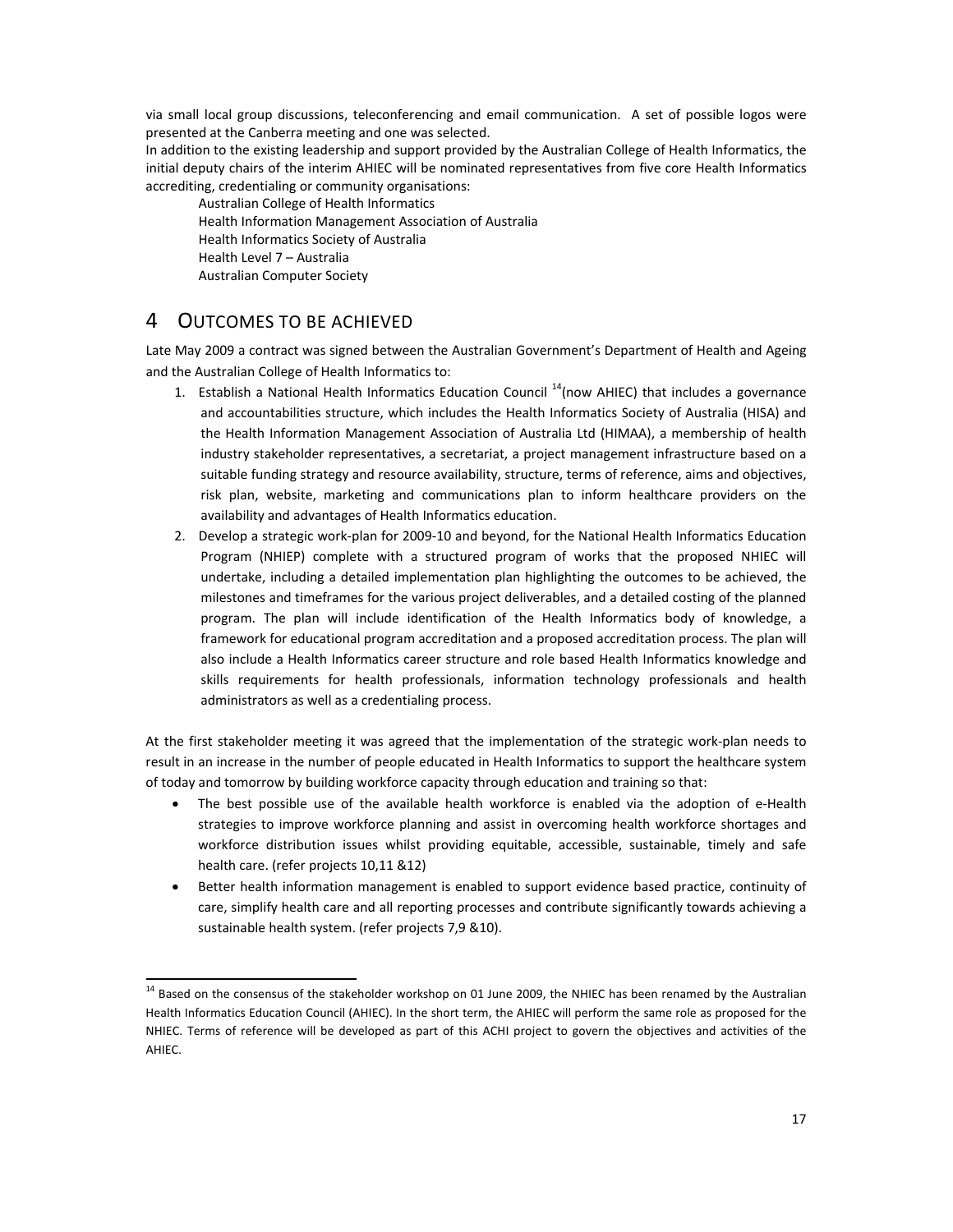via small local group discussions, teleconferencing and email communication. A set of possible logos were presented at the Canberra meeting and one was selected.

In addition to the existing leadership and support provided by the Australian College of Health Informatics, the initial deputy chairs of the interim AHIEC will be nominated representatives from five core Health Informatics accrediting, credentialing or community organisations:

Australian College of Health Informatics
Health Information Management Association of Australia
Health Informatics Society of Australia
Health Level 7 – Australia
Australian Computer Society

# 4 OUTCOMES TO BE ACHIEVED

Late May 2009 a contract was signed between the Australian Government's Department of Health and Ageing and the Australian College of Health Informatics to:

1. Establish a National Health Informatics Education Council [14](now AHIEC) that includes a governance and accountabilities structure, which includes the Health Informatics Society of Australia (HISA) and the Health Information Management Association of Australia Ltd (HIMAA), a membership of health industry stakeholder representatives, a secretariat, a project management infrastructure based on a suitable funding strategy and resource availability, structure, terms of reference, aims and objectives, risk plan, website, marketing and communications plan to inform healthcare providers on the availability and advantages of Health Informatics education.
2. Develop a strategic work-plan for 2009-10 and beyond, for the National Health Informatics Education Program (NHIEP) complete with a structured program of works that the proposed NHIEC will undertake, including a detailed implementation plan highlighting the outcomes to be achieved, the milestones and timeframes for the various project deliverables, and a detailed costing of the planned program. The plan will include identification of the Health Informatics body of knowledge, a framework for educational program accreditation and a proposed accreditation process. The plan will also include a Health Informatics career structure and role based Health Informatics knowledge and skills requirements for health professionals, information technology professionals and health administrators as well as a credentialing process.

At the first stakeholder meeting it was agreed that the implementation of the strategic work-plan needs to result in an increase in the number of people educated in Health Informatics to support the healthcare system of today and tomorrow by building workforce capacity through education and training so that:

- The best possible use of the available health workforce is enabled via the adoption of e-Health strategies to improve workforce planning and assist in overcoming health workforce shortages and workforce distribution issues whilst providing equitable, accessible, sustainable, timely and safe health care. (refer projects 10,11 &12)
- Better health information management is enabled to support evidence based practice, continuity of care, simplify health care and all reporting processes and contribute significantly towards achieving a sustainable health system. (refer projects 7,9 &10).

[14] Based on the consensus of the stakeholder workshop on 01 June 2009, the NHIEC has been renamed by the Australian Health Informatics Education Council (AHIEC). In the short term, the AHIEC will perform the same role as proposed for the NHIEC. Terms of reference will be developed as part of this ACHI project to govern the objectives and activities of the AHIEC.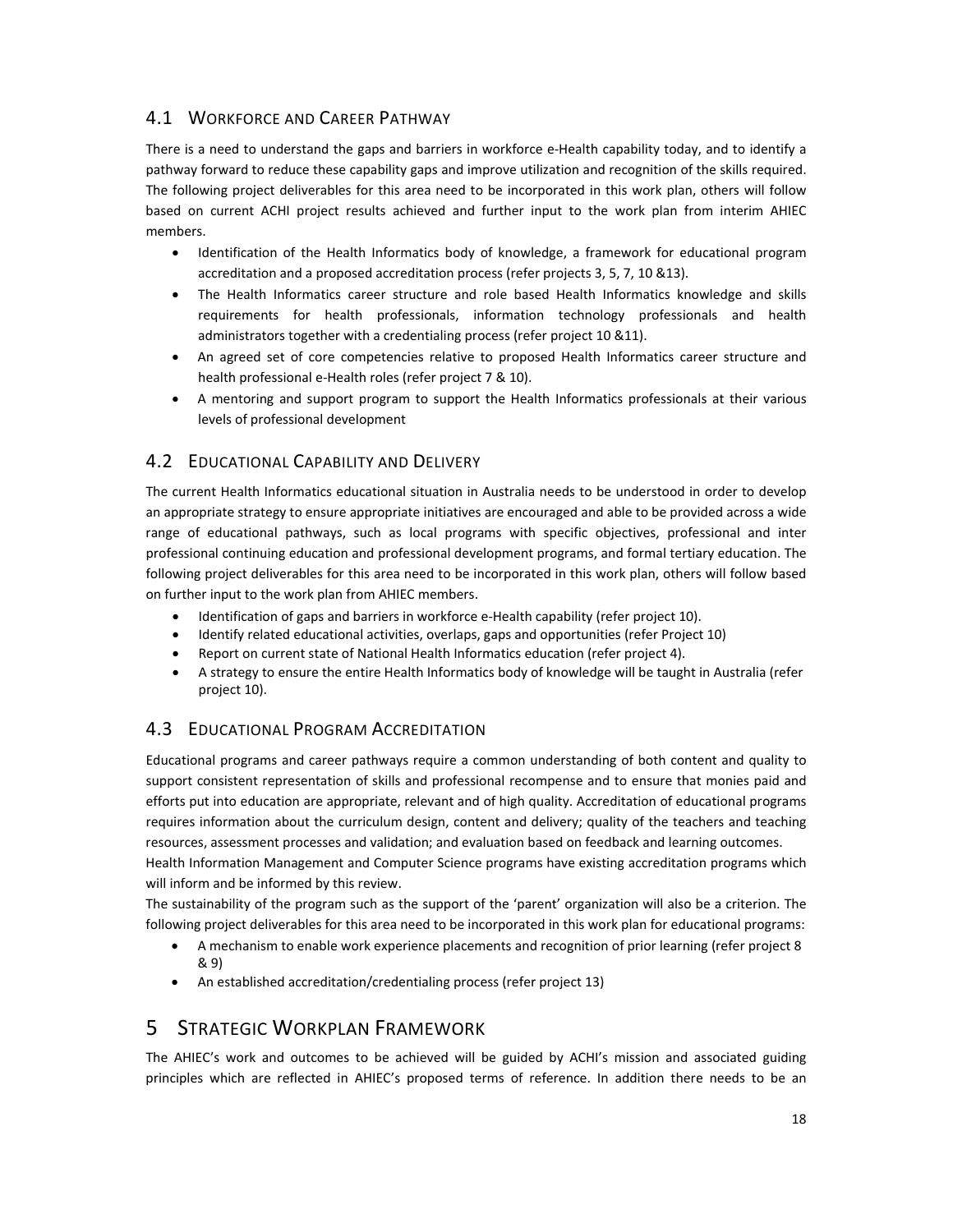### 4.1 Workforce and Career Pathway

There is a need to understand the gaps and barriers in workforce e-Health capability today, and to identify a pathway forward to reduce these capability gaps and improve utilization and recognition of the skills required. The following project deliverables for this area need to be incorporated in this work plan, others will follow based on current ACHI project results achieved and further input to the work plan from interim AHIEC members.

- Identification of the Health Informatics body of knowledge, a framework for educational program accreditation and a proposed accreditation process (refer projects 3, 5, 7, 10 &13).
- The Health Informatics career structure and role based Health Informatics knowledge and skills requirements for health professionals, information technology professionals and health administrators together with a credentialing process (refer project 10 &11).
- An agreed set of core competencies relative to proposed Health Informatics career structure and health professional e-Health roles (refer project 7 & 10).
- A mentoring and support program to support the Health Informatics professionals at their various levels of professional development

### 4.2 Educational Capability and Delivery

The current Health Informatics educational situation in Australia needs to be understood in order to develop an appropriate strategy to ensure appropriate initiatives are encouraged and able to be provided across a wide range of educational pathways, such as local programs with specific objectives, professional and inter professional continuing education and professional development programs, and formal tertiary education. The following project deliverables for this area need to be incorporated in this work plan, others will follow based on further input to the work plan from AHIEC members.

- Identification of gaps and barriers in workforce e-Health capability (refer project 10).
- Identify related educational activities, overlaps, gaps and opportunities (refer Project 10)
- Report on current state of National Health Informatics education (refer project 4).
- A strategy to ensure the entire Health Informatics body of knowledge will be taught in Australia (refer project 10).

### 4.3 Educational Program Accreditation

Educational programs and career pathways require a common understanding of both content and quality to support consistent representation of skills and professional recompense and to ensure that monies paid and efforts put into education are appropriate, relevant and of high quality. Accreditation of educational programs requires information about the curriculum design, content and delivery; quality of the teachers and teaching resources, assessment processes and validation; and evaluation based on feedback and learning outcomes.
Health Information Management and Computer Science programs have existing accreditation programs which will inform and be informed by this review.
The sustainability of the program such as the support of the 'parent' organization will also be a criterion. The following project deliverables for this area need to be incorporated in this work plan for educational programs:

- A mechanism to enable work experience placements and recognition of prior learning (refer project 8 & 9)
- An established accreditation/credentialing process (refer project 13)

## 5 Strategic Workplan Framework

The AHIEC's work and outcomes to be achieved will be guided by ACHI's mission and associated guiding principles which are reflected in AHIEC's proposed terms of reference. In addition there needs to be an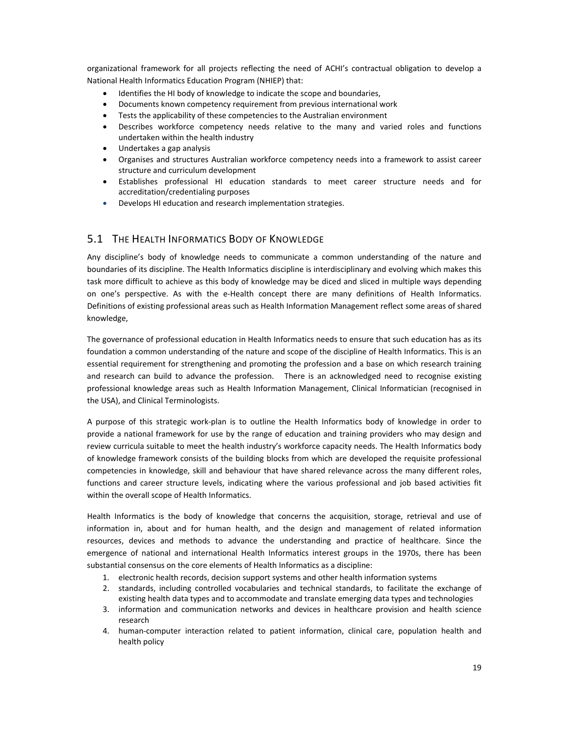organizational framework for all projects reflecting the need of ACHI's contractual obligation to develop a National Health Informatics Education Program (NHIEP) that:

- Identifies the HI body of knowledge to indicate the scope and boundaries,
- Documents known competency requirement from previous international work
- Tests the applicability of these competencies to the Australian environment
- Describes workforce competency needs relative to the many and varied roles and functions undertaken within the health industry
- Undertakes a gap analysis
- Organises and structures Australian workforce competency needs into a framework to assist career structure and curriculum development
- Establishes professional HI education standards to meet career structure needs and for accreditation/credentialing purposes
- Develops HI education and research implementation strategies.

## 5.1 The Health Informatics Body of Knowledge

Any discipline's body of knowledge needs to communicate a common understanding of the nature and boundaries of its discipline. The Health Informatics discipline is interdisciplinary and evolving which makes this task more difficult to achieve as this body of knowledge may be diced and sliced in multiple ways depending on one's perspective. As with the e-Health concept there are many definitions of Health Informatics. Definitions of existing professional areas such as Health Information Management reflect some areas of shared knowledge,

The governance of professional education in Health Informatics needs to ensure that such education has as its foundation a common understanding of the nature and scope of the discipline of Health Informatics. This is an essential requirement for strengthening and promoting the profession and a base on which research training and research can build to advance the profession. There is an acknowledged need to recognise existing professional knowledge areas such as Health Information Management, Clinical Informatician (recognised in the USA), and Clinical Terminologists.

A purpose of this strategic work-plan is to outline the Health Informatics body of knowledge in order to provide a national framework for use by the range of education and training providers who may design and review curricula suitable to meet the health industry's workforce capacity needs. The Health Informatics body of knowledge framework consists of the building blocks from which are developed the requisite professional competencies in knowledge, skill and behaviour that have shared relevance across the many different roles, functions and career structure levels, indicating where the various professional and job based activities fit within the overall scope of Health Informatics.

Health Informatics is the body of knowledge that concerns the acquisition, storage, retrieval and use of information in, about and for human health, and the design and management of related information resources, devices and methods to advance the understanding and practice of healthcare. Since the emergence of national and international Health Informatics interest groups in the 1970s, there has been substantial consensus on the core elements of Health Informatics as a discipline:

1. electronic health records, decision support systems and other health information systems
2. standards, including controlled vocabularies and technical standards, to facilitate the exchange of existing health data types and to accommodate and translate emerging data types and technologies
3. information and communication networks and devices in healthcare provision and health science research
4. human-computer interaction related to patient information, clinical care, population health and health policy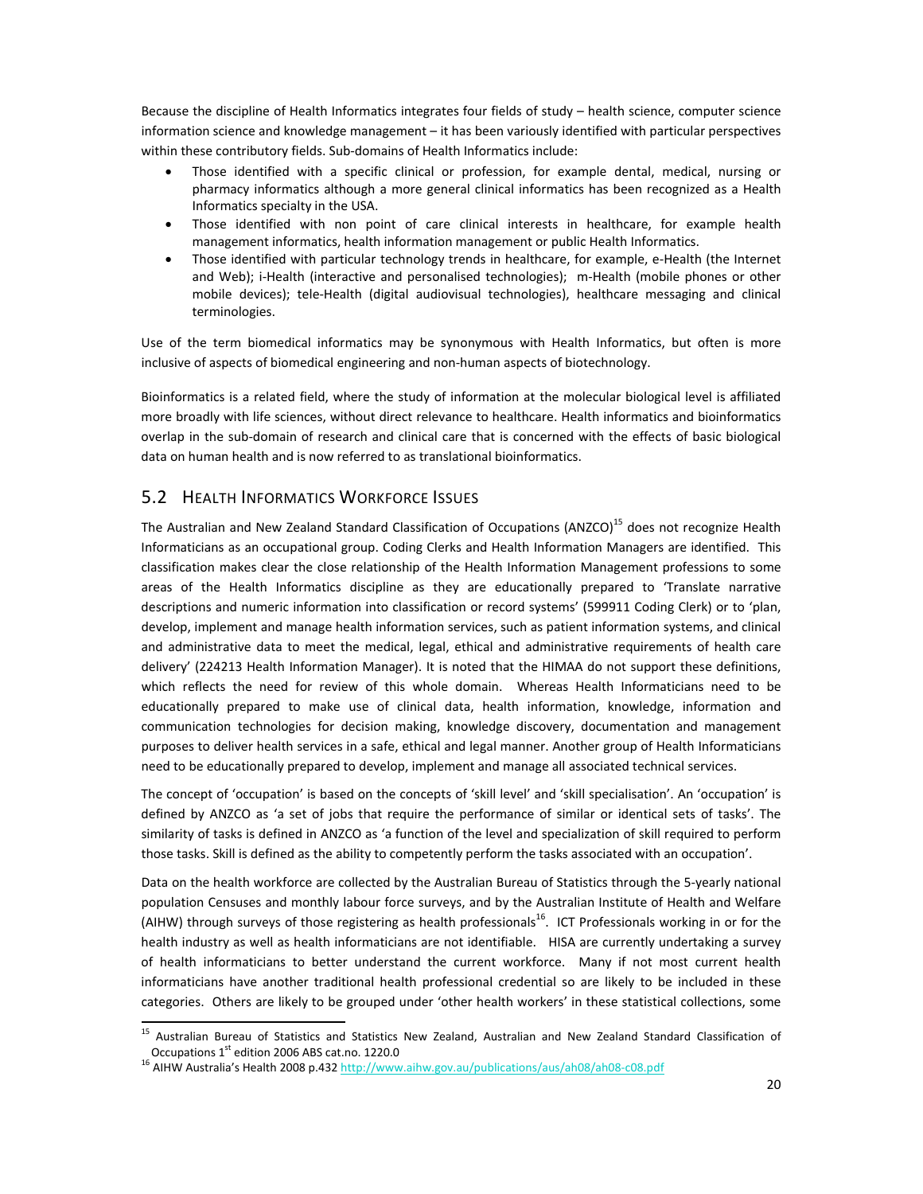Because the discipline of Health Informatics integrates four fields of study – health science, computer science information science and knowledge management – it has been variously identified with particular perspectives within these contributory fields. Sub-domains of Health Informatics include:

- Those identified with a specific clinical or profession, for example dental, medical, nursing or pharmacy informatics although a more general clinical informatics has been recognized as a Health Informatics specialty in the USA.
- Those identified with non point of care clinical interests in healthcare, for example health management informatics, health information management or public Health Informatics.
- Those identified with particular technology trends in healthcare, for example, e-Health (the Internet and Web); i-Health (interactive and personalised technologies); m-Health (mobile phones or other mobile devices); tele-Health (digital audiovisual technologies), healthcare messaging and clinical terminologies.

Use of the term biomedical informatics may be synonymous with Health Informatics, but often is more inclusive of aspects of biomedical engineering and non-human aspects of biotechnology.

Bioinformatics is a related field, where the study of information at the molecular biological level is affiliated more broadly with life sciences, without direct relevance to healthcare. Health informatics and bioinformatics overlap in the sub-domain of research and clinical care that is concerned with the effects of basic biological data on human health and is now referred to as translational bioinformatics.

## 5.2 Health Informatics Workforce Issues

The Australian and New Zealand Standard Classification of Occupations (ANZCO)[15] does not recognize Health Informaticians as an occupational group. Coding Clerks and Health Information Managers are identified. This classification makes clear the close relationship of the Health Information Management professions to some areas of the Health Informatics discipline as they are educationally prepared to 'Translate narrative descriptions and numeric information into classification or record systems' (599911 Coding Clerk) or to 'plan, develop, implement and manage health information services, such as patient information systems, and clinical and administrative data to meet the medical, legal, ethical and administrative requirements of health care delivery' (224213 Health Information Manager). It is noted that the HIMAA do not support these definitions, which reflects the need for review of this whole domain. Whereas Health Informaticians need to be educationally prepared to make use of clinical data, health information, knowledge, information and communication technologies for decision making, knowledge discovery, documentation and management purposes to deliver health services in a safe, ethical and legal manner. Another group of Health Informaticians need to be educationally prepared to develop, implement and manage all associated technical services.

The concept of 'occupation' is based on the concepts of 'skill level' and 'skill specialisation'. An 'occupation' is defined by ANZCO as 'a set of jobs that require the performance of similar or identical sets of tasks'. The similarity of tasks is defined in ANZCO as 'a function of the level and specialization of skill required to perform those tasks. Skill is defined as the ability to competently perform the tasks associated with an occupation'.

Data on the health workforce are collected by the Australian Bureau of Statistics through the 5-yearly national population Censuses and monthly labour force surveys, and by the Australian Institute of Health and Welfare (AIHW) through surveys of those registering as health professionals[16]. ICT Professionals working in or for the health industry as well as health informaticians are not identifiable. HISA are currently undertaking a survey of health informaticians to better understand the current workforce. Many if not most current health informaticians have another traditional health professional credential so are likely to be included in these categories. Others are likely to be grouped under 'other health workers' in these statistical collections, some

[15] Australian Bureau of Statistics and Statistics New Zealand, Australian and New Zealand Standard Classification of Occupations 1st edition 2006 ABS cat.no. 1220.0

[16] AIHW Australia's Health 2008 p.432 http://www.aihw.gov.au/publications/aus/ah08/ah08-c08.pdf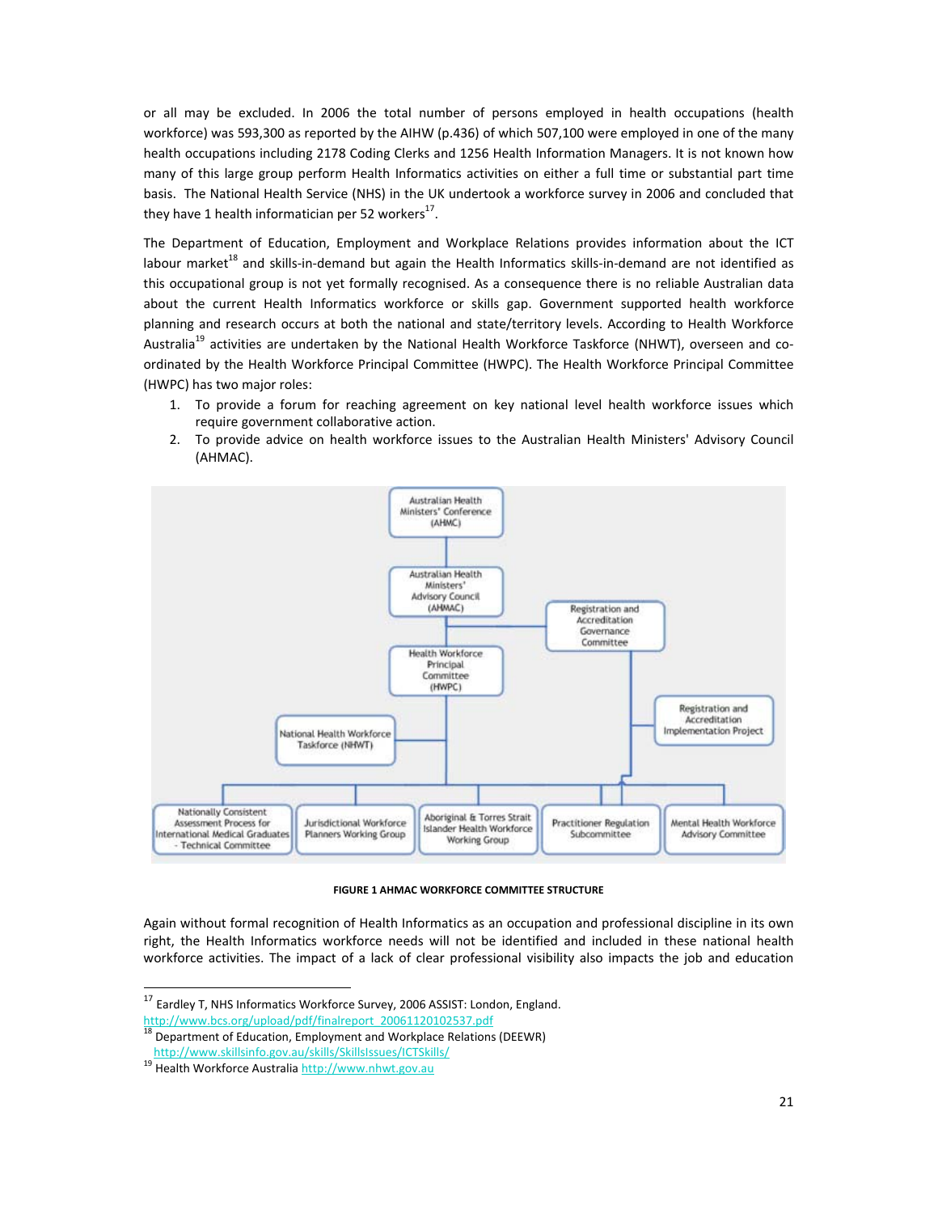or all may be excluded. In 2006 the total number of persons employed in health occupations (health workforce) was 593,300 as reported by the AIHW (p.436) of which 507,100 were employed in one of the many health occupations including 2178 Coding Clerks and 1256 Health Information Managers. It is not known how many of this large group perform Health Informatics activities on either a full time or substantial part time basis. The National Health Service (NHS) in the UK undertook a workforce survey in 2006 and concluded that they have 1 health informatician per 52 workers[17].

The Department of Education, Employment and Workplace Relations provides information about the ICT labour market[18] and skills-in-demand but again the Health Informatics skills-in-demand are not identified as this occupational group is not yet formally recognised. As a consequence there is no reliable Australian data about the current Health Informatics workforce or skills gap. Government supported health workforce planning and research occurs at both the national and state/territory levels. According to Health Workforce Australia[19] activities are undertaken by the National Health Workforce Taskforce (NHWT), overseen and co-ordinated by the Health Workforce Principal Committee (HWPC). The Health Workforce Principal Committee (HWPC) has two major roles:

1. To provide a forum for reaching agreement on key national level health workforce issues which require government collaborative action.
2. To provide advice on health workforce issues to the Australian Health Ministers' Advisory Council (AHMAC).

Australian Health Ministers' Conference (AHMC)

Australian Health Ministers' Advisory Council (AHMAC)

Registration and Accreditation Governance Committee

Health Workforce Principal Committee (HWPC)

Registration and Accreditation Implementation Project

National Health Workforce Taskforce (NHWT)

Nationally Consistent Assessment Process for International Medical Graduates - Technical Committee

Jurisdictional Workforce Planners Working Group

Aboriginal & Torres Strait Islander Health Workforce Working Group

Practitioner Regulation Subcommittee

Mental Health Workforce Advisory Committee

**FIGURE 1 AHMAC WORKFORCE COMMITTEE STRUCTURE**

Again without formal recognition of Health Informatics as an occupation and professional discipline in its own right, the Health Informatics workforce needs will not be identified and included in these national health workforce activities. The impact of a lack of clear professional visibility also impacts the job and education

---

[17] Eardley T, NHS Informatics Workforce Survey, 2006 ASSIST: London, England. http://www.bcs.org/upload/pdf/finalreport_20061120102537.pdf

[18] Department of Education, Employment and Workplace Relations (DEEWR) http://www.skillsinfo.gov.au/skills/SkillsIssues/ICTSkills/

[19] Health Workforce Australia http://www.nhwt.gov.au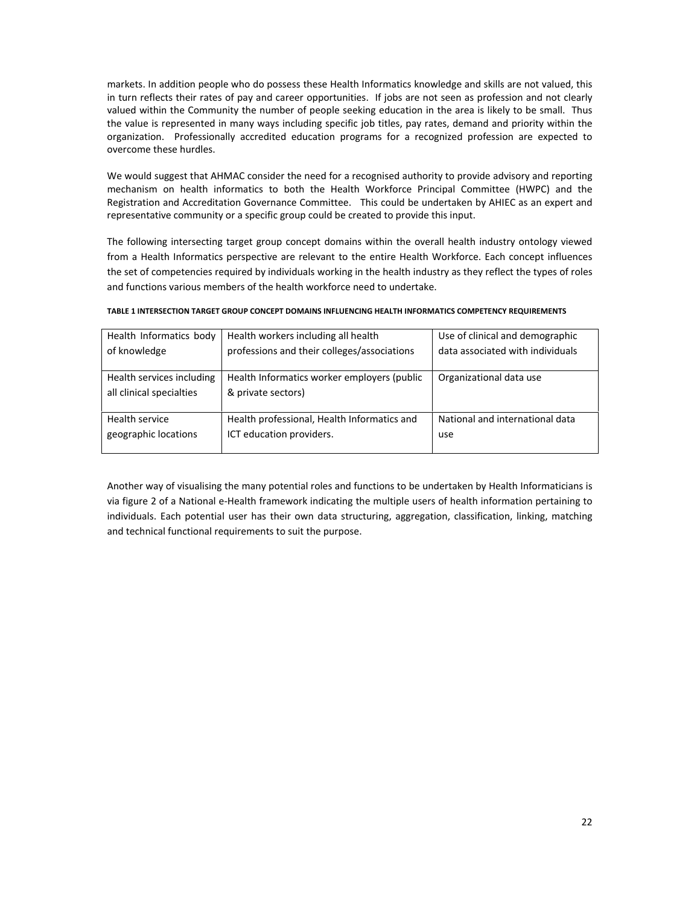markets. In addition people who do possess these Health Informatics knowledge and skills are not valued, this in turn reflects their rates of pay and career opportunities. If jobs are not seen as profession and not clearly valued within the Community the number of people seeking education in the area is likely to be small. Thus the value is represented in many ways including specific job titles, pay rates, demand and priority within the organization. Professionally accredited education programs for a recognized profession are expected to overcome these hurdles.

We would suggest that AHMAC consider the need for a recognised authority to provide advisory and reporting mechanism on health informatics to both the Health Workforce Principal Committee (HWPC) and the Registration and Accreditation Governance Committee. This could be undertaken by AHIEC as an expert and representative community or a specific group could be created to provide this input.

The following intersecting target group concept domains within the overall health industry ontology viewed from a Health Informatics perspective are relevant to the entire Health Workforce. Each concept influences the set of competencies required by individuals working in the health industry as they reflect the types of roles and functions various members of the health workforce need to undertake.

**TABLE 1 INTERSECTION TARGET GROUP CONCEPT DOMAINS INFLUENCING HEALTH INFORMATICS COMPETENCY REQUIREMENTS**

| | | |
|---|---|---|
| Health Informatics body of knowledge | Health workers including all health professions and their colleges/associations | Use of clinical and demographic data associated with individuals |
| Health services including all clinical specialties | Health Informatics worker employers (public & private sectors) | Organizational data use |
| Health service geographic locations | Health professional, Health Informatics and ICT education providers. | National and international data use |

Another way of visualising the many potential roles and functions to be undertaken by Health Informaticians is via figure 2 of a National e-Health framework indicating the multiple users of health information pertaining to individuals. Each potential user has their own data structuring, aggregation, classification, linking, matching and technical functional requirements to suit the purpose.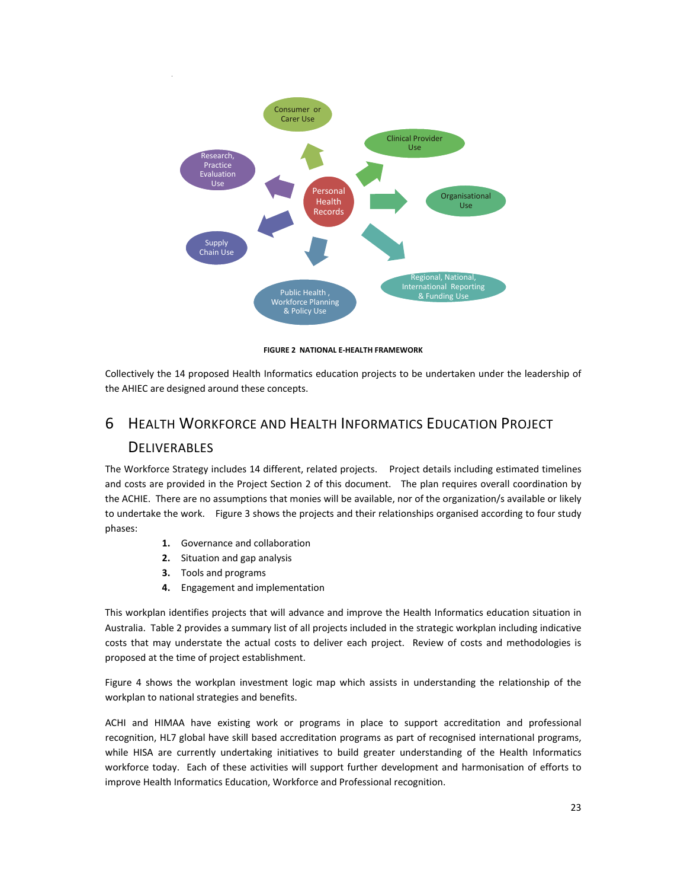Consumer or Carer Use

Clinical Provider Use

Research, Practice Evaluation Use

Personal Health Records

Organisational Use

Supply Chain Use

Regional, National, International Reporting & Funding Use

Public Health , Workforce Planning & Policy Use

**FIGURE 2 NATIONAL E-HEALTH FRAMEWORK**

Collectively the 14 proposed Health Informatics education projects to be undertaken under the leadership of the AHIEC are designed around these concepts.

# 6 HEALTH WORKFORCE AND HEALTH INFORMATICS EDUCATION PROJECT DELIVERABLES

The Workforce Strategy includes 14 different, related projects. Project details including estimated timelines and costs are provided in the Project Section 2 of this document. The plan requires overall coordination by the ACHIE. There are no assumptions that monies will be available, nor of the organization/s available or likely to undertake the work. Figure 3 shows the projects and their relationships organised according to four study phases:

1. Governance and collaboration
2. Situation and gap analysis
3. Tools and programs
4. Engagement and implementation

This workplan identifies projects that will advance and improve the Health Informatics education situation in Australia. Table 2 provides a summary list of all projects included in the strategic workplan including indicative costs that may understate the actual costs to deliver each project. Review of costs and methodologies is proposed at the time of project establishment.

Figure 4 shows the workplan investment logic map which assists in understanding the relationship of the workplan to national strategies and benefits.

ACHI and HIMAA have existing work or programs in place to support accreditation and professional recognition, HL7 global have skill based accreditation programs as part of recognised international programs, while HISA are currently undertaking initiatives to build greater understanding of the Health Informatics workforce today. Each of these activities will support further development and harmonisation of efforts to improve Health Informatics Education, Workforce and Professional recognition.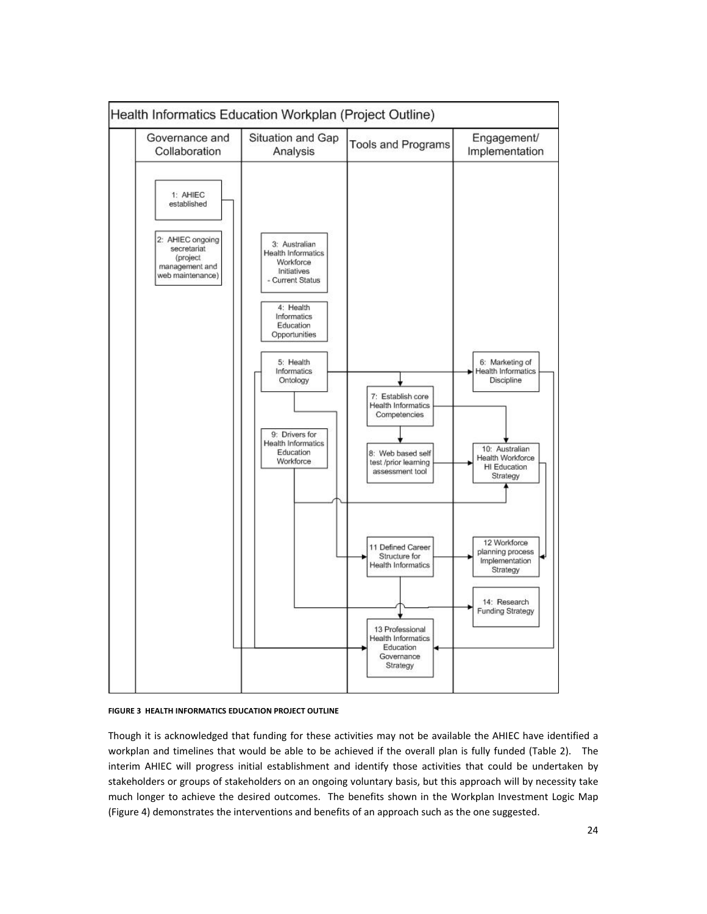Health Informatics Education Workplan (Project Outline)

| Governance and Collaboration | Situation and Gap Analysis | Tools and Programs | Engagement/ Implementation |
|---|---|---|---|
| 1: AHIEC established | | | |
| 2: AHIEC ongoing secretariat (project management and web maintenance) | 3: Australian Health Informatics Workforce Initiatives - Current Status | | |
| | 4: Health Informatics Education Opportunities | | |
| | 5: Health Informatics Ontology | 7: Establish core Health Informatics Competencies | 6: Marketing of Health Informatics Discipline |
| | 9: Drivers for Health Informatics Education Workforce | 8: Web based self test /prior learning assessment tool | 10: Australian Health Workforce HI Education Strategy |
| | | 11 Defined Career Structure for Health Informatics | 12 Workforce planning process Implementation Strategy |
| | | 13 Professional Health Informatics Education Governance Strategy | 14: Research Funding Strategy |

**FIGURE 3 HEALTH INFORMATICS EDUCATION PROJECT OUTLINE**

Though it is acknowledged that funding for these activities may not be available the AHIEC have identified a workplan and timelines that would be able to be achieved if the overall plan is fully funded (Table 2). The interim AHIEC will progress initial establishment and identify those activities that could be undertaken by stakeholders or groups of stakeholders on an ongoing voluntary basis, but this approach will by necessity take much longer to achieve the desired outcomes. The benefits shown in the Workplan Investment Logic Map (Figure 4) demonstrates the interventions and benefits of an approach such as the one suggested.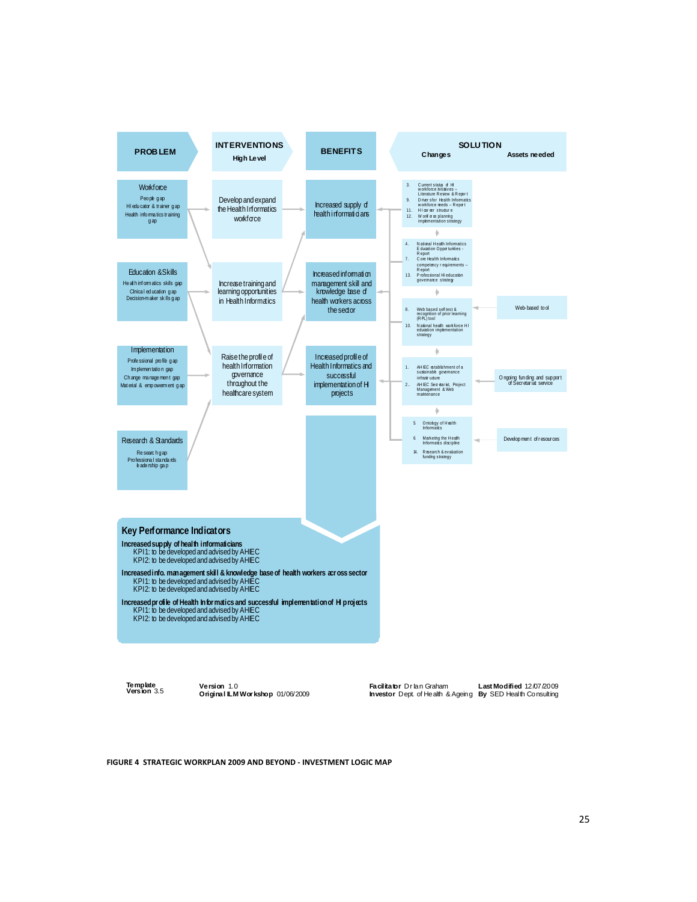| PROBLEM | INTERVENTIONS High Level | BENEFITS | SOLUTION Changes | Assets needed |
|---|---|---|---|---|
| **Workforce** People gap; HI educator & trainer gap; Health informatics training gap | Develop and expand the Health Informatics workforce | Increased supply of health informaticians | 3. Current status of HI workforce initiatives – Literature Review & Report; 9. Drivers for Health Informatics workforce needs – Report; 11. HI career structure; 12. Workforce planning implementation strategy | |
| **Education & Skills** Health informatics skills gap; Clinical education gap; Decision-maker skills gap | Increase training and learning opportunities in Health Informatics | Increased information management skill and knowledge base of health workers across the sector | 4. National Health Informatics Education Opportunities - Report; 7. Core Health Informatics competency requirements – Report; 13. Professional HI education governance strategy | |
| | | | 8. Web based self test & recognition of prior learning (RPL) tool; 10. National health workforce HI education implementation strategy | Web-based tool |
| **Implementation** Professional profile gap; Implementation gap; Change management gap; Material & empowerment gap | Raise the profile of health Information governance throughout the healthcare system | Increased profile of Health Informatics and successful implementation of HI projects | 1. AHIEC establishment of a sustainable governance infrastructure; 2. AHIEC Secretariat, Project Management & Web maintenance | Ongoing funding and support of Secretariat service |
| **Research & Standards** Research gap; Professional standards; leadership gap | | | 5. Ontology of Health Informatics; 6. Marketing the Health Informatics discipline; 14. Research & evaluation funding strategy | Development of resources |

## Key Performance Indicators

**Increased supply of health informaticians**
KPI1: to be developed and advised by AHIEC
KPI2: to be developed and advised by AHIEC

**Increased info. management skill & knowledge base of health workers across sector**
KPI1: to be developed and advised by AHIEC
KPI2: to be developed and advised by AHIEC

**Increased profile of Health Informatics and successful implementation of HI projects**
KPI1: to be developed and advised by AHIEC
KPI2: to be developed and advised by AHIEC

**Template Version** 3.5 | **Version** 1.0 | **Original ILM Workshop** 01/06/2009 | **Facilitator** Dr Ian Graham | **Investor** Dept of Health & Ageing | **Last Modified** 12/07/2009 | **By** SED Health Consulting

**FIGURE 4 STRATEGIC WORKPLAN 2009 AND BEYOND - INVESTMENT LOGIC MAP**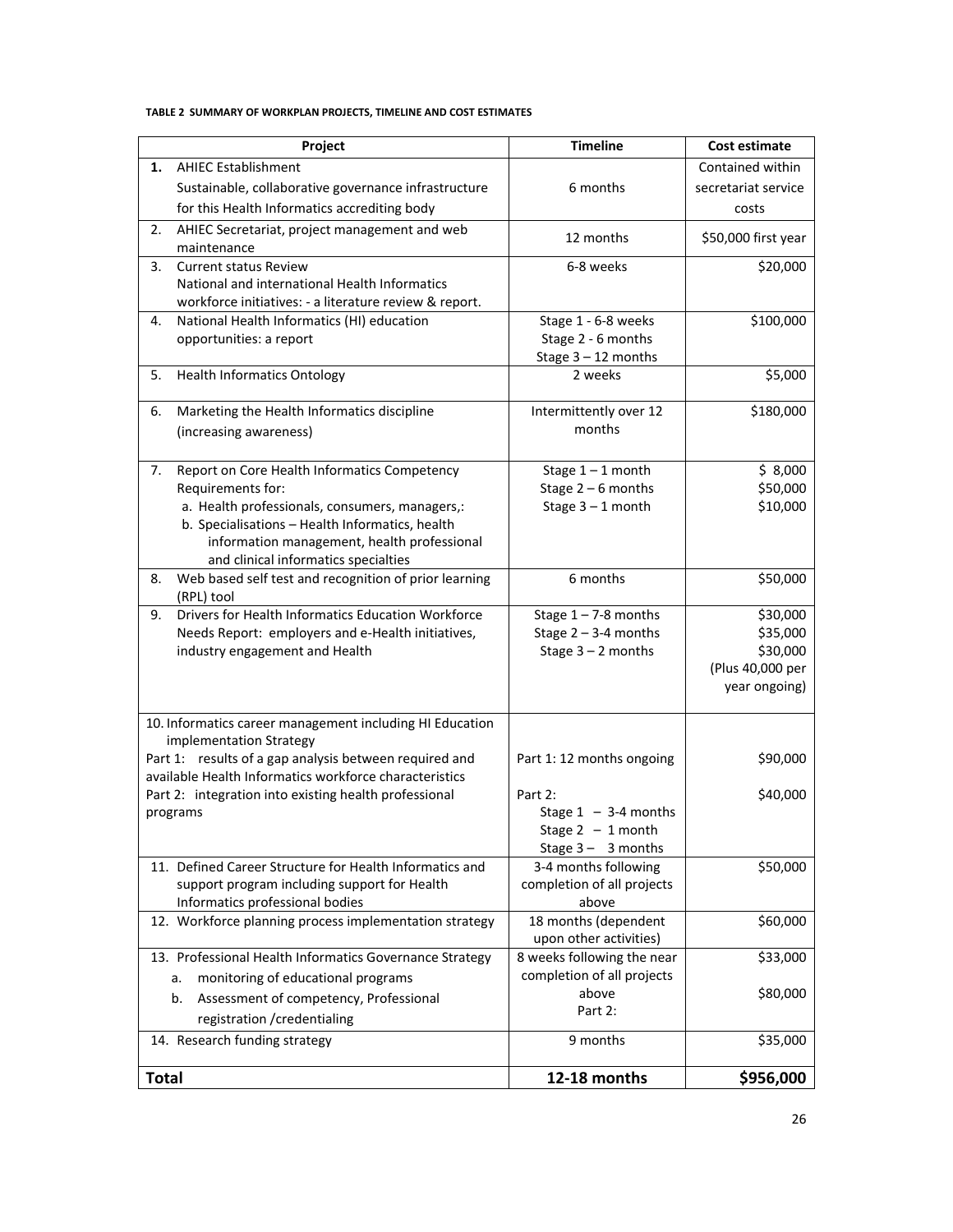**TABLE 2 SUMMARY OF WORKPLAN PROJECTS, TIMELINE AND COST ESTIMATES**

| Project | Timeline | Cost estimate |
|---|---|---|
| **1.** AHIEC Establishment<br>Sustainable, collaborative governance infrastructure for this Health Informatics accrediting body | 6 months | Contained within secretariat service costs |
| 2. AHIEC Secretariat, project management and web maintenance | 12 months | $50,000 first year |
| 3. Current status Review<br>National and international Health Informatics workforce initiatives: - a literature review & report. | 6-8 weeks | $20,000 |
| 4. National Health Informatics (HI) education opportunities: a report | Stage 1 - 6-8 weeks<br>Stage 2 - 6 months<br>Stage 3 – 12 months | $100,000 |
| 5. Health Informatics Ontology | 2 weeks | $5,000 |
| 6. Marketing the Health Informatics discipline (increasing awareness) | Intermittently over 12 months | $180,000 |
| 7. Report on Core Health Informatics Competency Requirements for:<br>a. Health professionals, consumers, managers,:<br>b. Specialisations – Health Informatics, health information management, health professional and clinical informatics specialties | Stage 1 – 1 month<br>Stage 2 – 6 months<br>Stage 3 – 1 month | $ 8,000<br>$50,000<br>$10,000 |
| 8. Web based self test and recognition of prior learning (RPL) tool | 6 months | $50,000 |
| 9. Drivers for Health Informatics Education Workforce Needs Report: employers and e-Health initiatives, industry engagement and Health | Stage 1 – 7-8 months<br>Stage 2 – 3-4 months<br>Stage 3 – 2 months | $30,000<br>$35,000<br>$30,000<br>(Plus 40,000 per year ongoing) |
| 10. Informatics career management including HI Education implementation Strategy<br>Part 1: results of a gap analysis between required and available Health Informatics workforce characteristics<br>Part 2: integration into existing health professional programs | Part 1: 12 months ongoing<br>Part 2:<br>Stage 1 – 3-4 months<br>Stage 2 – 1 month<br>Stage 3 – 3 months | $90,000<br>$40,000 |
| 11. Defined Career Structure for Health Informatics and support program including support for Health Informatics professional bodies | 3-4 months following completion of all projects above | $50,000 |
| 12. Workforce planning process implementation strategy | 18 months (dependent upon other activities) | $60,000 |
| 13. Professional Health Informatics Governance Strategy<br>a. monitoring of educational programs<br>b. Assessment of competency, Professional registration /credentialing | 8 weeks following the near completion of all projects above<br>Part 2: | $33,000<br>$80,000 |
| 14. Research funding strategy | 9 months | $35,000 |
| **Total** | **12-18 months** | **$956,000** |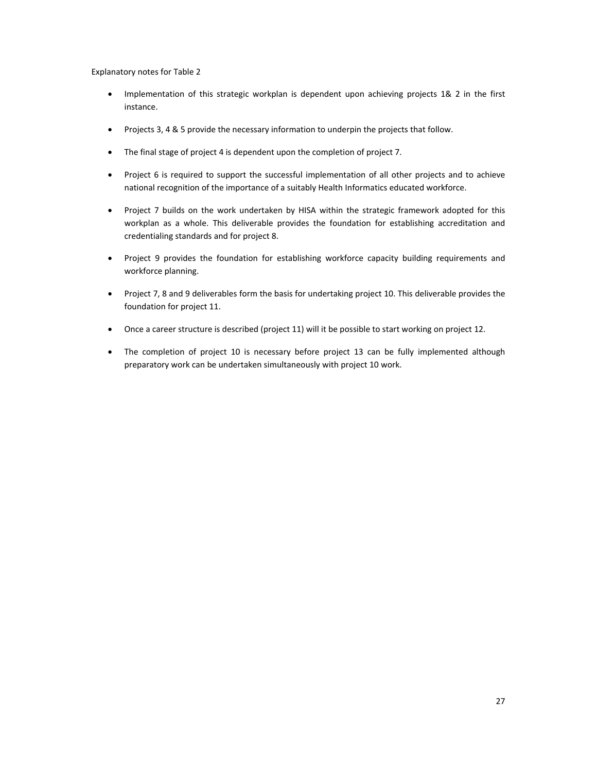Explanatory notes for Table 2

- Implementation of this strategic workplan is dependent upon achieving projects 1& 2 in the first instance.
- Projects 3, 4 & 5 provide the necessary information to underpin the projects that follow.
- The final stage of project 4 is dependent upon the completion of project 7.
- Project 6 is required to support the successful implementation of all other projects and to achieve national recognition of the importance of a suitably Health Informatics educated workforce.
- Project 7 builds on the work undertaken by HISA within the strategic framework adopted for this workplan as a whole. This deliverable provides the foundation for establishing accreditation and credentialing standards and for project 8.
- Project 9 provides the foundation for establishing workforce capacity building requirements and workforce planning.
- Project 7, 8 and 9 deliverables form the basis for undertaking project 10. This deliverable provides the foundation for project 11.
- Once a career structure is described (project 11) will it be possible to start working on project 12.
- The completion of project 10 is necessary before project 13 can be fully implemented although preparatory work can be undertaken simultaneously with project 10 work.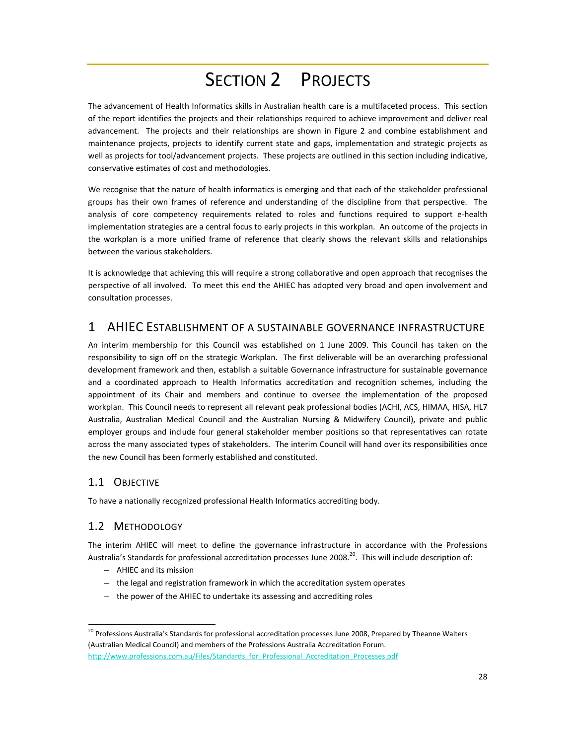# SECTION 2 PROJECTS

The advancement of Health Informatics skills in Australian health care is a multifaceted process. This section of the report identifies the projects and their relationships required to achieve improvement and deliver real advancement. The projects and their relationships are shown in Figure 2 and combine establishment and maintenance projects, projects to identify current state and gaps, implementation and strategic projects as well as projects for tool/advancement projects. These projects are outlined in this section including indicative, conservative estimates of cost and methodologies.

We recognise that the nature of health informatics is emerging and that each of the stakeholder professional groups has their own frames of reference and understanding of the discipline from that perspective. The analysis of core competency requirements related to roles and functions required to support e-health implementation strategies are a central focus to early projects in this workplan. An outcome of the projects in the workplan is a more unified frame of reference that clearly shows the relevant skills and relationships between the various stakeholders.

It is acknowledge that achieving this will require a strong collaborative and open approach that recognises the perspective of all involved. To meet this end the AHIEC has adopted very broad and open involvement and consultation processes.

## 1 AHIEC ESTABLISHMENT OF A SUSTAINABLE GOVERNANCE INFRASTRUCTURE

An interim membership for this Council was established on 1 June 2009. This Council has taken on the responsibility to sign off on the strategic Workplan. The first deliverable will be an overarching professional development framework and then, establish a suitable Governance infrastructure for sustainable governance and a coordinated approach to Health Informatics accreditation and recognition schemes, including the appointment of its Chair and members and continue to oversee the implementation of the proposed workplan. This Council needs to represent all relevant peak professional bodies (ACHI, ACS, HIMAA, HISA, HL7 Australia, Australian Medical Council and the Australian Nursing & Midwifery Council), private and public employer groups and include four general stakeholder member positions so that representatives can rotate across the many associated types of stakeholders. The interim Council will hand over its responsibilities once the new Council has been formerly established and constituted.

### 1.1 OBJECTIVE

To have a nationally recognized professional Health Informatics accrediting body.

### 1.2 METHODOLOGY

The interim AHIEC will meet to define the governance infrastructure in accordance with the Professions Australia's Standards for professional accreditation processes June 2008.[20]. This will include description of:

- AHIEC and its mission
- the legal and registration framework in which the accreditation system operates
- the power of the AHIEC to undertake its assessing and accrediting roles

---

[20] Professions Australia's Standards for professional accreditation processes June 2008, Prepared by Theanne Walters (Australian Medical Council) and members of the Professions Australia Accreditation Forum. http://www.professions.com.au/Files/Standards_for_Professional_Accreditation_Processes.pdf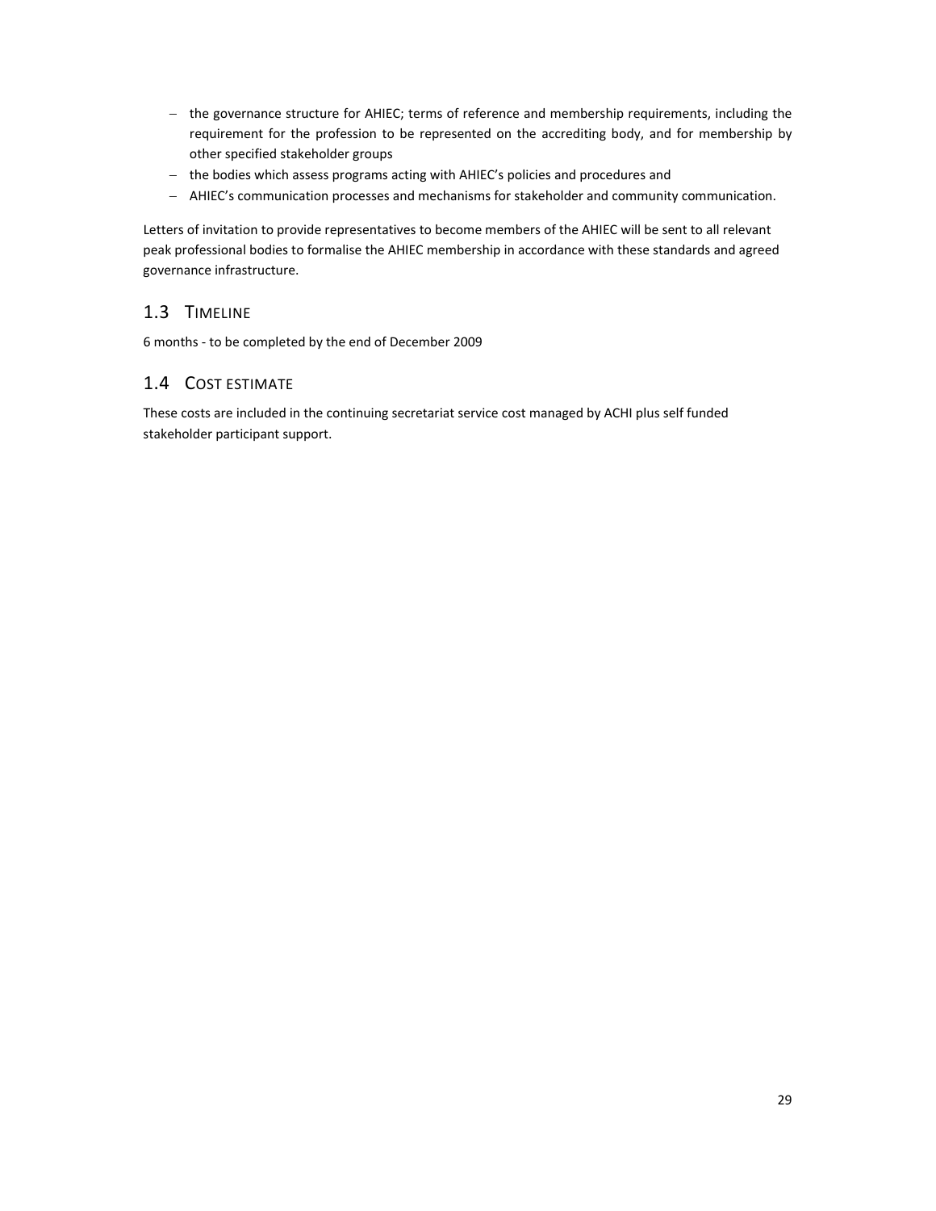- the governance structure for AHIEC; terms of reference and membership requirements, including the requirement for the profession to be represented on the accrediting body, and for membership by other specified stakeholder groups
- the bodies which assess programs acting with AHIEC's policies and procedures and
- AHIEC's communication processes and mechanisms for stakeholder and community communication.

Letters of invitation to provide representatives to become members of the AHIEC will be sent to all relevant peak professional bodies to formalise the AHIEC membership in accordance with these standards and agreed governance infrastructure.

## 1.3 Timeline

6 months - to be completed by the end of December 2009

## 1.4 Cost estimate

These costs are included in the continuing secretariat service cost managed by ACHI plus self funded stakeholder participant support.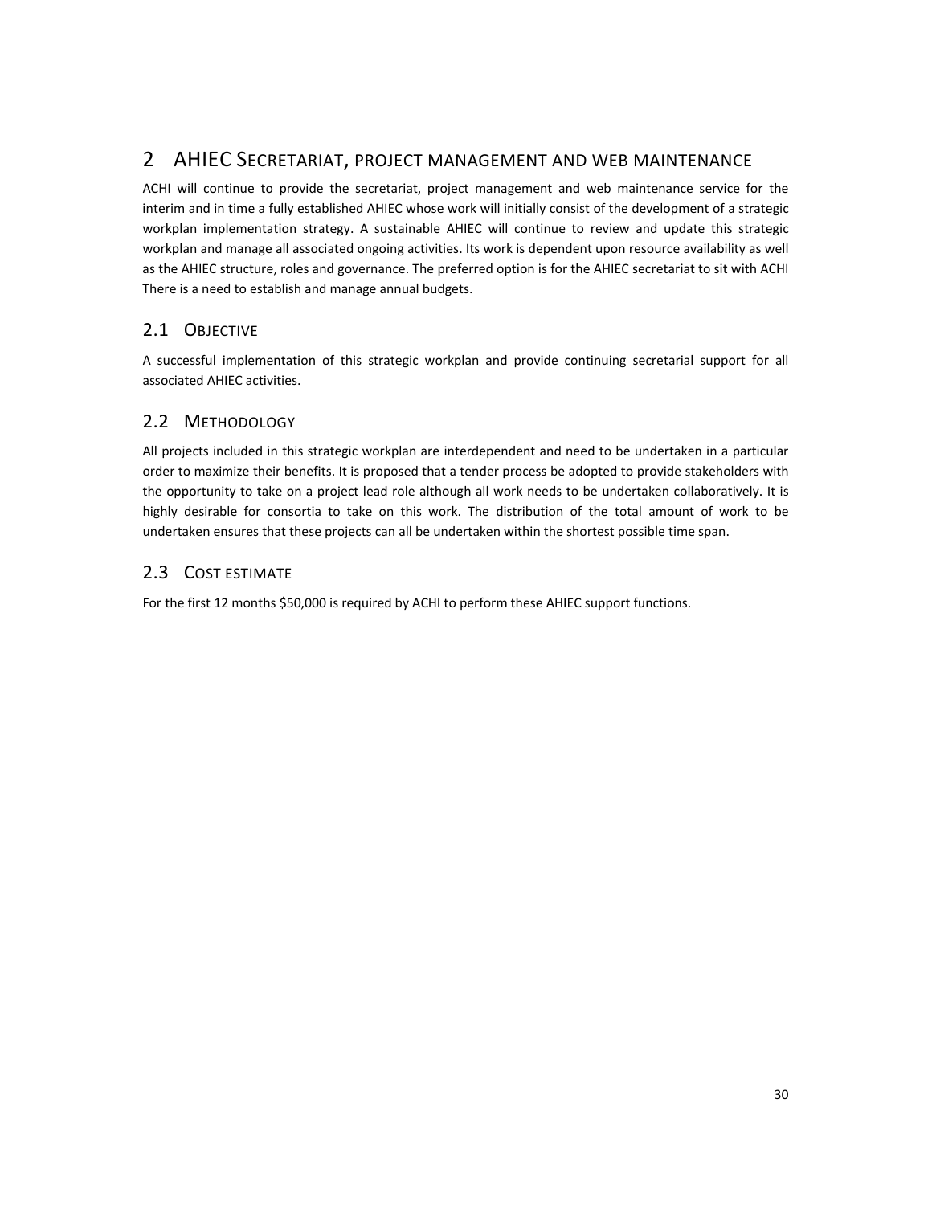# 2 AHIEC Secretariat, project management and web maintenance

ACHI will continue to provide the secretariat, project management and web maintenance service for the interim and in time a fully established AHIEC whose work will initially consist of the development of a strategic workplan implementation strategy. A sustainable AHIEC will continue to review and update this strategic workplan and manage all associated ongoing activities. Its work is dependent upon resource availability as well as the AHIEC structure, roles and governance. The preferred option is for the AHIEC secretariat to sit with ACHI There is a need to establish and manage annual budgets.

## 2.1 Objective

A successful implementation of this strategic workplan and provide continuing secretarial support for all associated AHIEC activities.

## 2.2 Methodology

All projects included in this strategic workplan are interdependent and need to be undertaken in a particular order to maximize their benefits. It is proposed that a tender process be adopted to provide stakeholders with the opportunity to take on a project lead role although all work needs to be undertaken collaboratively. It is highly desirable for consortia to take on this work. The distribution of the total amount of work to be undertaken ensures that these projects can all be undertaken within the shortest possible time span.

## 2.3 Cost estimate

For the first 12 months $50,000 is required by ACHI to perform these AHIEC support functions.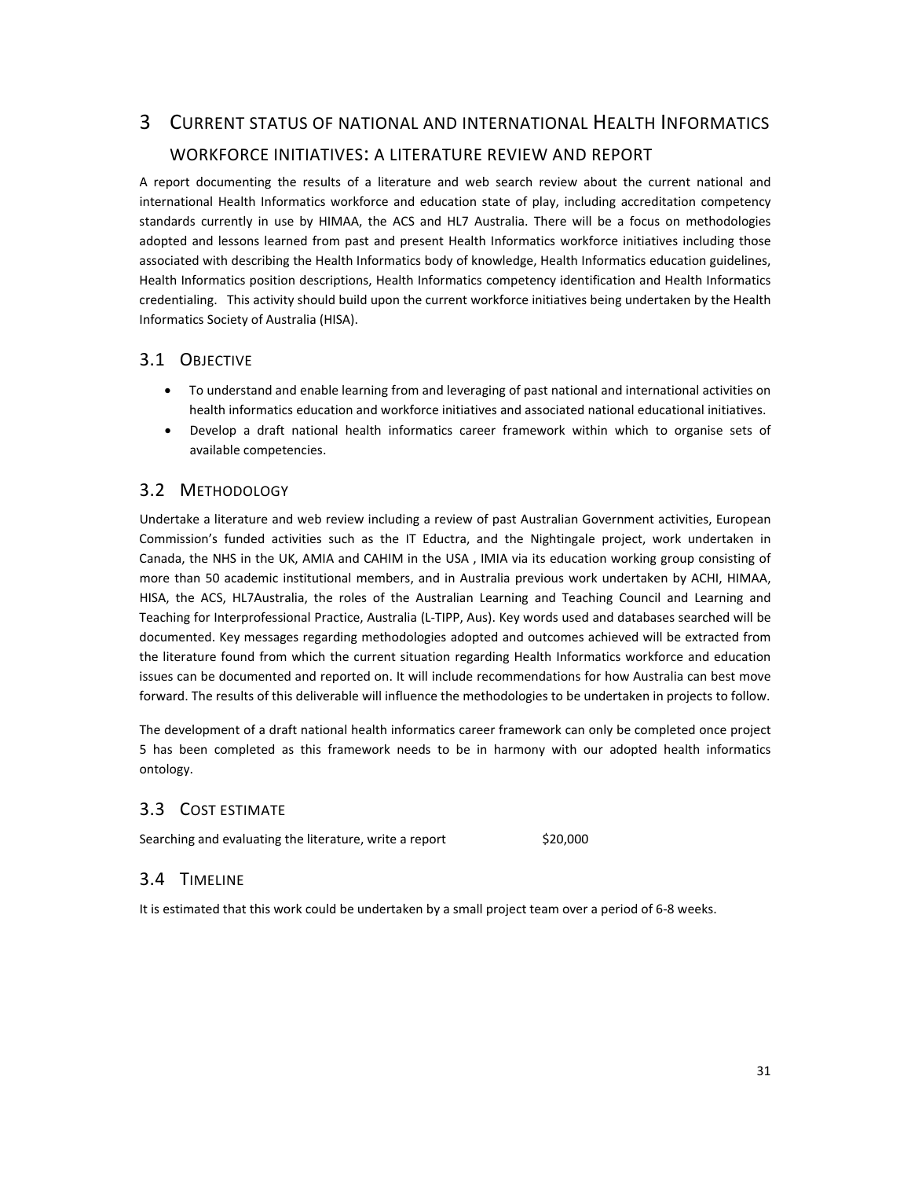# 3 Current status of national and international Health Informatics workforce initiatives: a literature review and report

A report documenting the results of a literature and web search review about the current national and international Health Informatics workforce and education state of play, including accreditation competency standards currently in use by HIMAA, the ACS and HL7 Australia. There will be a focus on methodologies adopted and lessons learned from past and present Health Informatics workforce initiatives including those associated with describing the Health Informatics body of knowledge, Health Informatics education guidelines, Health Informatics position descriptions, Health Informatics competency identification and Health Informatics credentialing. This activity should build upon the current workforce initiatives being undertaken by the Health Informatics Society of Australia (HISA).

## 3.1 Objective

- To understand and enable learning from and leveraging of past national and international activities on health informatics education and workforce initiatives and associated national educational initiatives.
- Develop a draft national health informatics career framework within which to organise sets of available competencies.

## 3.2 Methodology

Undertake a literature and web review including a review of past Australian Government activities, European Commission's funded activities such as the IT Eductra, and the Nightingale project, work undertaken in Canada, the NHS in the UK, AMIA and CAHIM in the USA , IMIA via its education working group consisting of more than 50 academic institutional members, and in Australia previous work undertaken by ACHI, HIMAA, HISA, the ACS, HL7Australia, the roles of the Australian Learning and Teaching Council and Learning and Teaching for Interprofessional Practice, Australia (L-TIPP, Aus). Key words used and databases searched will be documented. Key messages regarding methodologies adopted and outcomes achieved will be extracted from the literature found from which the current situation regarding Health Informatics workforce and education issues can be documented and reported on. It will include recommendations for how Australia can best move forward. The results of this deliverable will influence the methodologies to be undertaken in projects to follow.

The development of a draft national health informatics career framework can only be completed once project 5 has been completed as this framework needs to be in harmony with our adopted health informatics ontology.

## 3.3 Cost estimate

| Searching and evaluating the literature, write a report | $20,000 |
|---|---|

## 3.4 Timeline

It is estimated that this work could be undertaken by a small project team over a period of 6-8 weeks.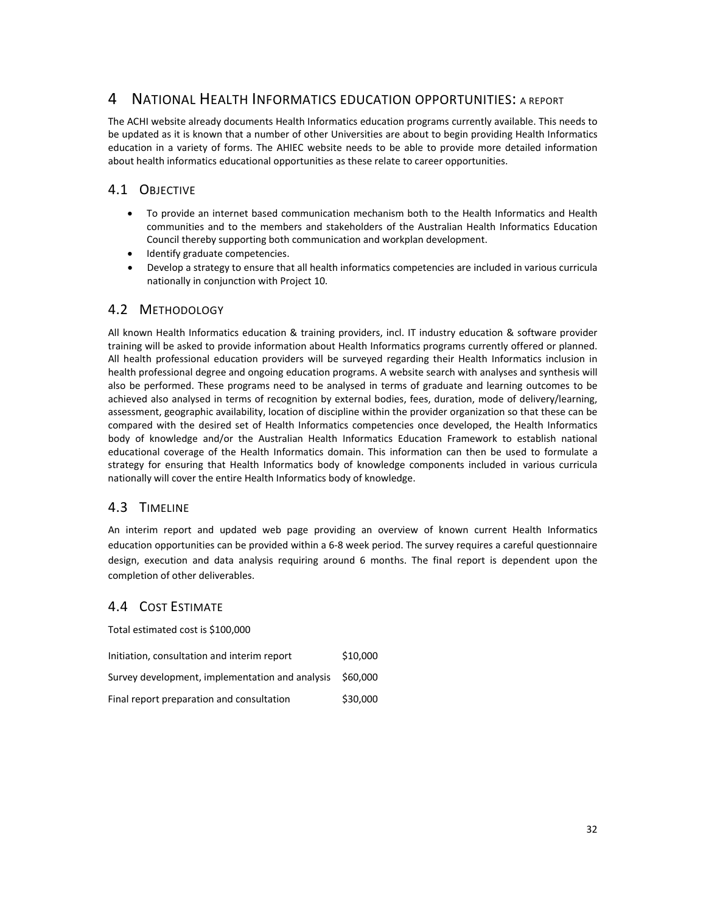# 4 National Health Informatics education opportunities: a report

The ACHI website already documents Health Informatics education programs currently available. This needs to be updated as it is known that a number of other Universities are about to begin providing Health Informatics education in a variety of forms. The AHIEC website needs to be able to provide more detailed information about health informatics educational opportunities as these relate to career opportunities.

## 4.1 Objective

- To provide an internet based communication mechanism both to the Health Informatics and Health communities and to the members and stakeholders of the Australian Health Informatics Education Council thereby supporting both communication and workplan development.
- Identify graduate competencies.
- Develop a strategy to ensure that all health informatics competencies are included in various curricula nationally in conjunction with Project 10.

## 4.2 Methodology

All known Health Informatics education & training providers, incl. IT industry education & software provider training will be asked to provide information about Health Informatics programs currently offered or planned. All health professional education providers will be surveyed regarding their Health Informatics inclusion in health professional degree and ongoing education programs. A website search with analyses and synthesis will also be performed. These programs need to be analysed in terms of graduate and learning outcomes to be achieved also analysed in terms of recognition by external bodies, fees, duration, mode of delivery/learning, assessment, geographic availability, location of discipline within the provider organization so that these can be compared with the desired set of Health Informatics competencies once developed, the Health Informatics body of knowledge and/or the Australian Health Informatics Education Framework to establish national educational coverage of the Health Informatics domain. This information can then be used to formulate a strategy for ensuring that Health Informatics body of knowledge components included in various curricula nationally will cover the entire Health Informatics body of knowledge.

## 4.3 Timeline

An interim report and updated web page providing an overview of known current Health Informatics education opportunities can be provided within a 6-8 week period. The survey requires a careful questionnaire design, execution and data analysis requiring around 6 months. The final report is dependent upon the completion of other deliverables.

## 4.4 Cost Estimate

Total estimated cost is $100,000

| | |
|---|---|
| Initiation, consultation and interim report | $10,000 |
| Survey development, implementation and analysis | $60,000 |
| Final report preparation and consultation | $30,000 |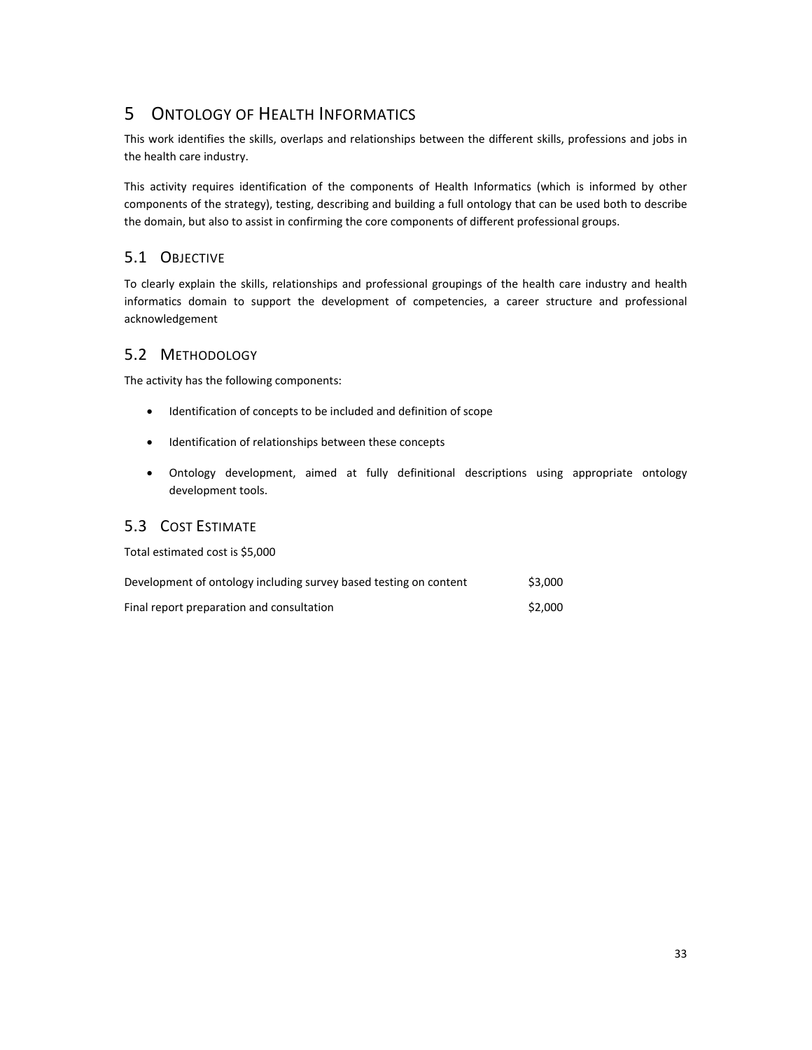# 5 Ontology of Health Informatics

This work identifies the skills, overlaps and relationships between the different skills, professions and jobs in the health care industry.

This activity requires identification of the components of Health Informatics (which is informed by other components of the strategy), testing, describing and building a full ontology that can be used both to describe the domain, but also to assist in confirming the core components of different professional groups.

## 5.1 Objective

To clearly explain the skills, relationships and professional groupings of the health care industry and health informatics domain to support the development of competencies, a career structure and professional acknowledgement

## 5.2 Methodology

The activity has the following components:

- Identification of concepts to be included and definition of scope
- Identification of relationships between these concepts
- Ontology development, aimed at fully definitional descriptions using appropriate ontology development tools.

## 5.3 Cost Estimate

Total estimated cost is $5,000

| | |
|---|---|
| Development of ontology including survey based testing on content | $3,000 |
| Final report preparation and consultation | $2,000 |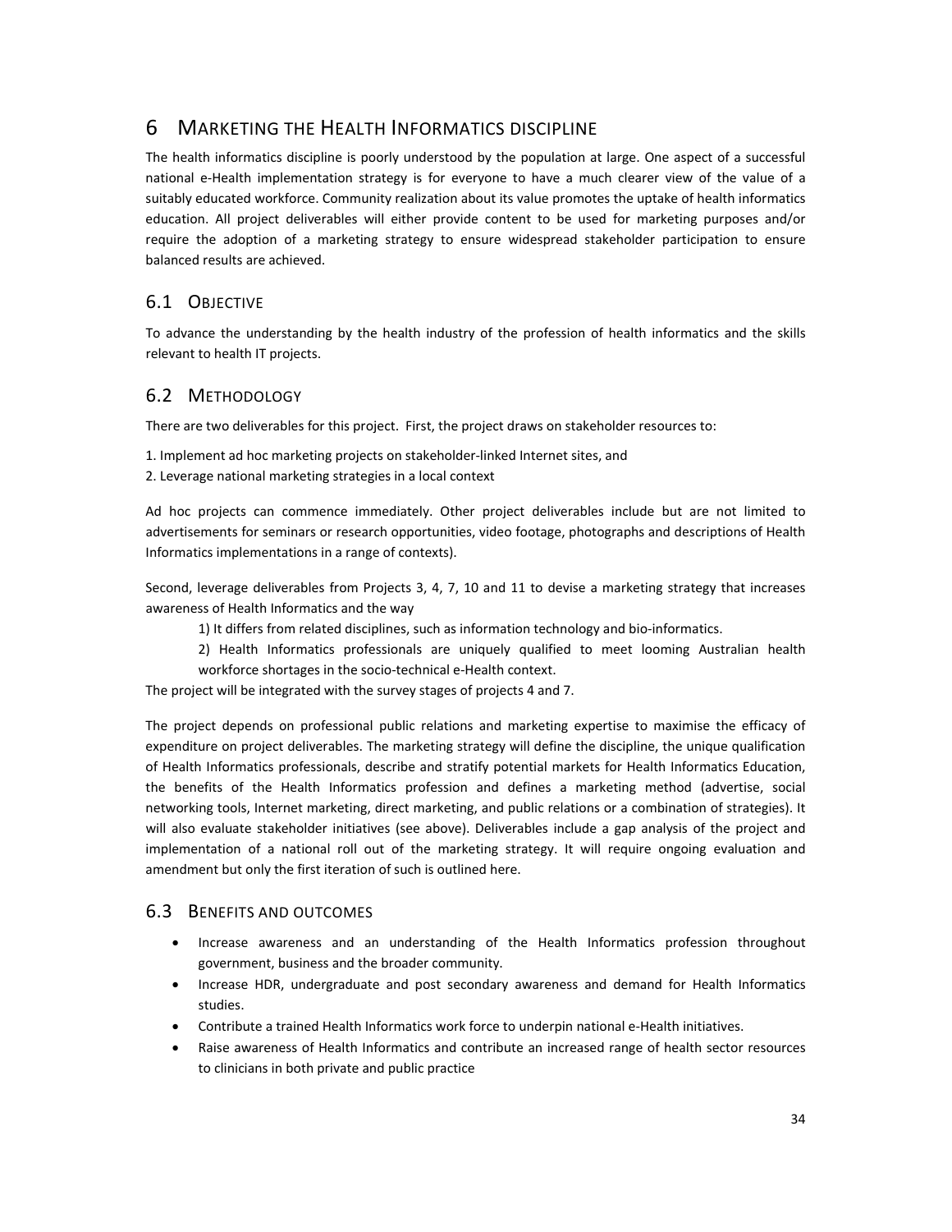# 6 Marketing the Health Informatics discipline

The health informatics discipline is poorly understood by the population at large. One aspect of a successful national e-Health implementation strategy is for everyone to have a much clearer view of the value of a suitably educated workforce. Community realization about its value promotes the uptake of health informatics education. All project deliverables will either provide content to be used for marketing purposes and/or require the adoption of a marketing strategy to ensure widespread stakeholder participation to ensure balanced results are achieved.

## 6.1 Objective

To advance the understanding by the health industry of the profession of health informatics and the skills relevant to health IT projects.

## 6.2 Methodology

There are two deliverables for this project. First, the project draws on stakeholder resources to:

1. Implement ad hoc marketing projects on stakeholder-linked Internet sites, and
2. Leverage national marketing strategies in a local context

Ad hoc projects can commence immediately. Other project deliverables include but are not limited to advertisements for seminars or research opportunities, video footage, photographs and descriptions of Health Informatics implementations in a range of contexts).

Second, leverage deliverables from Projects 3, 4, 7, 10 and 11 to devise a marketing strategy that increases awareness of Health Informatics and the way

1) It differs from related disciplines, such as information technology and bio-informatics.

2) Health Informatics professionals are uniquely qualified to meet looming Australian health workforce shortages in the socio-technical e-Health context.

The project will be integrated with the survey stages of projects 4 and 7.

The project depends on professional public relations and marketing expertise to maximise the efficacy of expenditure on project deliverables. The marketing strategy will define the discipline, the unique qualification of Health Informatics professionals, describe and stratify potential markets for Health Informatics Education, the benefits of the Health Informatics profession and defines a marketing method (advertise, social networking tools, Internet marketing, direct marketing, and public relations or a combination of strategies). It will also evaluate stakeholder initiatives (see above). Deliverables include a gap analysis of the project and implementation of a national roll out of the marketing strategy. It will require ongoing evaluation and amendment but only the first iteration of such is outlined here.

## 6.3 Benefits and outcomes

- Increase awareness and an understanding of the Health Informatics profession throughout government, business and the broader community.
- Increase HDR, undergraduate and post secondary awareness and demand for Health Informatics studies.
- Contribute a trained Health Informatics work force to underpin national e-Health initiatives.
- Raise awareness of Health Informatics and contribute an increased range of health sector resources to clinicians in both private and public practice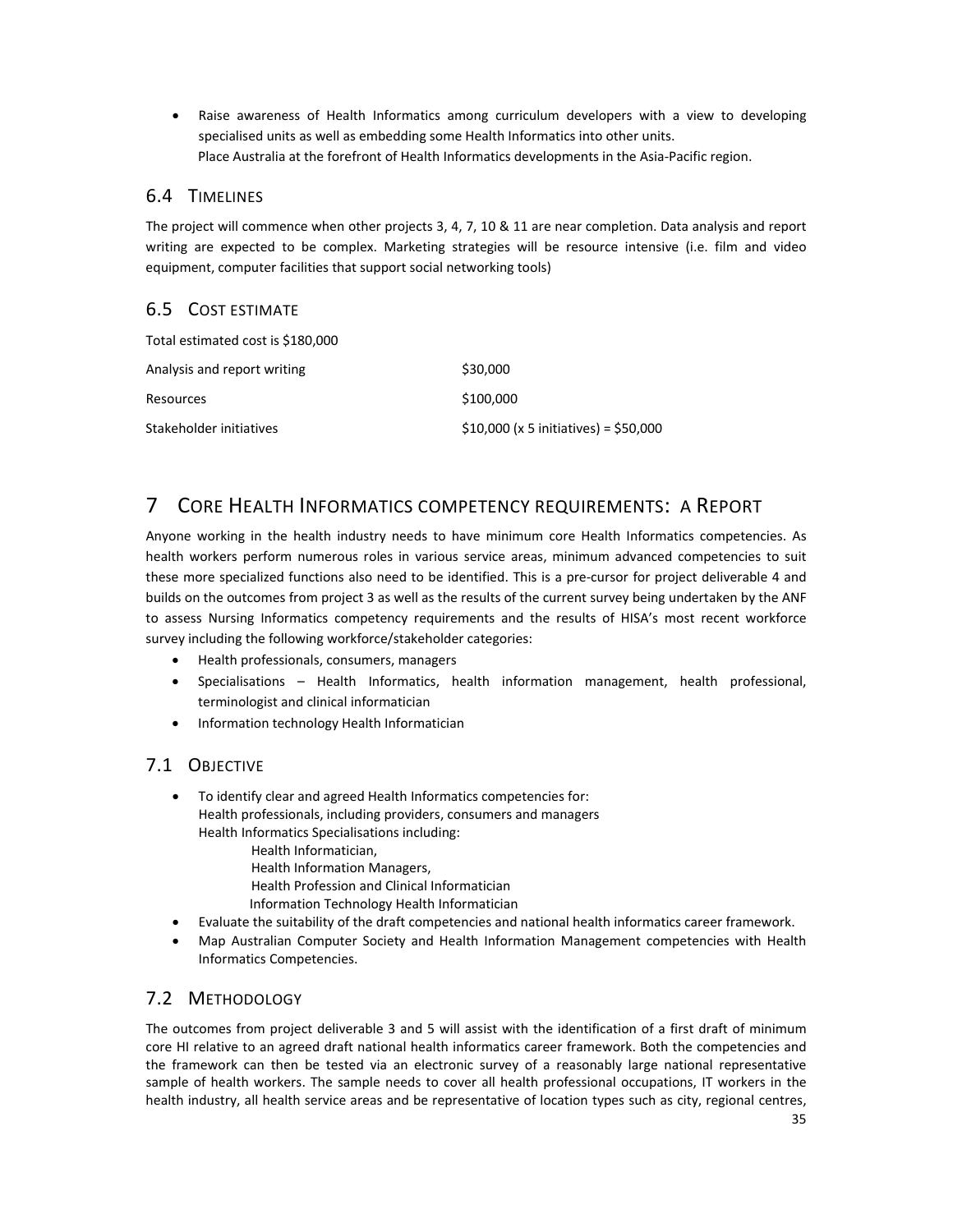- Raise awareness of Health Informatics among curriculum developers with a view to developing specialised units as well as embedding some Health Informatics into other units.
  Place Australia at the forefront of Health Informatics developments in the Asia-Pacific region.

## 6.4 Timelines

The project will commence when other projects 3, 4, 7, 10 & 11 are near completion. Data analysis and report writing are expected to be complex. Marketing strategies will be resource intensive (i.e. film and video equipment, computer facilities that support social networking tools)

## 6.5 Cost estimate

Total estimated cost is $180,000

| | |
|---|---|
| Analysis and report writing | $30,000 |
| Resources | $100,000 |
| Stakeholder initiatives | $10,000 (x 5 initiatives) = $50,000 |

# 7 Core Health Informatics competency requirements: A Report

Anyone working in the health industry needs to have minimum core Health Informatics competencies. As health workers perform numerous roles in various service areas, minimum advanced competencies to suit these more specialized functions also need to be identified. This is a pre-cursor for project deliverable 4 and builds on the outcomes from project 3 as well as the results of the current survey being undertaken by the ANF to assess Nursing Informatics competency requirements and the results of HISA's most recent workforce survey including the following workforce/stakeholder categories:

- Health professionals, consumers, managers
- Specialisations – Health Informatics, health information management, health professional, terminologist and clinical informatician
- Information technology Health Informatician

## 7.1 Objective

- To identify clear and agreed Health Informatics competencies for:
  Health professionals, including providers, consumers and managers
  Health Informatics Specialisations including:
  - Health Informatician,
  - Health Information Managers,
  - Health Profession and Clinical Informatician
  - Information Technology Health Informatician
- Evaluate the suitability of the draft competencies and national health informatics career framework.
- Map Australian Computer Society and Health Information Management competencies with Health Informatics Competencies.

## 7.2 Methodology

The outcomes from project deliverable 3 and 5 will assist with the identification of a first draft of minimum core HI relative to an agreed draft national health informatics career framework. Both the competencies and the framework can then be tested via an electronic survey of a reasonably large national representative sample of health workers. The sample needs to cover all health professional occupations, IT workers in the health industry, all health service areas and be representative of location types such as city, regional centres,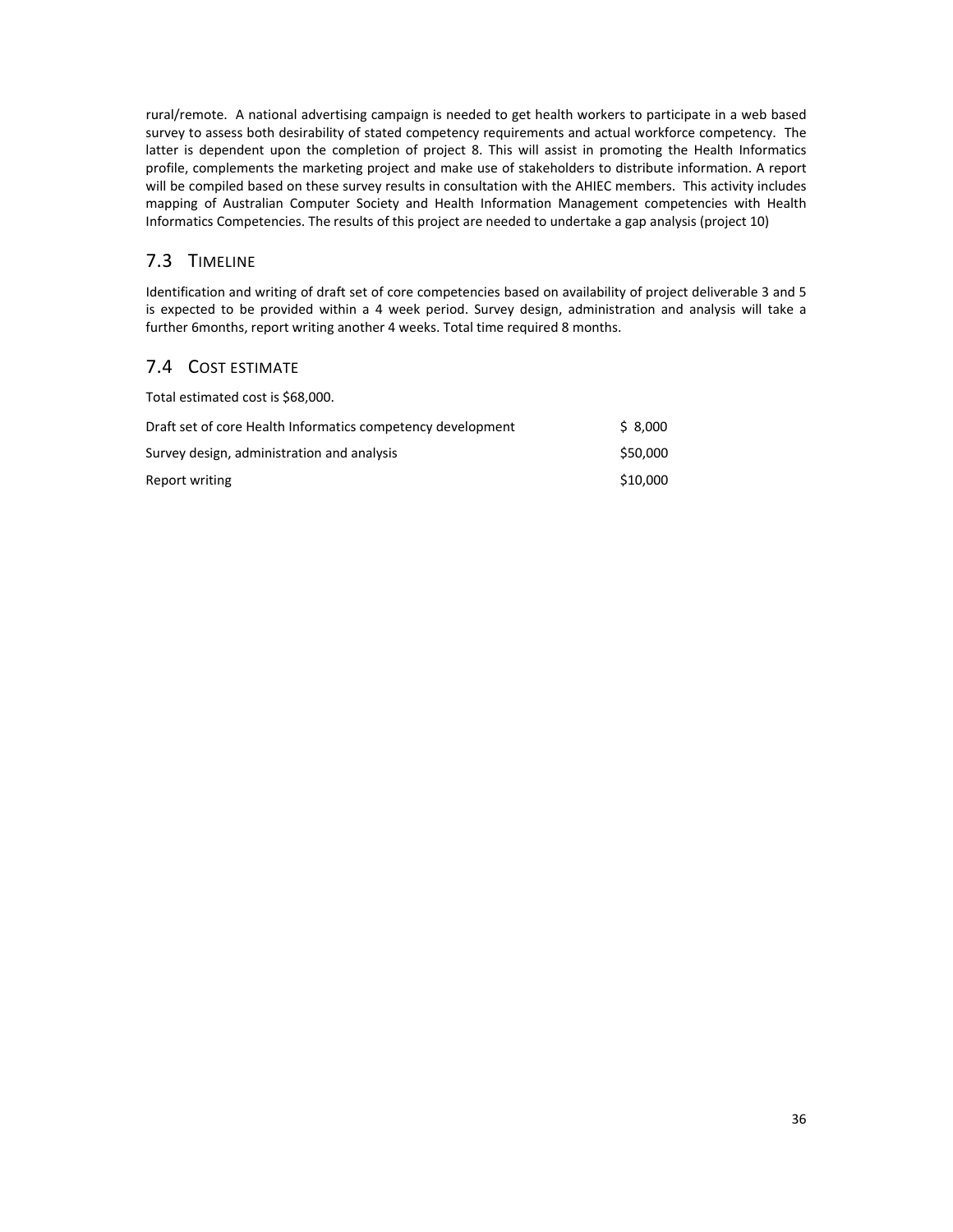rural/remote. A national advertising campaign is needed to get health workers to participate in a web based survey to assess both desirability of stated competency requirements and actual workforce competency. The latter is dependent upon the completion of project 8. This will assist in promoting the Health Informatics profile, complements the marketing project and make use of stakeholders to distribute information. A report will be compiled based on these survey results in consultation with the AHIEC members. This activity includes mapping of Australian Computer Society and Health Information Management competencies with Health Informatics Competencies. The results of this project are needed to undertake a gap analysis (project 10)

## 7.3 Timeline

Identification and writing of draft set of core competencies based on availability of project deliverable 3 and 5 is expected to be provided within a 4 week period. Survey design, administration and analysis will take a further 6months, report writing another 4 weeks. Total time required 8 months.

## 7.4 Cost estimate

Total estimated cost is $68,000.

| | |
|---|---|
| Draft set of core Health Informatics competency development | $ 8,000 |
| Survey design, administration and analysis | $50,000 |
| Report writing | $10,000 |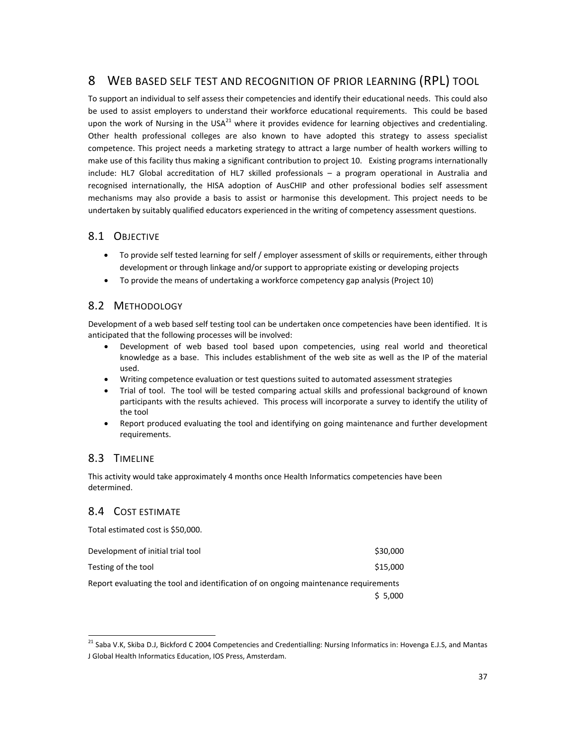# 8 WEB BASED SELF TEST AND RECOGNITION OF PRIOR LEARNING (RPL) TOOL

To support an individual to self assess their competencies and identify their educational needs. This could also be used to assist employers to understand their workforce educational requirements. This could be based upon the work of Nursing in the USA[21] where it provides evidence for learning objectives and credentialing. Other health professional colleges are also known to have adopted this strategy to assess specialist competence. This project needs a marketing strategy to attract a large number of health workers willing to make use of this facility thus making a significant contribution to project 10. Existing programs internationally include: HL7 Global accreditation of HL7 skilled professionals – a program operational in Australia and recognised internationally, the HISA adoption of AusCHIP and other professional bodies self assessment mechanisms may also provide a basis to assist or harmonise this development. This project needs to be undertaken by suitably qualified educators experienced in the writing of competency assessment questions.

## 8.1 OBJECTIVE

- To provide self tested learning for self / employer assessment of skills or requirements, either through development or through linkage and/or support to appropriate existing or developing projects
- To provide the means of undertaking a workforce competency gap analysis (Project 10)

## 8.2 METHODOLOGY

Development of a web based self testing tool can be undertaken once competencies have been identified. It is anticipated that the following processes will be involved:

- Development of web based tool based upon competencies, using real world and theoretical knowledge as a base. This includes establishment of the web site as well as the IP of the material used.
- Writing competence evaluation or test questions suited to automated assessment strategies
- Trial of tool. The tool will be tested comparing actual skills and professional background of known participants with the results achieved. This process will incorporate a survey to identify the utility of the tool
- Report produced evaluating the tool and identifying on going maintenance and further development requirements.

## 8.3 TIMELINE

This activity would take approximately 4 months once Health Informatics competencies have been determined.

## 8.4 COST ESTIMATE

Total estimated cost is $50,000.

| | |
|---|---|
| Development of initial trial tool | $30,000 |
| Testing of the tool | $15,000 |
| Report evaluating the tool and identification of on ongoing maintenance requirements | $ 5,000 |

[21] Saba V.K, Skiba D.J, Bickford C 2004 Competencies and Credentialling: Nursing Informatics in: Hovenga E.J.S, and Mantas J Global Health Informatics Education, IOS Press, Amsterdam.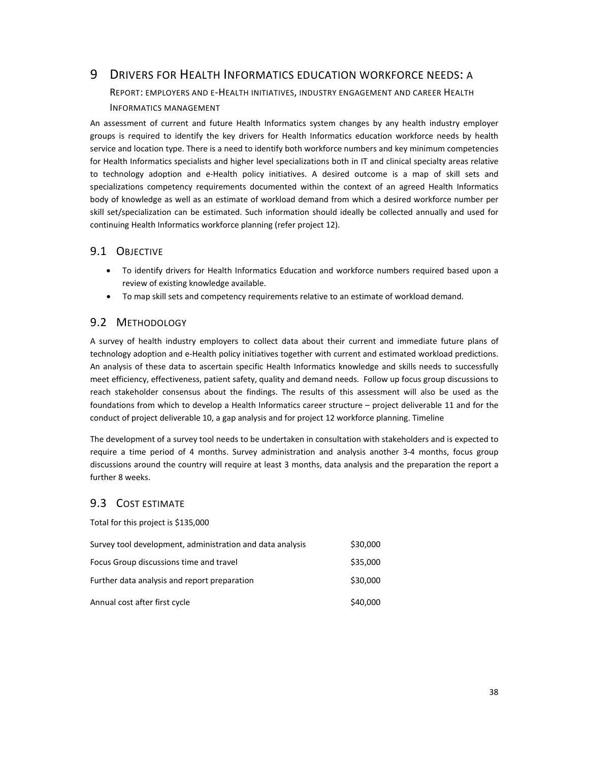# 9 DRIVERS FOR HEALTH INFORMATICS EDUCATION WORKFORCE NEEDS: A REPORT: EMPLOYERS AND E-HEALTH INITIATIVES, INDUSTRY ENGAGEMENT AND CAREER HEALTH INFORMATICS MANAGEMENT

An assessment of current and future Health Informatics system changes by any health industry employer groups is required to identify the key drivers for Health Informatics education workforce needs by health service and location type. There is a need to identify both workforce numbers and key minimum competencies for Health Informatics specialists and higher level specializations both in IT and clinical specialty areas relative to technology adoption and e-Health policy initiatives. A desired outcome is a map of skill sets and specializations competency requirements documented within the context of an agreed Health Informatics body of knowledge as well as an estimate of workload demand from which a desired workforce number per skill set/specialization can be estimated. Such information should ideally be collected annually and used for continuing Health Informatics workforce planning (refer project 12).

## 9.1 OBJECTIVE

- To identify drivers for Health Informatics Education and workforce numbers required based upon a review of existing knowledge available.
- To map skill sets and competency requirements relative to an estimate of workload demand.

## 9.2 METHODOLOGY

A survey of health industry employers to collect data about their current and immediate future plans of technology adoption and e-Health policy initiatives together with current and estimated workload predictions. An analysis of these data to ascertain specific Health Informatics knowledge and skills needs to successfully meet efficiency, effectiveness, patient safety, quality and demand needs. Follow up focus group discussions to reach stakeholder consensus about the findings. The results of this assessment will also be used as the foundations from which to develop a Health Informatics career structure – project deliverable 11 and for the conduct of project deliverable 10, a gap analysis and for project 12 workforce planning. Timeline

The development of a survey tool needs to be undertaken in consultation with stakeholders and is expected to require a time period of 4 months. Survey administration and analysis another 3-4 months, focus group discussions around the country will require at least 3 months, data analysis and the preparation the report a further 8 weeks.

## 9.3 COST ESTIMATE

Total for this project is $135,000

| | |
|---|---|
| Survey tool development, administration and data analysis | $30,000 |
| Focus Group discussions time and travel | $35,000 |
| Further data analysis and report preparation | $30,000 |
| Annual cost after first cycle | $40,000 |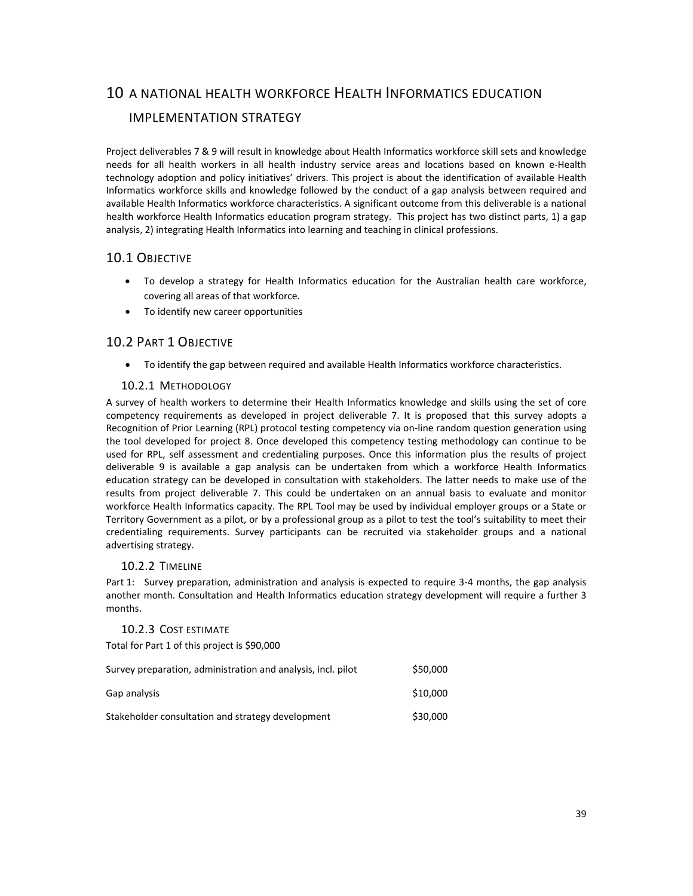# 10 A NATIONAL HEALTH WORKFORCE HEALTH INFORMATICS EDUCATION IMPLEMENTATION STRATEGY

Project deliverables 7 & 9 will result in knowledge about Health Informatics workforce skill sets and knowledge needs for all health workers in all health industry service areas and locations based on known e-Health technology adoption and policy initiatives' drivers. This project is about the identification of available Health Informatics workforce skills and knowledge followed by the conduct of a gap analysis between required and available Health Informatics workforce characteristics. A significant outcome from this deliverable is a national health workforce Health Informatics education program strategy. This project has two distinct parts, 1) a gap analysis, 2) integrating Health Informatics into learning and teaching in clinical professions.

## 10.1 OBJECTIVE

- To develop a strategy for Health Informatics education for the Australian health care workforce, covering all areas of that workforce.
- To identify new career opportunities

## 10.2 PART 1 OBJECTIVE

- To identify the gap between required and available Health Informatics workforce characteristics.

### 10.2.1 METHODOLOGY

A survey of health workers to determine their Health Informatics knowledge and skills using the set of core competency requirements as developed in project deliverable 7. It is proposed that this survey adopts a Recognition of Prior Learning (RPL) protocol testing competency via on-line random question generation using the tool developed for project 8. Once developed this competency testing methodology can continue to be used for RPL, self assessment and credentialing purposes. Once this information plus the results of project deliverable 9 is available a gap analysis can be undertaken from which a workforce Health Informatics education strategy can be developed in consultation with stakeholders. The latter needs to make use of the results from project deliverable 7. This could be undertaken on an annual basis to evaluate and monitor workforce Health Informatics capacity. The RPL Tool may be used by individual employer groups or a State or Territory Government as a pilot, or by a professional group as a pilot to test the tool's suitability to meet their credentialing requirements. Survey participants can be recruited via stakeholder groups and a national advertising strategy.

### 10.2.2 TIMELINE

Part 1: Survey preparation, administration and analysis is expected to require 3-4 months, the gap analysis another month. Consultation and Health Informatics education strategy development will require a further 3 months.

### 10.2.3 COST ESTIMATE

Total for Part 1 of this project is $90,000

| | |
|---|---|
| Survey preparation, administration and analysis, incl. pilot | $50,000 |
| Gap analysis | $10,000 |
| Stakeholder consultation and strategy development | $30,000 |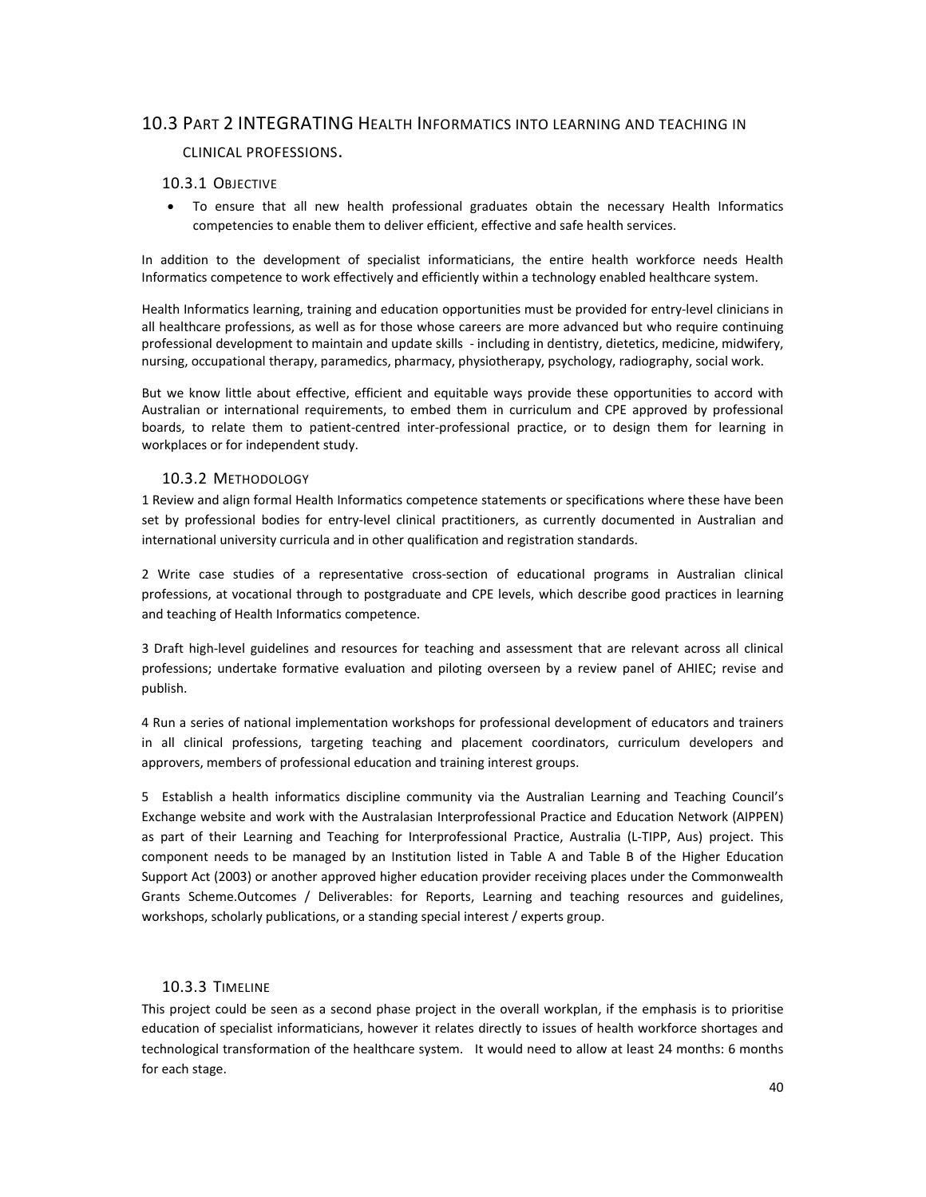## 10.3 Part 2 INTEGRATING Health Informatics into learning and teaching in clinical professions.

### 10.3.1 Objective

- To ensure that all new health professional graduates obtain the necessary Health Informatics competencies to enable them to deliver efficient, effective and safe health services.

In addition to the development of specialist informaticians, the entire health workforce needs Health Informatics competence to work effectively and efficiently within a technology enabled healthcare system.

Health Informatics learning, training and education opportunities must be provided for entry-level clinicians in all healthcare professions, as well as for those whose careers are more advanced but who require continuing professional development to maintain and update skills - including in dentistry, dietetics, medicine, midwifery, nursing, occupational therapy, paramedics, pharmacy, physiotherapy, psychology, radiography, social work.

But we know little about effective, efficient and equitable ways provide these opportunities to accord with Australian or international requirements, to embed them in curriculum and CPE approved by professional boards, to relate them to patient-centred inter-professional practice, or to design them for learning in workplaces or for independent study.

### 10.3.2 Methodology

1 Review and align formal Health Informatics competence statements or specifications where these have been set by professional bodies for entry-level clinical practitioners, as currently documented in Australian and international university curricula and in other qualification and registration standards.

2 Write case studies of a representative cross-section of educational programs in Australian clinical professions, at vocational through to postgraduate and CPE levels, which describe good practices in learning and teaching of Health Informatics competence.

3 Draft high-level guidelines and resources for teaching and assessment that are relevant across all clinical professions; undertake formative evaluation and piloting overseen by a review panel of AHIEC; revise and publish.

4 Run a series of national implementation workshops for professional development of educators and trainers in all clinical professions, targeting teaching and placement coordinators, curriculum developers and approvers, members of professional education and training interest groups.

5 Establish a health informatics discipline community via the Australian Learning and Teaching Council's Exchange website and work with the Australasian Interprofessional Practice and Education Network (AIPPEN) as part of their Learning and Teaching for Interprofessional Practice, Australia (L-TIPP, Aus) project. This component needs to be managed by an Institution listed in Table A and Table B of the Higher Education Support Act (2003) or another approved higher education provider receiving places under the Commonwealth Grants Scheme.Outcomes / Deliverables: for Reports, Learning and teaching resources and guidelines, workshops, scholarly publications, or a standing special interest / experts group.

### 10.3.3 Timeline

This project could be seen as a second phase project in the overall workplan, if the emphasis is to prioritise education of specialist informaticians, however it relates directly to issues of health workforce shortages and technological transformation of the healthcare system. It would need to allow at least 24 months: 6 months for each stage.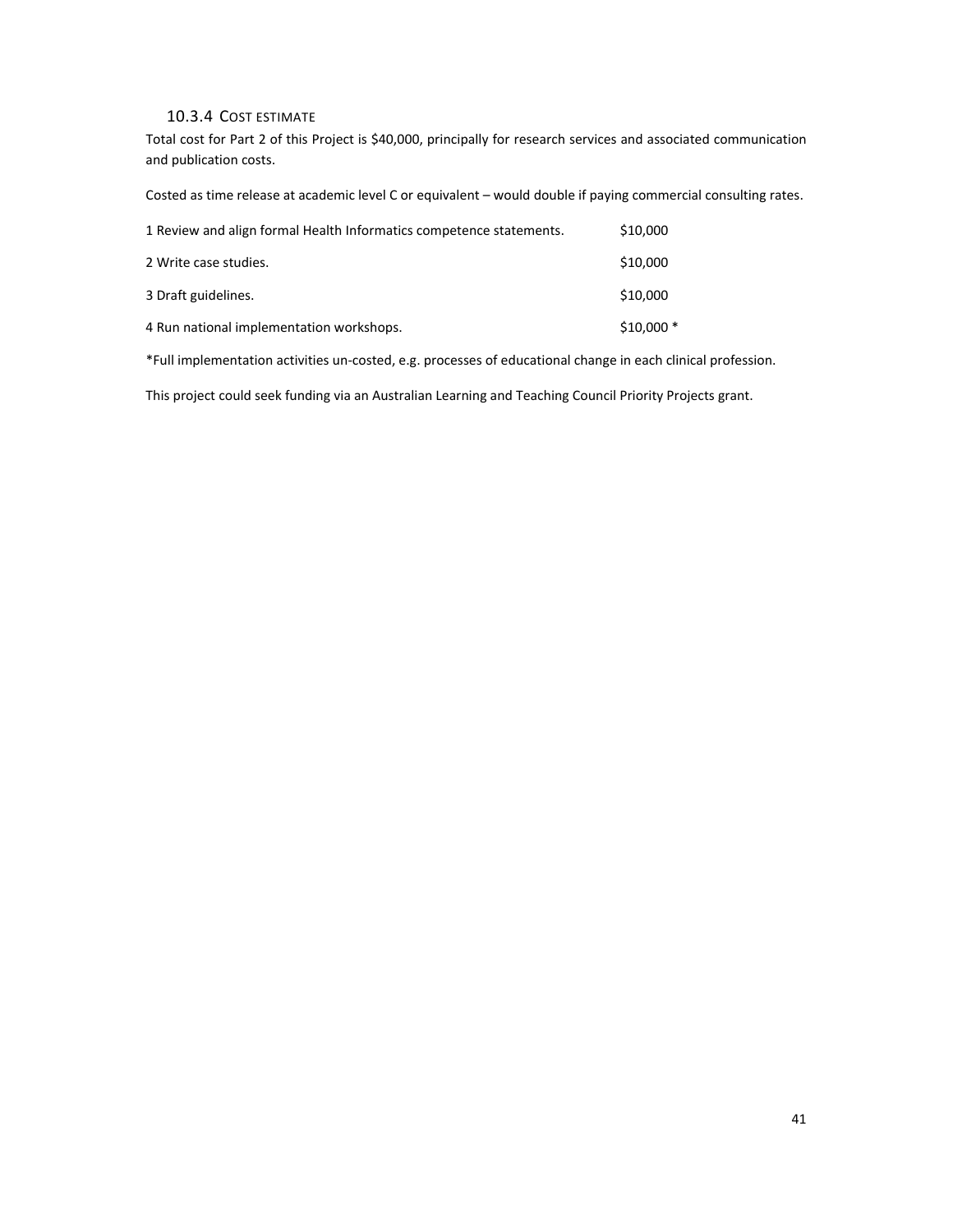### 10.3.4 Cost estimate

Total cost for Part 2 of this Project is $40,000, principally for research services and associated communication and publication costs.

Costed as time release at academic level C or equivalent – would double if paying commercial consulting rates.

| | |
|---|---|
| 1 Review and align formal Health Informatics competence statements. | $10,000 |
| 2 Write case studies. | $10,000 |
| 3 Draft guidelines. | $10,000 |
| 4 Run national implementation workshops. | $10,000 * |

*Full implementation activities un-costed, e.g. processes of educational change in each clinical profession.

This project could seek funding via an Australian Learning and Teaching Council Priority Projects grant.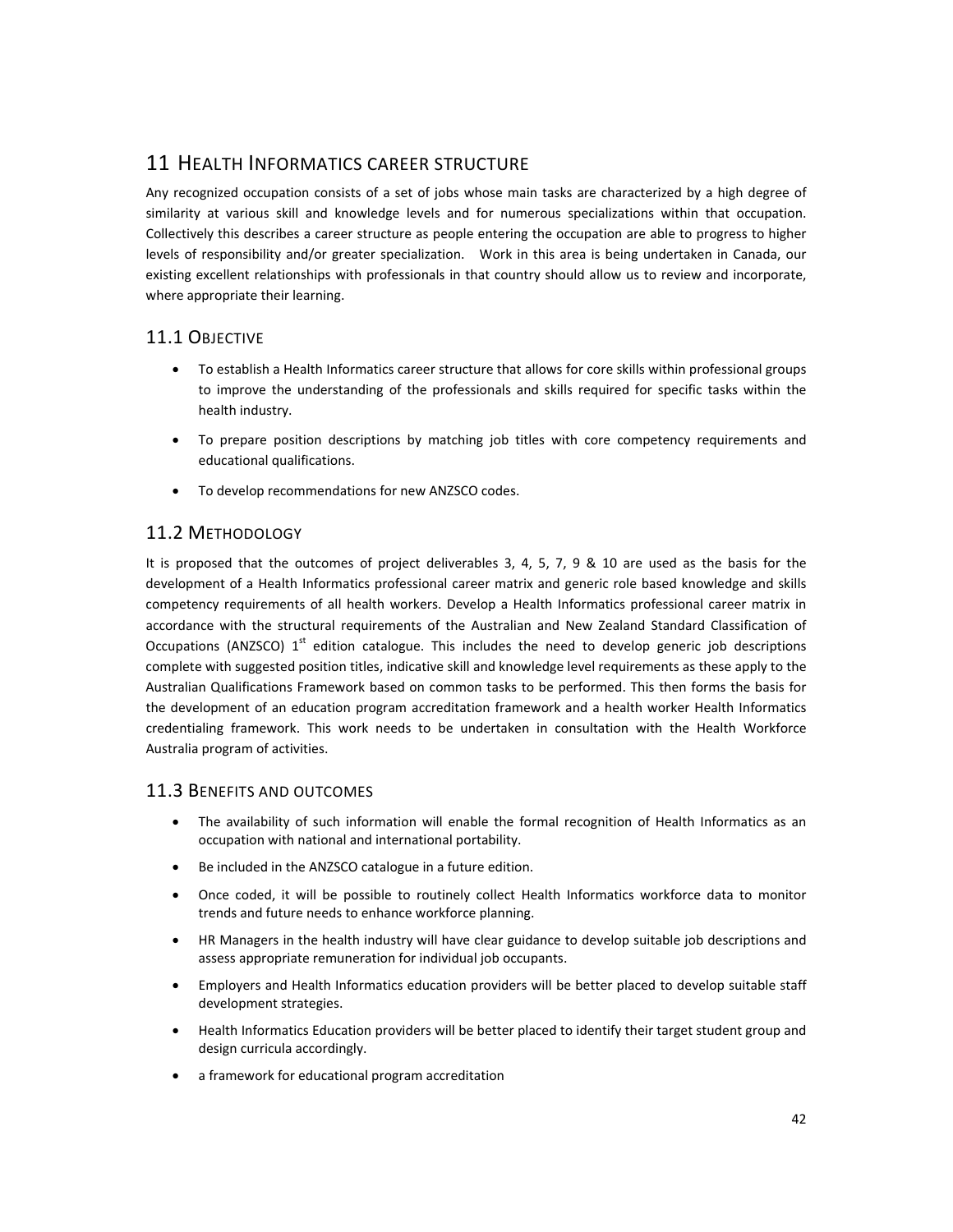## 11 HEALTH INFORMATICS CAREER STRUCTURE

Any recognized occupation consists of a set of jobs whose main tasks are characterized by a high degree of similarity at various skill and knowledge levels and for numerous specializations within that occupation. Collectively this describes a career structure as people entering the occupation are able to progress to higher levels of responsibility and/or greater specialization. Work in this area is being undertaken in Canada, our existing excellent relationships with professionals in that country should allow us to review and incorporate, where appropriate their learning.

### 11.1 OBJECTIVE

- To establish a Health Informatics career structure that allows for core skills within professional groups to improve the understanding of the professionals and skills required for specific tasks within the health industry.
- To prepare position descriptions by matching job titles with core competency requirements and educational qualifications.
- To develop recommendations for new ANZSCO codes.

### 11.2 METHODOLOGY

It is proposed that the outcomes of project deliverables 3, 4, 5, 7, 9 & 10 are used as the basis for the development of a Health Informatics professional career matrix and generic role based knowledge and skills competency requirements of all health workers. Develop a Health Informatics professional career matrix in accordance with the structural requirements of the Australian and New Zealand Standard Classification of Occupations (ANZSCO) 1st edition catalogue. This includes the need to develop generic job descriptions complete with suggested position titles, indicative skill and knowledge level requirements as these apply to the Australian Qualifications Framework based on common tasks to be performed. This then forms the basis for the development of an education program accreditation framework and a health worker Health Informatics credentialing framework. This work needs to be undertaken in consultation with the Health Workforce Australia program of activities.

### 11.3 BENEFITS AND OUTCOMES

- The availability of such information will enable the formal recognition of Health Informatics as an occupation with national and international portability.
- Be included in the ANZSCO catalogue in a future edition.
- Once coded, it will be possible to routinely collect Health Informatics workforce data to monitor trends and future needs to enhance workforce planning.
- HR Managers in the health industry will have clear guidance to develop suitable job descriptions and assess appropriate remuneration for individual job occupants.
- Employers and Health Informatics education providers will be better placed to develop suitable staff development strategies.
- Health Informatics Education providers will be better placed to identify their target student group and design curricula accordingly.
- a framework for educational program accreditation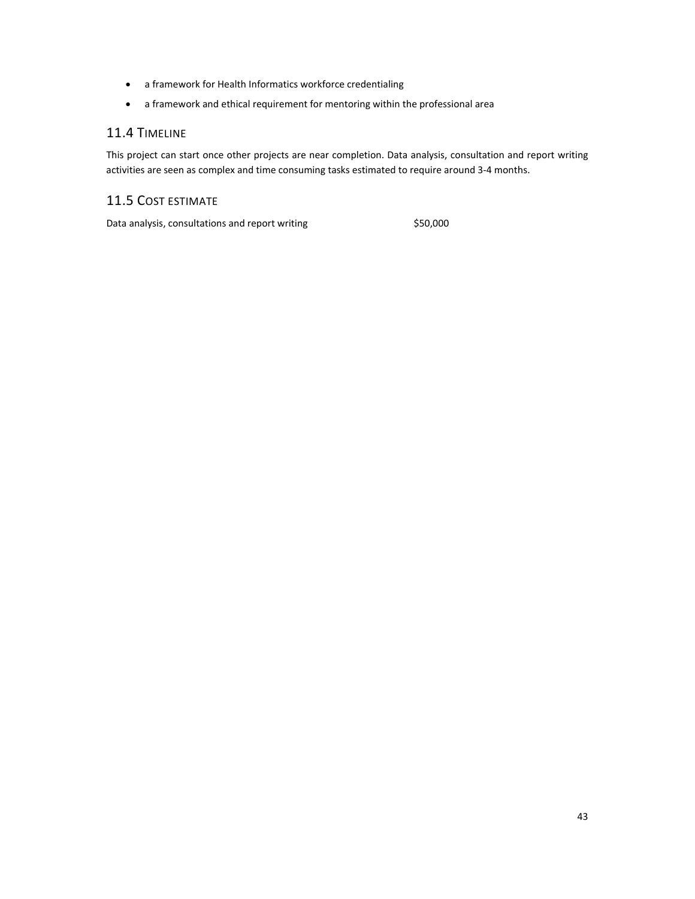- a framework for Health Informatics workforce credentialing
- a framework and ethical requirement for mentoring within the professional area

## 11.4 Timeline

This project can start once other projects are near completion. Data analysis, consultation and report writing activities are seen as complex and time consuming tasks estimated to require around 3-4 months.

## 11.5 Cost estimate

| | |
|---|---|
| Data analysis, consultations and report writing | $50,000 |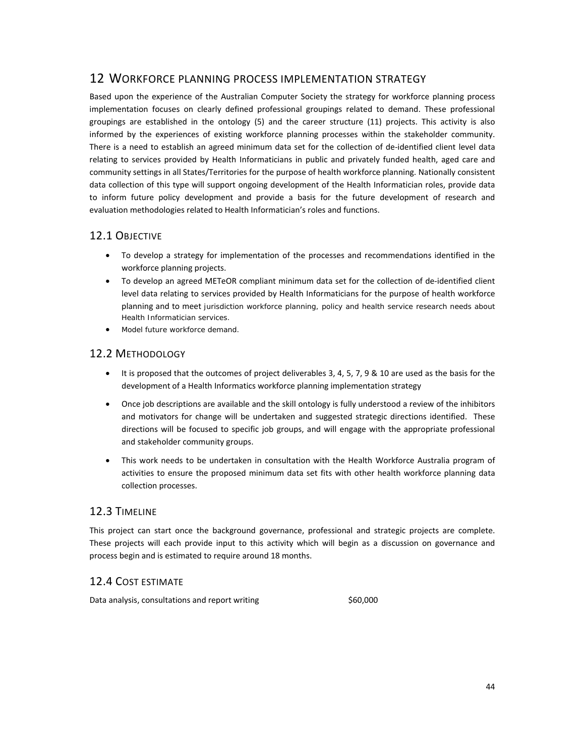# 12 Workforce planning process implementation strategy

Based upon the experience of the Australian Computer Society the strategy for workforce planning process implementation focuses on clearly defined professional groupings related to demand. These professional groupings are established in the ontology (5) and the career structure (11) projects. This activity is also informed by the experiences of existing workforce planning processes within the stakeholder community. There is a need to establish an agreed minimum data set for the collection of de-identified client level data relating to services provided by Health Informaticians in public and privately funded health, aged care and community settings in all States/Territories for the purpose of health workforce planning. Nationally consistent data collection of this type will support ongoing development of the Health Informatician roles, provide data to inform future policy development and provide a basis for the future development of research and evaluation methodologies related to Health Informatician's roles and functions.

## 12.1 Objective

- To develop a strategy for implementation of the processes and recommendations identified in the workforce planning projects.
- To develop an agreed METeOR compliant minimum data set for the collection of de-identified client level data relating to services provided by Health Informaticians for the purpose of health workforce planning and to meet jurisdiction workforce planning, policy and health service research needs about Health Informatician services.
- Model future workforce demand.

## 12.2 Methodology

- It is proposed that the outcomes of project deliverables 3, 4, 5, 7, 9 & 10 are used as the basis for the development of a Health Informatics workforce planning implementation strategy
- Once job descriptions are available and the skill ontology is fully understood a review of the inhibitors and motivators for change will be undertaken and suggested strategic directions identified. These directions will be focused to specific job groups, and will engage with the appropriate professional and stakeholder community groups.
- This work needs to be undertaken in consultation with the Health Workforce Australia program of activities to ensure the proposed minimum data set fits with other health workforce planning data collection processes.

## 12.3 Timeline

This project can start once the background governance, professional and strategic projects are complete. These projects will each provide input to this activity which will begin as a discussion on governance and process begin and is estimated to require around 18 months.

## 12.4 Cost estimate

| Data analysis, consultations and report writing | $60,000 |
|---|---|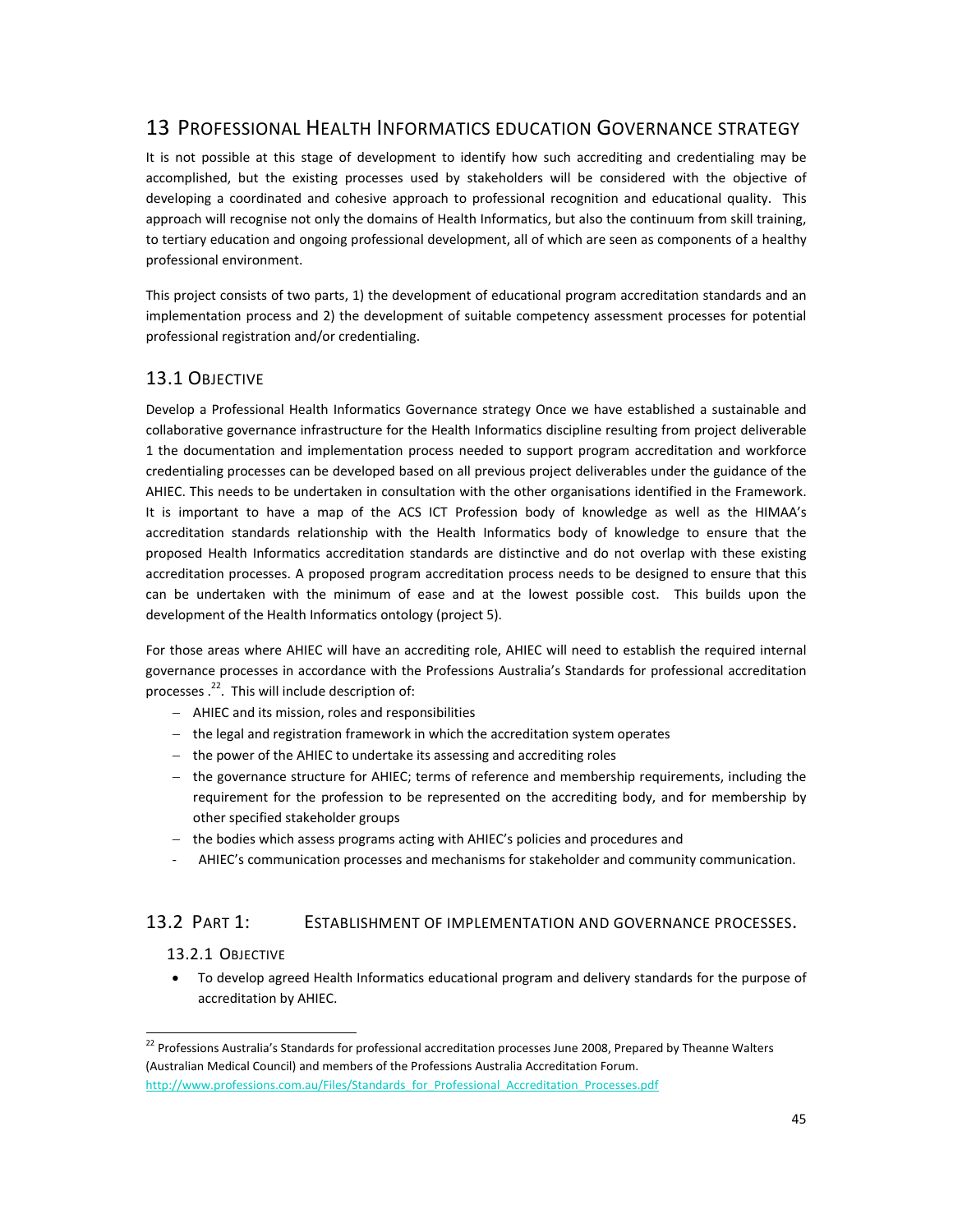# 13 Professional Health Informatics education Governance strategy

It is not possible at this stage of development to identify how such accrediting and credentialing may be accomplished, but the existing processes used by stakeholders will be considered with the objective of developing a coordinated and cohesive approach to professional recognition and educational quality. This approach will recognise not only the domains of Health Informatics, but also the continuum from skill training, to tertiary education and ongoing professional development, all of which are seen as components of a healthy professional environment.

This project consists of two parts, 1) the development of educational program accreditation standards and an implementation process and 2) the development of suitable competency assessment processes for potential professional registration and/or credentialing.

## 13.1 Objective

Develop a Professional Health Informatics Governance strategy Once we have established a sustainable and collaborative governance infrastructure for the Health Informatics discipline resulting from project deliverable 1 the documentation and implementation process needed to support program accreditation and workforce credentialing processes can be developed based on all previous project deliverables under the guidance of the AHIEC. This needs to be undertaken in consultation with the other organisations identified in the Framework. It is important to have a map of the ACS ICT Profession body of knowledge as well as the HIMAA's accreditation standards relationship with the Health Informatics body of knowledge to ensure that the proposed Health Informatics accreditation standards are distinctive and do not overlap with these existing accreditation processes. A proposed program accreditation process needs to be designed to ensure that this can be undertaken with the minimum of ease and at the lowest possible cost. This builds upon the development of the Health Informatics ontology (project 5).

For those areas where AHIEC will have an accrediting role, AHIEC will need to establish the required internal governance processes in accordance with the Professions Australia's Standards for professional accreditation processes .[22]. This will include description of:

- AHIEC and its mission, roles and responsibilities
- the legal and registration framework in which the accreditation system operates
- the power of the AHIEC to undertake its assessing and accrediting roles
- the governance structure for AHIEC; terms of reference and membership requirements, including the requirement for the profession to be represented on the accrediting body, and for membership by other specified stakeholder groups
- the bodies which assess programs acting with AHIEC's policies and procedures and
- AHIEC's communication processes and mechanisms for stakeholder and community communication.

## 13.2 Part 1: Establishment of implementation and governance processes.

### 13.2.1 Objective

- To develop agreed Health Informatics educational program and delivery standards for the purpose of accreditation by AHIEC.

---

[22] Professions Australia's Standards for professional accreditation processes June 2008, Prepared by Theanne Walters (Australian Medical Council) and members of the Professions Australia Accreditation Forum. http://www.professions.com.au/Files/Standards_for_Professional_Accreditation_Processes.pdf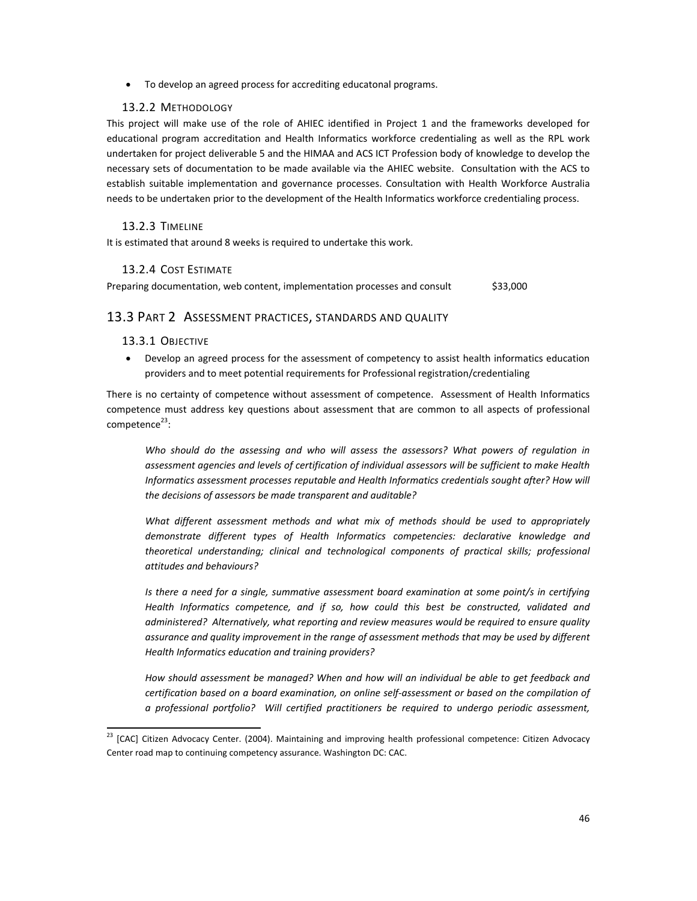- To develop an agreed process for accrediting educatonal programs.

### 13.2.2 Methodology

This project will make use of the role of AHIEC identified in Project 1 and the frameworks developed for educational program accreditation and Health Informatics workforce credentialing as well as the RPL work undertaken for project deliverable 5 and the HIMAA and ACS ICT Profession body of knowledge to develop the necessary sets of documentation to be made available via the AHIEC website. Consultation with the ACS to establish suitable implementation and governance processes. Consultation with Health Workforce Australia needs to be undertaken prior to the development of the Health Informatics workforce credentialing process.

### 13.2.3 Timeline

It is estimated that around 8 weeks is required to undertake this work.

### 13.2.4 Cost Estimate

| | |
|---|---|
| Preparing documentation, web content, implementation processes and consult | $33,000 |

## 13.3 Part 2 Assessment practices, standards and quality

### 13.3.1 Objective

- Develop an agreed process for the assessment of competency to assist health informatics education providers and to meet potential requirements for Professional registration/credentialing

There is no certainty of competence without assessment of competence. Assessment of Health Informatics competence must address key questions about assessment that are common to all aspects of professional competence[23]:

> *Who should do the assessing and who will assess the assessors? What powers of regulation in assessment agencies and levels of certification of individual assessors will be sufficient to make Health Informatics assessment processes reputable and Health Informatics credentials sought after? How will the decisions of assessors be made transparent and auditable?*
>
> *What different assessment methods and what mix of methods should be used to appropriately demonstrate different types of Health Informatics competencies: declarative knowledge and theoretical understanding; clinical and technological components of practical skills; professional attitudes and behaviours?*
>
> *Is there a need for a single, summative assessment board examination at some point/s in certifying Health Informatics competence, and if so, how could this best be constructed, validated and administered? Alternatively, what reporting and review measures would be required to ensure quality assurance and quality improvement in the range of assessment methods that may be used by different Health Informatics education and training providers?*
>
> *How should assessment be managed? When and how will an individual be able to get feedback and certification based on a board examination, on online self-assessment or based on the compilation of a professional portfolio? Will certified practitioners be required to undergo periodic assessment,*

[23] [CAC] Citizen Advocacy Center. (2004). Maintaining and improving health professional competence: Citizen Advocacy Center road map to continuing competency assurance. Washington DC: CAC.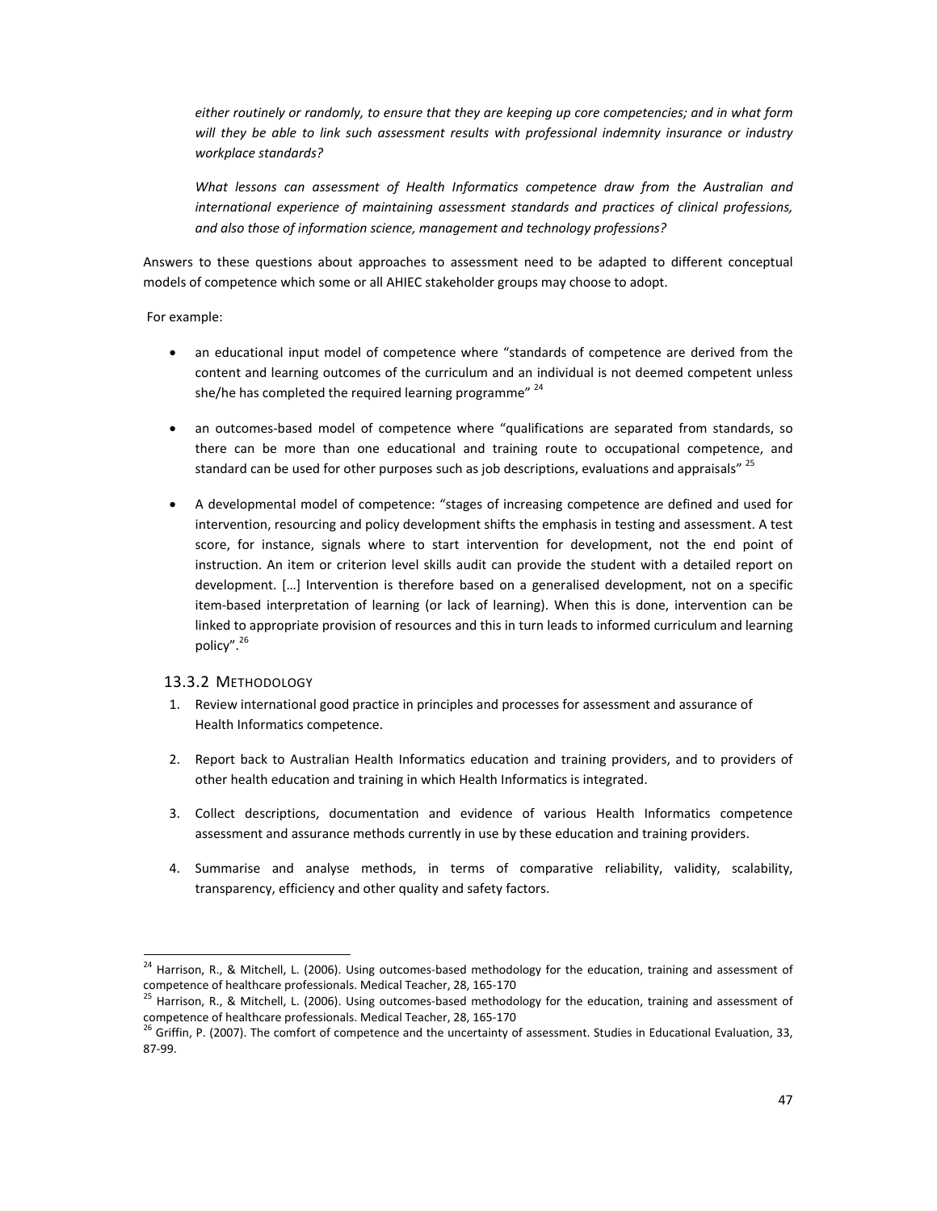*either routinely or randomly, to ensure that they are keeping up core competencies; and in what form will they be able to link such assessment results with professional indemnity insurance or industry workplace standards?*

*What lessons can assessment of Health Informatics competence draw from the Australian and international experience of maintaining assessment standards and practices of clinical professions, and also those of information science, management and technology professions?*

Answers to these questions about approaches to assessment need to be adapted to different conceptual models of competence which some or all AHIEC stakeholder groups may choose to adopt.

For example:

- an educational input model of competence where "standards of competence are derived from the content and learning outcomes of the curriculum and an individual is not deemed competent unless she/he has completed the required learning programme" [24]
- an outcomes-based model of competence where "qualifications are separated from standards, so there can be more than one educational and training route to occupational competence, and standard can be used for other purposes such as job descriptions, evaluations and appraisals" [25]
- A developmental model of competence: "stages of increasing competence are defined and used for intervention, resourcing and policy development shifts the emphasis in testing and assessment. A test score, for instance, signals where to start intervention for development, not the end point of instruction. An item or criterion level skills audit can provide the student with a detailed report on development. […] Intervention is therefore based on a generalised development, not on a specific item-based interpretation of learning (or lack of learning). When this is done, intervention can be linked to appropriate provision of resources and this in turn leads to informed curriculum and learning policy".[26]

### 13.3.2 Methodology

1. Review international good practice in principles and processes for assessment and assurance of Health Informatics competence.
2. Report back to Australian Health Informatics education and training providers, and to providers of other health education and training in which Health Informatics is integrated.
3. Collect descriptions, documentation and evidence of various Health Informatics competence assessment and assurance methods currently in use by these education and training providers.
4. Summarise and analyse methods, in terms of comparative reliability, validity, scalability, transparency, efficiency and other quality and safety factors.

---

[24] Harrison, R., & Mitchell, L. (2006). Using outcomes-based methodology for the education, training and assessment of competence of healthcare professionals. Medical Teacher, 28, 165-170

[25] Harrison, R., & Mitchell, L. (2006). Using outcomes-based methodology for the education, training and assessment of competence of healthcare professionals. Medical Teacher, 28, 165-170

[26] Griffin, P. (2007). The comfort of competence and the uncertainty of assessment. Studies in Educational Evaluation, 33, 87-99.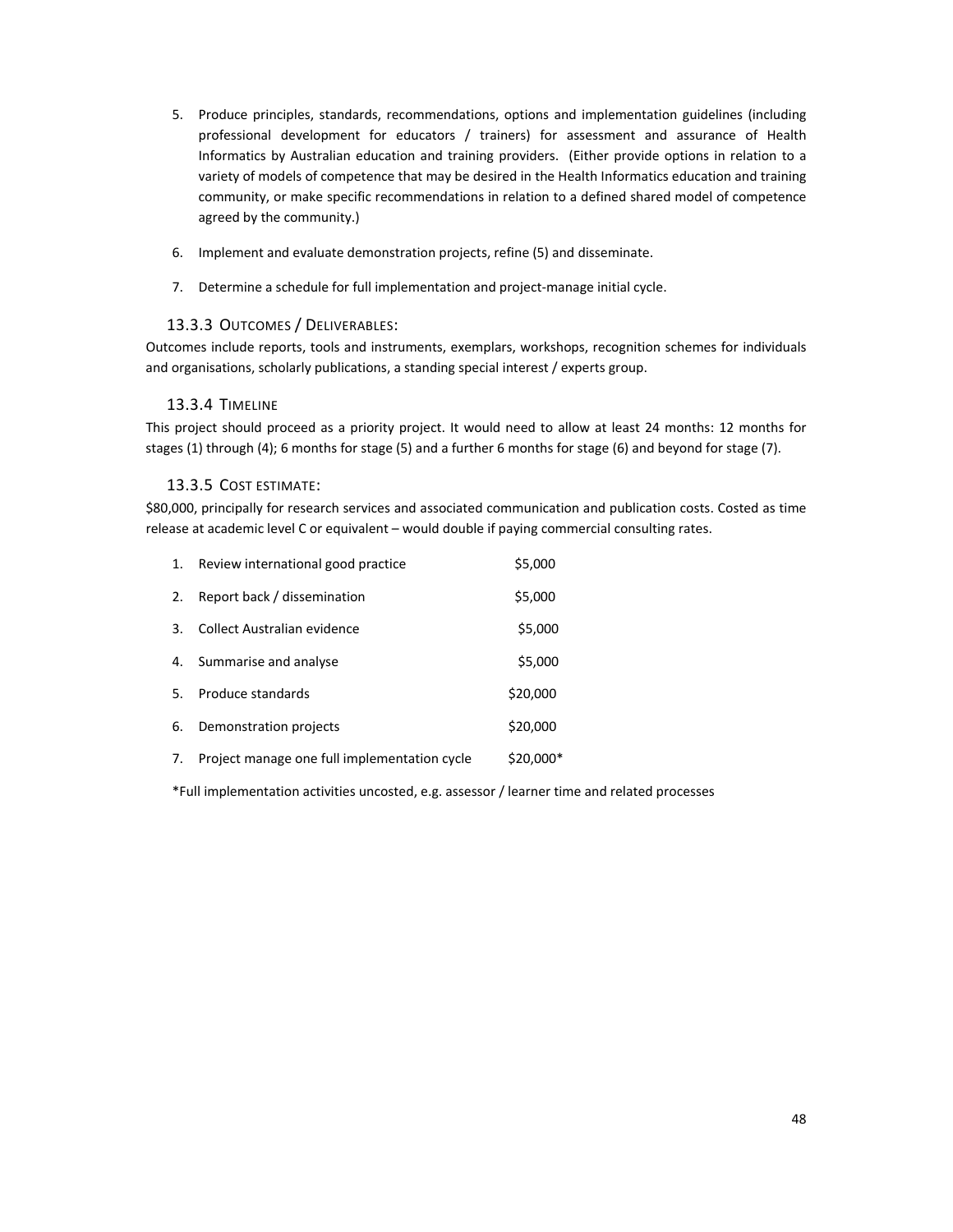5. Produce principles, standards, recommendations, options and implementation guidelines (including professional development for educators / trainers) for assessment and assurance of Health Informatics by Australian education and training providers. (Either provide options in relation to a variety of models of competence that may be desired in the Health Informatics education and training community, or make specific recommendations in relation to a defined shared model of competence agreed by the community.)

6. Implement and evaluate demonstration projects, refine (5) and disseminate.

7. Determine a schedule for full implementation and project-manage initial cycle.

### 13.3.3 Outcomes / Deliverables:

Outcomes include reports, tools and instruments, exemplars, workshops, recognition schemes for individuals and organisations, scholarly publications, a standing special interest / experts group.

### 13.3.4 Timeline

This project should proceed as a priority project. It would need to allow at least 24 months: 12 months for stages (1) through (4); 6 months for stage (5) and a further 6 months for stage (6) and beyond for stage (7).

### 13.3.5 Cost estimate:

$80,000, principally for research services and associated communication and publication costs. Costed as time release at academic level C or equivalent – would double if paying commercial consulting rates.

| | Activity | Cost |
|---|---|---|
| 1. | Review international good practice | $5,000 |
| 2. | Report back / dissemination | $5,000 |
| 3. | Collect Australian evidence | $5,000 |
| 4. | Summarise and analyse | $5,000 |
| 5. | Produce standards | $20,000 |
| 6. | Demonstration projects | $20,000 |
| 7. | Project manage one full implementation cycle | $20,000* |

*Full implementation activities uncosted, e.g. assessor / learner time and related processes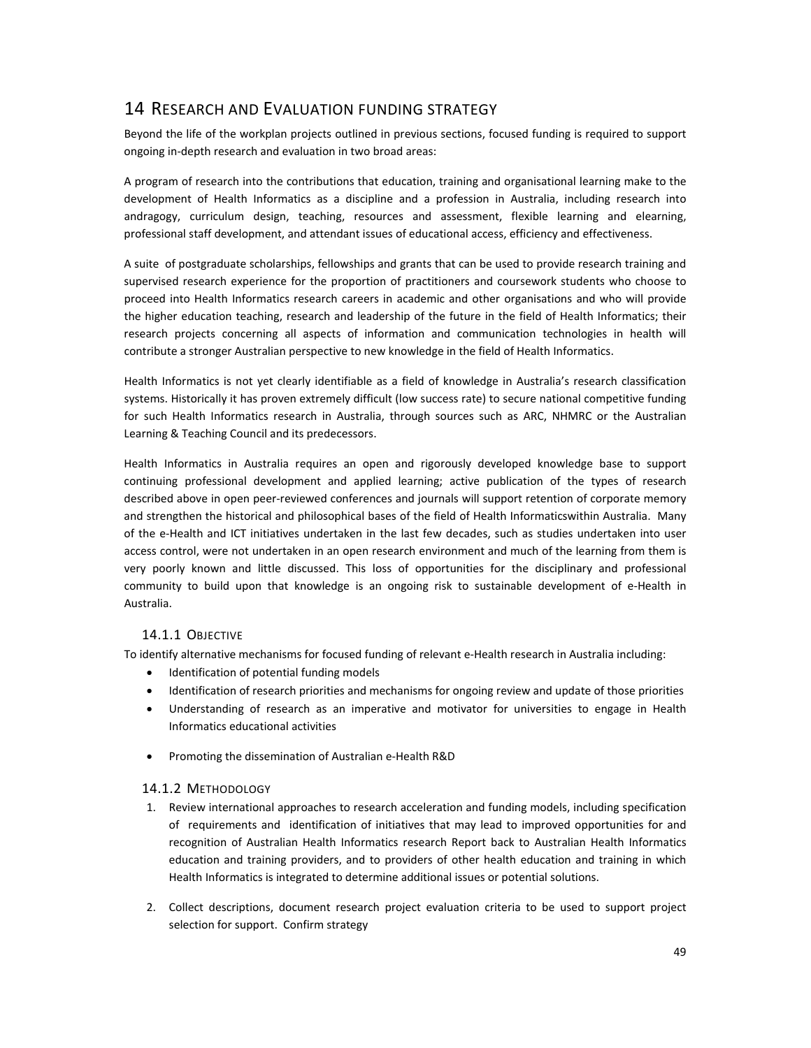# 14 Research and Evaluation funding strategy

Beyond the life of the workplan projects outlined in previous sections, focused funding is required to support ongoing in-depth research and evaluation in two broad areas:

A program of research into the contributions that education, training and organisational learning make to the development of Health Informatics as a discipline and a profession in Australia, including research into andragogy, curriculum design, teaching, resources and assessment, flexible learning and elearning, professional staff development, and attendant issues of educational access, efficiency and effectiveness.

A suite of postgraduate scholarships, fellowships and grants that can be used to provide research training and supervised research experience for the proportion of practitioners and coursework students who choose to proceed into Health Informatics research careers in academic and other organisations and who will provide the higher education teaching, research and leadership of the future in the field of Health Informatics; their research projects concerning all aspects of information and communication technologies in health will contribute a stronger Australian perspective to new knowledge in the field of Health Informatics.

Health Informatics is not yet clearly identifiable as a field of knowledge in Australia's research classification systems. Historically it has proven extremely difficult (low success rate) to secure national competitive funding for such Health Informatics research in Australia, through sources such as ARC, NHMRC or the Australian Learning & Teaching Council and its predecessors.

Health Informatics in Australia requires an open and rigorously developed knowledge base to support continuing professional development and applied learning; active publication of the types of research described above in open peer-reviewed conferences and journals will support retention of corporate memory and strengthen the historical and philosophical bases of the field of Health Informaticswithin Australia. Many of the e-Health and ICT initiatives undertaken in the last few decades, such as studies undertaken into user access control, were not undertaken in an open research environment and much of the learning from them is very poorly known and little discussed. This loss of opportunities for the disciplinary and professional community to build upon that knowledge is an ongoing risk to sustainable development of e-Health in Australia.

### 14.1.1 Objective

To identify alternative mechanisms for focused funding of relevant e-Health research in Australia including:

- Identification of potential funding models
- Identification of research priorities and mechanisms for ongoing review and update of those priorities
- Understanding of research as an imperative and motivator for universities to engage in Health Informatics educational activities
- Promoting the dissemination of Australian e-Health R&D

### 14.1.2 Methodology

1. Review international approaches to research acceleration and funding models, including specification of requirements and identification of initiatives that may lead to improved opportunities for and recognition of Australian Health Informatics research Report back to Australian Health Informatics education and training providers, and to providers of other health education and training in which Health Informatics is integrated to determine additional issues or potential solutions.
2. Collect descriptions, document research project evaluation criteria to be used to support project selection for support. Confirm strategy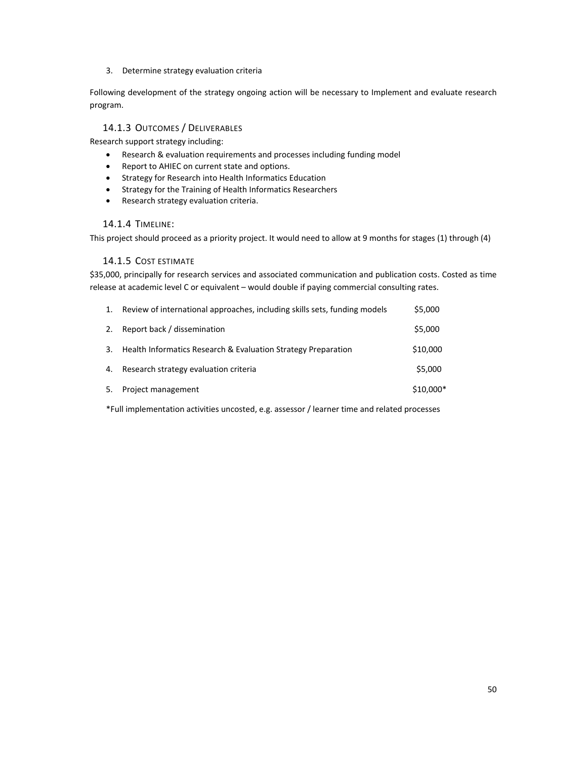3. Determine strategy evaluation criteria

Following development of the strategy ongoing action will be necessary to Implement and evaluate research program.

### 14.1.3 Outcomes / Deliverables

Research support strategy including:

- Research & evaluation requirements and processes including funding model
- Report to AHIEC on current state and options.
- Strategy for Research into Health Informatics Education
- Strategy for the Training of Health Informatics Researchers
- Research strategy evaluation criteria.

### 14.1.4 Timeline:

This project should proceed as a priority project. It would need to allow at 9 months for stages (1) through (4)

### 14.1.5 Cost estimate

$35,000, principally for research services and associated communication and publication costs. Costed as time release at academic level C or equivalent – would double if paying commercial consulting rates.

| | | |
|---|---|---|
| 1. | Review of international approaches, including skills sets, funding models | $5,000 |
| 2. | Report back / dissemination | $5,000 |
| 3. | Health Informatics Research & Evaluation Strategy Preparation | $10,000 |
| 4. | Research strategy evaluation criteria | $5,000 |
| 5. | Project management | $10,000* |

*Full implementation activities uncosted, e.g. assessor / learner time and related processes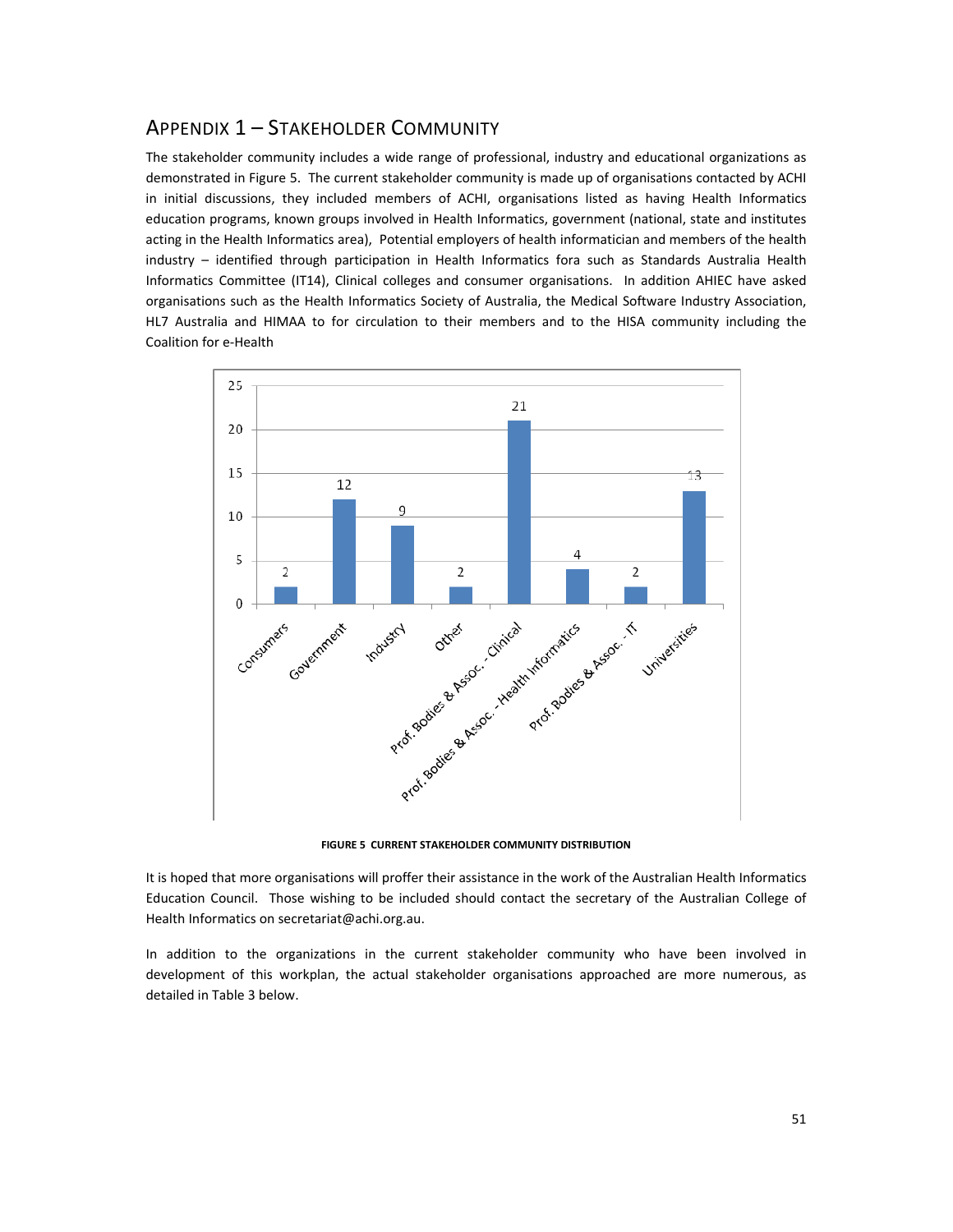## APPENDIX 1 – STAKEHOLDER COMMUNITY

The stakeholder community includes a wide range of professional, industry and educational organizations as demonstrated in Figure 5. The current stakeholder community is made up of organisations contacted by ACHI in initial discussions, they included members of ACHI, organisations listed as having Health Informatics education programs, known groups involved in Health Informatics, government (national, state and institutes acting in the Health Informatics area), Potential employers of health informatician and members of the health industry – identified through participation in Health Informatics fora such as Standards Australia Health Informatics Committee (IT14), Clinical colleges and consumer organisations. In addition AHIEC have asked organisations such as the Health Informatics Society of Australia, the Medical Software Industry Association, HL7 Australia and HIMAA to for circulation to their members and to the HISA community including the Coalition for e-Health

| Category | Count |
|---|---|
| Consumers | 2 |
| Government | 12 |
| Industry | 9 |
| Other | 2 |
| Prof. Bodies & Assoc. - Clinical | 21 |
| Prof. Bodies & Assoc. - Health Informatics | 4 |
| Prof. Bodies & Assoc. - IT | 2 |
| Universities | 13 |

**FIGURE 5 CURRENT STAKEHOLDER COMMUNITY DISTRIBUTION**

It is hoped that more organisations will proffer their assistance in the work of the Australian Health Informatics Education Council. Those wishing to be included should contact the secretary of the Australian College of Health Informatics on secretariat@achi.org.au.

In addition to the organizations in the current stakeholder community who have been involved in development of this workplan, the actual stakeholder organisations approached are more numerous, as detailed in Table 3 below.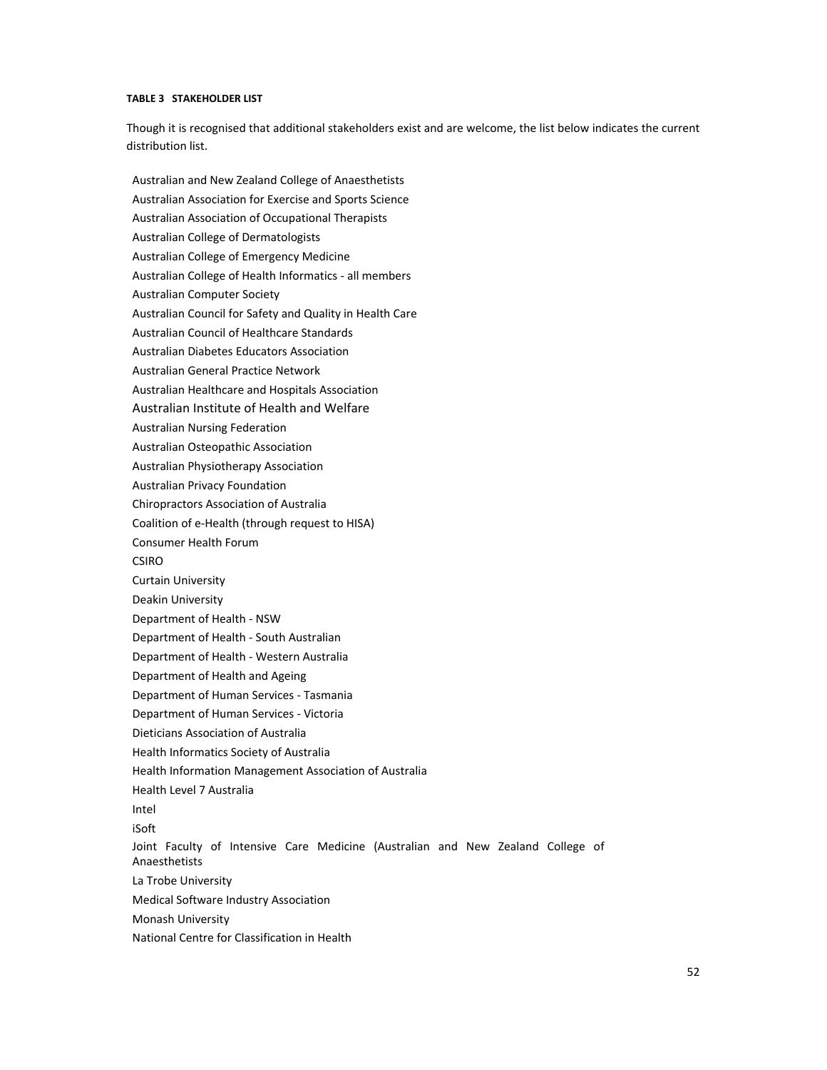**TABLE 3 STAKEHOLDER LIST**

Though it is recognised that additional stakeholders exist and are welcome, the list below indicates the current distribution list.

Australian and New Zealand College of Anaesthetists

Australian Association for Exercise and Sports Science

Australian Association of Occupational Therapists

Australian College of Dermatologists

Australian College of Emergency Medicine

Australian College of Health Informatics - all members

Australian Computer Society

Australian Council for Safety and Quality in Health Care

Australian Council of Healthcare Standards

Australian Diabetes Educators Association

Australian General Practice Network

Australian Healthcare and Hospitals Association

Australian Institute of Health and Welfare

Australian Nursing Federation

Australian Osteopathic Association

Australian Physiotherapy Association

Australian Privacy Foundation

Chiropractors Association of Australia

Coalition of e-Health (through request to HISA)

Consumer Health Forum

CSIRO

Curtain University

Deakin University

Department of Health - NSW

Department of Health - South Australian

Department of Health - Western Australia

Department of Health and Ageing

Department of Human Services - Tasmania

Department of Human Services - Victoria

Dieticians Association of Australia

Health Informatics Society of Australia

Health Information Management Association of Australia

Health Level 7 Australia

Intel

iSoft

Joint Faculty of Intensive Care Medicine (Australian and New Zealand College of Anaesthetists

La Trobe University

Medical Software Industry Association

Monash University

National Centre for Classification in Health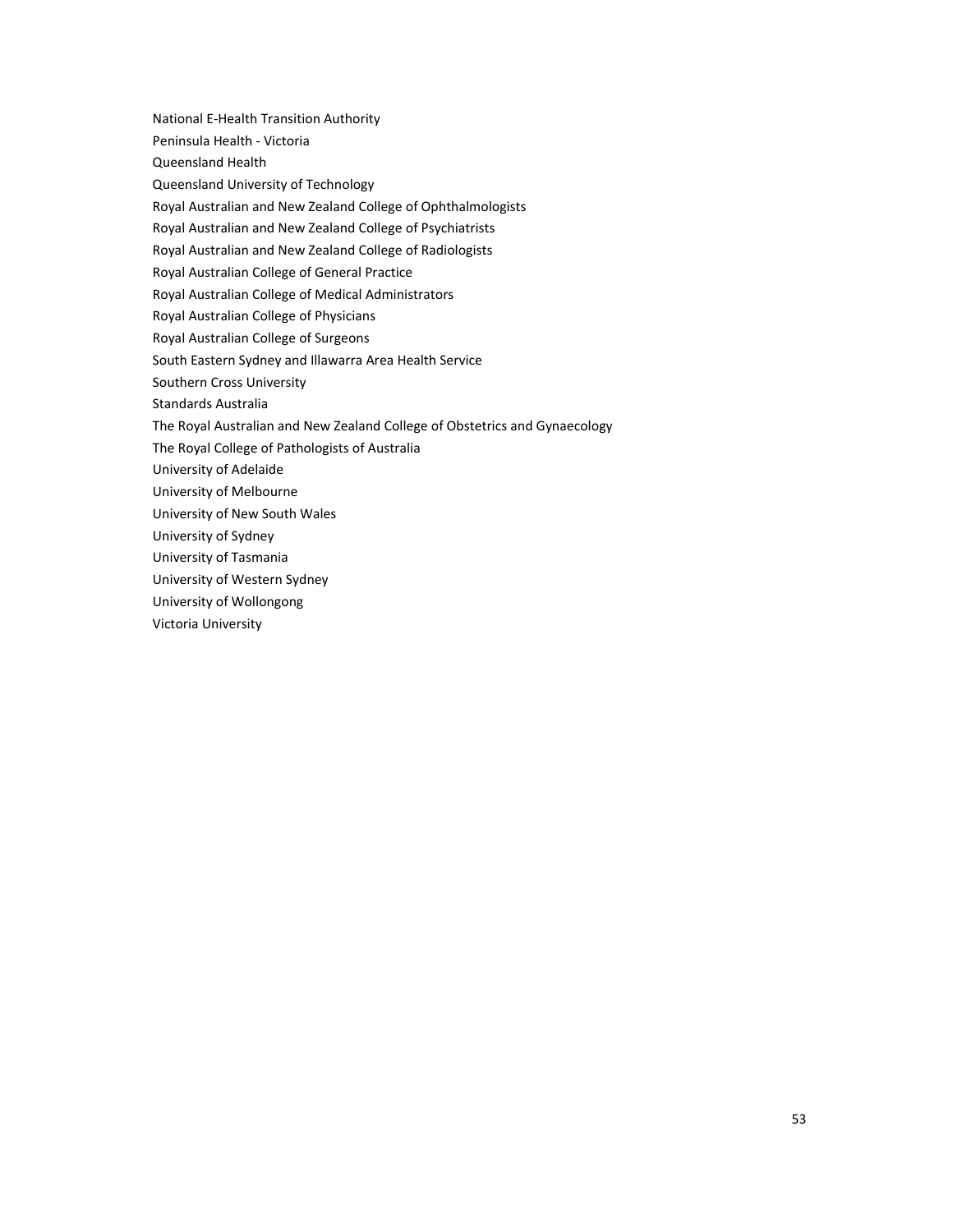National E-Health Transition Authority

Peninsula Health - Victoria

Queensland Health

Queensland University of Technology

Royal Australian and New Zealand College of Ophthalmologists

Royal Australian and New Zealand College of Psychiatrists

Royal Australian and New Zealand College of Radiologists

Royal Australian College of General Practice

Royal Australian College of Medical Administrators

Royal Australian College of Physicians

Royal Australian College of Surgeons

South Eastern Sydney and Illawarra Area Health Service

Southern Cross University

Standards Australia

The Royal Australian and New Zealand College of Obstetrics and Gynaecology

The Royal College of Pathologists of Australia

University of Adelaide

University of Melbourne

University of New South Wales

University of Sydney

University of Tasmania

University of Western Sydney

University of Wollongong

Victoria University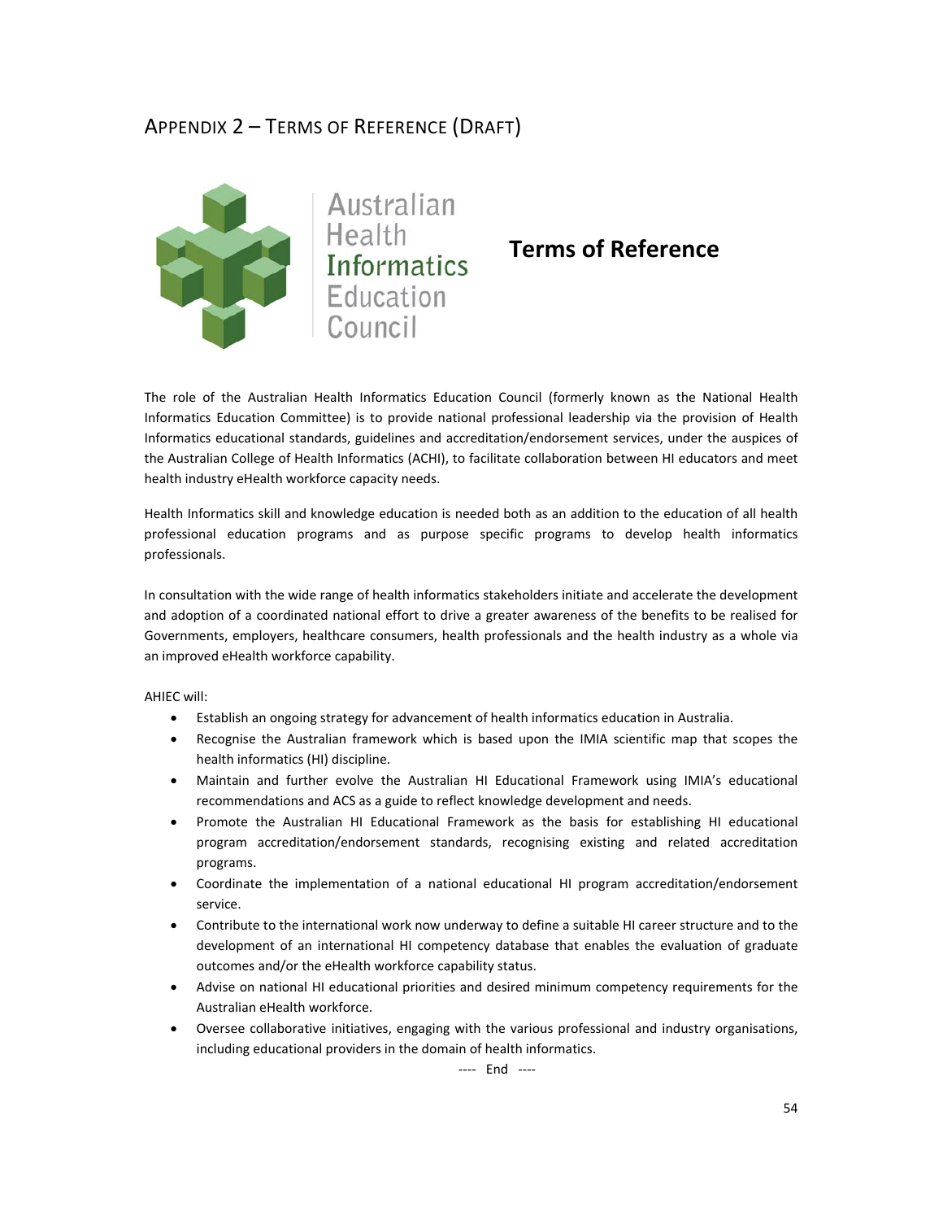## Appendix 2 – Terms of Reference (Draft)

Australian Health Informatics Education Council

**Terms of Reference**

The role of the Australian Health Informatics Education Council (formerly known as the National Health Informatics Education Committee) is to provide national professional leadership via the provision of Health Informatics educational standards, guidelines and accreditation/endorsement services, under the auspices of the Australian College of Health Informatics (ACHI), to facilitate collaboration between HI educators and meet health industry eHealth workforce capacity needs.

Health Informatics skill and knowledge education is needed both as an addition to the education of all health professional education programs and as purpose specific programs to develop health informatics professionals.

In consultation with the wide range of health informatics stakeholders initiate and accelerate the development and adoption of a coordinated national effort to drive a greater awareness of the benefits to be realised for Governments, employers, healthcare consumers, health professionals and the health industry as a whole via an improved eHealth workforce capability.

AHIEC will:

- Establish an ongoing strategy for advancement of health informatics education in Australia.
- Recognise the Australian framework which is based upon the IMIA scientific map that scopes the health informatics (HI) discipline.
- Maintain and further evolve the Australian HI Educational Framework using IMIA's educational recommendations and ACS as a guide to reflect knowledge development and needs.
- Promote the Australian HI Educational Framework as the basis for establishing HI educational program accreditation/endorsement standards, recognising existing and related accreditation programs.
- Coordinate the implementation of a national educational HI program accreditation/endorsement service.
- Contribute to the international work now underway to define a suitable HI career structure and to the development of an international HI competency database that enables the evaluation of graduate outcomes and/or the eHealth workforce capability status.
- Advise on national HI educational priorities and desired minimum competency requirements for the Australian eHealth workforce.
- Oversee collaborative initiatives, engaging with the various professional and industry organisations, including educational providers in the domain of health informatics.

---- End ----